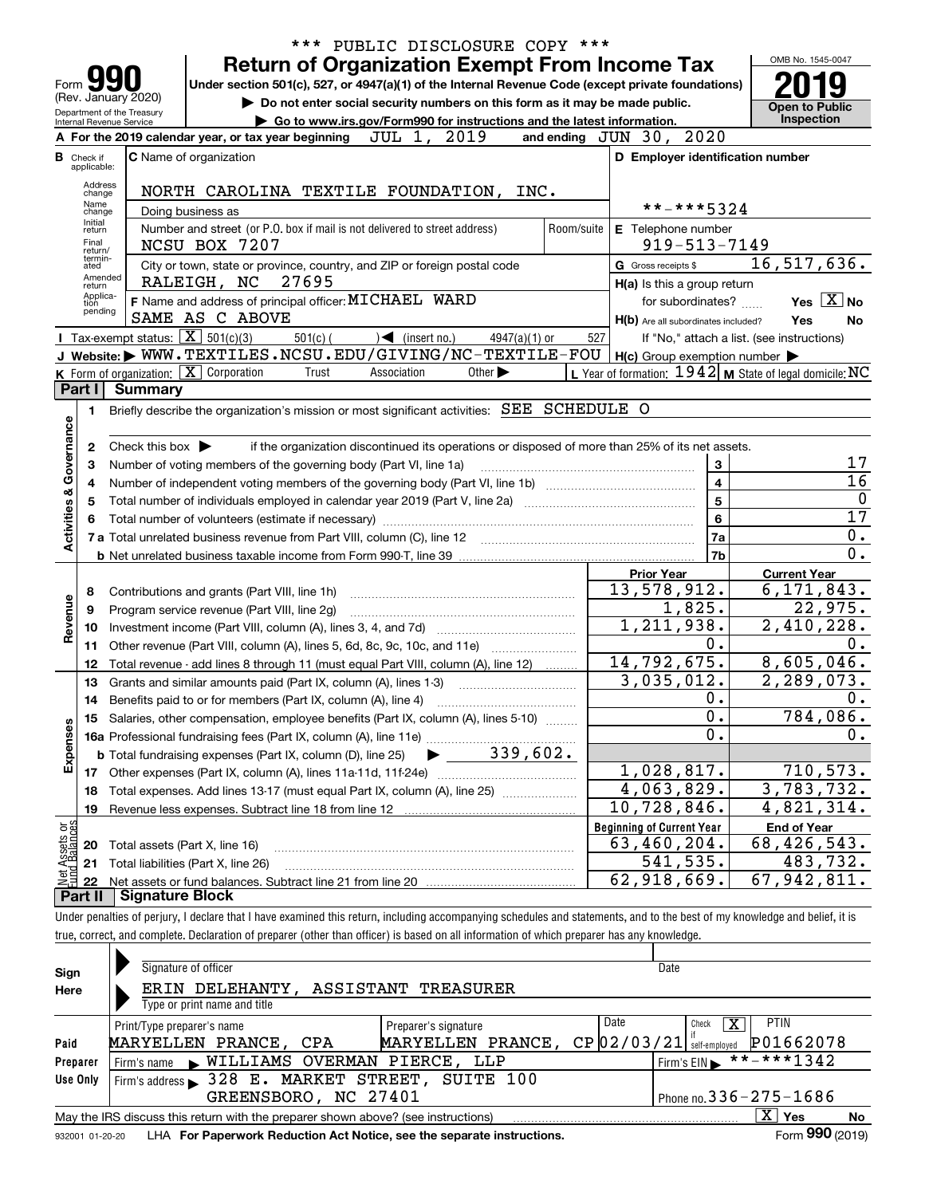\*\*\* PUBLIC DISCLOSURE COPY \*\*\*

# Form 990 — Return of Organization Exempt From Income Tax (2019)

Under section 501(c), 527, or 4947(a)(1) of the Internal Revenue Code (except private foundations)

▶ Do not enter social security numbers on this form as it may be made public.

▶ Go to www.irs.gov/Form990 for instructions and the latest information.

Form 990 (Rev. January 2020) — Department of the Treasury, Internal Revenue Service — OMB No. 1545-0047 — Open to Public Inspection

**A** For the 2019 calendar year, or tax year beginning JUL 1, 2019 and ending JUN 30, 2020

**B** Check if applicable: Address change, Name change, Initial return, Final return/terminated, Amended return, Application pending

**C** Name of organization: NORTH CAROLINA TEXTILE FOUNDATION, INC.

Doing business as

Number and street (or P.O. box if mail is not delivered to street address): NCSU BOX 7207 — Room/suite

City or town, state or province, country, and ZIP or foreign postal code: RALEIGH, NC 27695

**D** Employer identification number: \*\*-\*\*\*5324

**E** Telephone number: 919-513-7149

**G** Gross receipts $ 16,517,636.

**F** Name and address of principal officer: MICHAEL WARD, SAME AS C ABOVE

**H(a)** Is this a group return for subordinates? Yes [X] No

**H(b)** Are all subordinates included? Yes No — If "No," attach a list. (see instructions)

**H(c)** Group exemption number ▶

**I** Tax-exempt status: [X] 501(c)(3) 501(c) ( ) ◀ (insert no.) 4947(a)(1) or 527

**J** Website: ▶ WWW.TEXTILES.NCSU.EDU/GIVING/NC-TEXTILE-FOU

**K** Form of organization: [X] Corporation Trust Association Other ▶

**L** Year of formation: 1942 **M** State of legal domicile: NC

## Part I Summary

**Activities & Governance**

1 Briefly describe the organization's mission or most significant activities: SEE SCHEDULE O

2 Check this box ▶ if the organization discontinued its operations or disposed of more than 25% of its net assets.

| Line | Description | No. | Value |
|---|---|---|---|
| 3 | Number of voting members of the governing body (Part VI, line 1a) | 3 | 17 |
| 4 | Number of independent voting members of the governing body (Part VI, line 1b) | 4 | 16 |
| 5 | Total number of individuals employed in calendar year 2019 (Part V, line 2a) | 5 | 0 |
| 6 | Total number of volunteers (estimate if necessary) | 6 | 17 |
| 7a | Total unrelated business revenue from Part VIII, column (C), line 12 | 7a | 0. |
| 7b | Net unrelated business taxable income from Form 990-T, line 39 | 7b | 0. |

| | Line | Description | Prior Year | Current Year |
|---|---|---|---|---|
| Revenue | 8 | Contributions and grants (Part VIII, line 1h) | 13,578,912. | 6,171,843. |
| | 9 | Program service revenue (Part VIII, line 2g) | 1,825. | 22,975. |
| | 10 | Investment income (Part VIII, column (A), lines 3, 4, and 7d) | 1,211,938. | 2,410,228. |
| | 11 | Other revenue (Part VIII, column (A), lines 5, 6d, 8c, 9c, 10c, and 11e) | 0. | 0. |
| | 12 | Total revenue - add lines 8 through 11 (must equal Part VIII, column (A), line 12) | 14,792,675. | 8,605,046. |
| Expenses | 13 | Grants and similar amounts paid (Part IX, column (A), lines 1-3) | 3,035,012. | 2,289,073. |
| | 14 | Benefits paid to or for members (Part IX, column (A), line 4) | 0. | 0. |
| | 15 | Salaries, other compensation, employee benefits (Part IX, column (A), lines 5-10) | 0. | 784,086. |
| | 16a | Professional fundraising fees (Part IX, column (A), line 11e) | 0. | 0. |
| | b | Total fundraising expenses (Part IX, column (D), line 25) ▶ 339,602. | | |
| | 17 | Other expenses (Part IX, column (A), lines 11a-11d, 11f-24e) | 1,028,817. | 710,573. |
| | 18 | Total expenses. Add lines 13-17 (must equal Part IX, column (A), line 25) | 4,063,829. | 3,783,732. |
| | 19 | Revenue less expenses. Subtract line 18 from line 12 | 10,728,846. | 4,821,314. |
| | | | **Beginning of Current Year** | **End of Year** |
| Net Assets or Fund Balances | 20 | Total assets (Part X, line 16) | 63,460,204. | 68,426,543. |
| | 21 | Total liabilities (Part X, line 26) | 541,535. | 483,732. |
| | 22 | Net assets or fund balances. Subtract line 21 from line 20 | 62,918,669. | 67,942,811. |

## Part II Signature Block

Under penalties of perjury, I declare that I have examined this return, including accompanying schedules and statements, and to the best of my knowledge and belief, it is true, correct, and complete. Declaration of preparer (other than officer) is based on all information of which preparer has any knowledge.

**Sign Here**

Signature of officer — Date

ERIN DELEHANTY, ASSISTANT TREASURER

Type or print name and title

**Paid Preparer Use Only**

| Print/Type preparer's name | Preparer's signature | Date | Check [X] if self-employed | PTIN |
|---|---|---|---|---|
| MARYELLEN PRANCE, CPA | MARYELLEN PRANCE, CP | 02/03/21 | X | P01662078 |

Firm's name ▶ WILLIAMS OVERMAN PIERCE, LLP — Firm's EIN ▶ \*\*-\*\*\*1342

Firm's address ▶ 328 E. MARKET STREET, SUITE 100, GREENSBORO, NC 27401 — Phone no. 336-275-1686

May the IRS discuss this return with the preparer shown above? (see instructions) [X] Yes No

932001 01-20-20 LHA For Paperwork Reduction Act Notice, see the separate instructions. Form 990 (2019)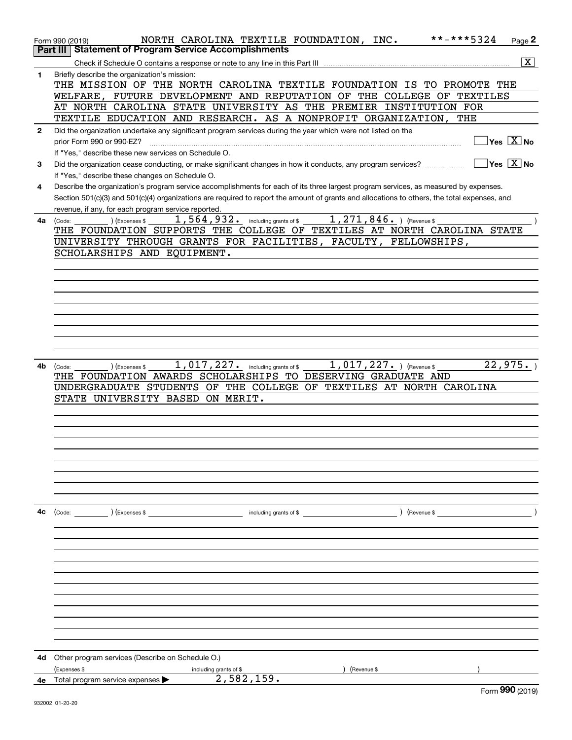Form 990 (2019) NORTH CAROLINA TEXTILE FOUNDATION, INC. **-***5324 Page **2**

## Part III | Statement of Program Service Accomplishments

Check if Schedule O contains a response or note to any line in this Part III ..... [X]

**1** Briefly describe the organization's mission:

THE MISSION OF THE NORTH CAROLINA TEXTILE FOUNDATION IS TO PROMOTE THE WELFARE, FUTURE DEVELOPMENT AND REPUTATION OF THE COLLEGE OF TEXTILES AT NORTH CAROLINA STATE UNIVERSITY AS THE PREMIER INSTITUTION FOR TEXTILE EDUCATION AND RESEARCH. AS A NONPROFIT ORGANIZATION, THE

**2** Did the organization undertake any significant program services during the year which were not listed on the prior Form 990 or 990-EZ? ..... [ ] Yes [X] No

If "Yes," describe these new services on Schedule O.

**3** Did the organization cease conducting, or make significant changes in how it conducts, any program services? ..... [ ] Yes [X] No

If "Yes," describe these changes on Schedule O.

**4** Describe the organization's program service accomplishments for each of its three largest program services, as measured by expenses. Section 501(c)(3) and 501(c)(4) organizations are required to report the amount of grants and allocations to others, the total expenses, and revenue, if any, for each program service reported.

**4a** (Code: ) (Expenses $ 1,564,932. including grants of $ 1,271,846. ) (Revenue $ )

THE FOUNDATION SUPPORTS THE COLLEGE OF TEXTILES AT NORTH CAROLINA STATE UNIVERSITY THROUGH GRANTS FOR FACILITIES, FACULTY, FELLOWSHIPS, SCHOLARSHIPS AND EQUIPMENT.

**4b** (Code: ) (Expenses $ 1,017,227. including grants of $ 1,017,227. ) (Revenue $ 22,975. )

THE FOUNDATION AWARDS SCHOLARSHIPS TO DESERVING GRADUATE AND UNDERGRADUATE STUDENTS OF THE COLLEGE OF TEXTILES AT NORTH CAROLINA STATE UNIVERSITY BASED ON MERIT.

**4c** (Code: ) (Expenses $ including grants of $ ) (Revenue $ )

**4d** Other program services (Describe on Schedule O.)

(Expenses $ including grants of $ ) (Revenue $ )

**4e** Total program service expenses ▶ 2,582,159.

Form **990** (2019)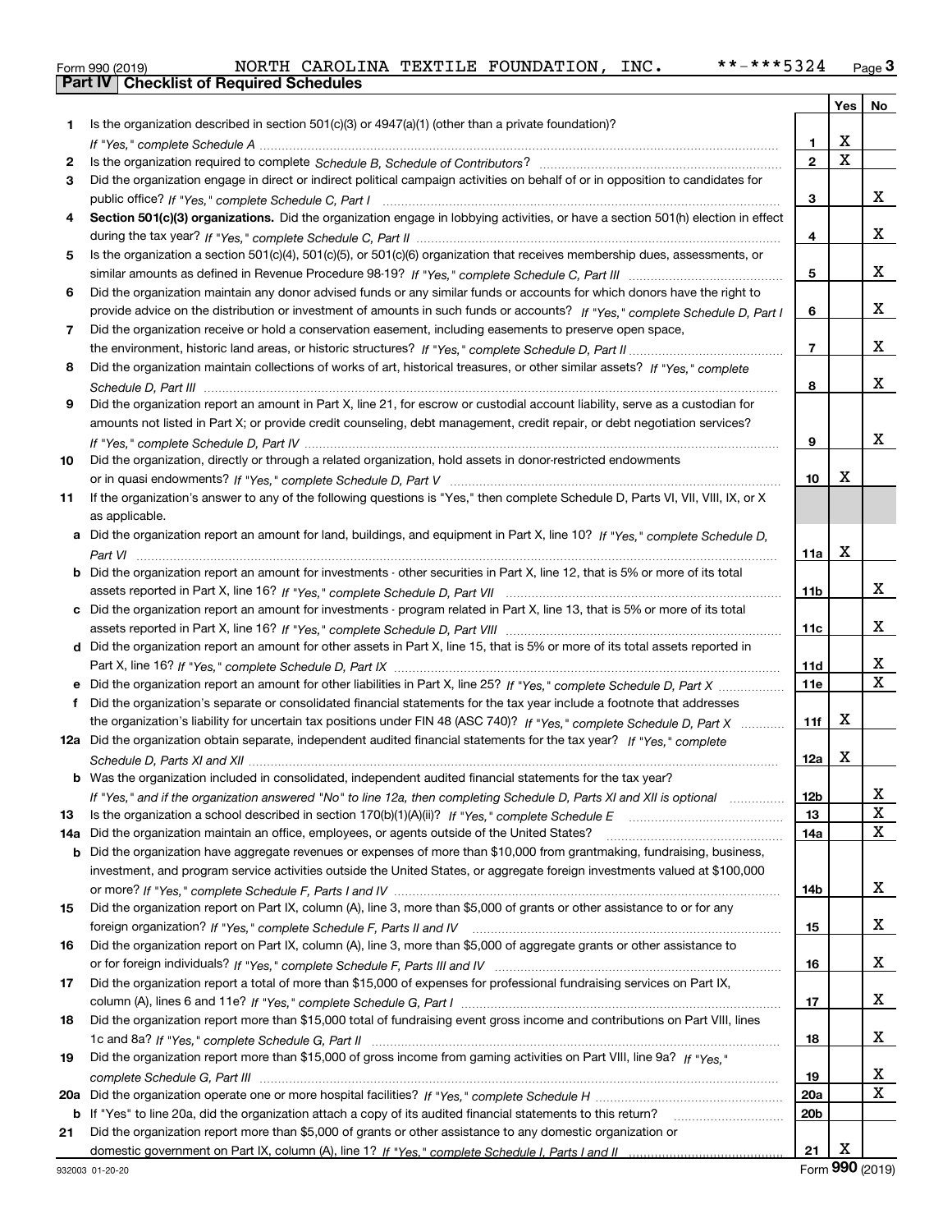Form 990 (2019) NORTH CAROLINA TEXTILE FOUNDATION, INC. **-***5324

## Part IV Checklist of Required Schedules

| | | | Yes | No |
|---|---|---|---|---|
| 1 | Is the organization described in section 501(c)(3) or 4947(a)(1) (other than a private foundation)? *If "Yes," complete Schedule A* | 1 | X | |
| 2 | Is the organization required to complete *Schedule B, Schedule of Contributors*? | 2 | X | |
| 3 | Did the organization engage in direct or indirect political campaign activities on behalf of or in opposition to candidates for public office? *If "Yes," complete Schedule C, Part I* | 3 | | X |
| 4 | **Section 501(c)(3) organizations.** Did the organization engage in lobbying activities, or have a section 501(h) election in effect during the tax year? *If "Yes," complete Schedule C, Part II* | 4 | | X |
| 5 | Is the organization a section 501(c)(4), 501(c)(5), or 501(c)(6) organization that receives membership dues, assessments, or similar amounts as defined in Revenue Procedure 98-19? *If "Yes," complete Schedule C, Part III* | 5 | | X |
| 6 | Did the organization maintain any donor advised funds or any similar funds or accounts for which donors have the right to provide advice on the distribution or investment of amounts in such funds or accounts? *If "Yes," complete Schedule D, Part I* | 6 | | X |
| 7 | Did the organization receive or hold a conservation easement, including easements to preserve open space, the environment, historic land areas, or historic structures? *If "Yes," complete Schedule D, Part II* | 7 | | X |
| 8 | Did the organization maintain collections of works of art, historical treasures, or other similar assets? *If "Yes," complete Schedule D, Part III* | 8 | | X |
| 9 | Did the organization report an amount in Part X, line 21, for escrow or custodial account liability, serve as a custodian for amounts not listed in Part X; or provide credit counseling, debt management, credit repair, or debt negotiation services? *If "Yes," complete Schedule D, Part IV* | 9 | | X |
| 10 | Did the organization, directly or through a related organization, hold assets in donor-restricted endowments or in quasi endowments? *If "Yes," complete Schedule D, Part V* | 10 | X | |
| 11 | If the organization's answer to any of the following questions is "Yes," then complete Schedule D, Parts VI, VII, VIII, IX, or X as applicable. | | | |
| a | Did the organization report an amount for land, buildings, and equipment in Part X, line 10? *If "Yes," complete Schedule D, Part VI* | 11a | X | |
| b | Did the organization report an amount for investments - other securities in Part X, line 12, that is 5% or more of its total assets reported in Part X, line 16? *If "Yes," complete Schedule D, Part VII* | 11b | | X |
| c | Did the organization report an amount for investments - program related in Part X, line 13, that is 5% or more of its total assets reported in Part X, line 16? *If "Yes," complete Schedule D, Part VIII* | 11c | | X |
| d | Did the organization report an amount for other assets in Part X, line 15, that is 5% or more of its total assets reported in Part X, line 16? *If "Yes," complete Schedule D, Part IX* | 11d | | X |
| e | Did the organization report an amount for other liabilities in Part X, line 25? *If "Yes," complete Schedule D, Part X* | 11e | | X |
| f | Did the organization's separate or consolidated financial statements for the tax year include a footnote that addresses the organization's liability for uncertain tax positions under FIN 48 (ASC 740)? *If "Yes," complete Schedule D, Part X* | 11f | X | |
| 12a | Did the organization obtain separate, independent audited financial statements for the tax year? *If "Yes," complete Schedule D, Parts XI and XII* | 12a | X | |
| b | Was the organization included in consolidated, independent audited financial statements for the tax year? *If "Yes," and if the organization answered "No" to line 12a, then completing Schedule D, Parts XI and XII is optional* | 12b | | X |
| 13 | Is the organization a school described in section 170(b)(1)(A)(ii)? *If "Yes," complete Schedule E* | 13 | | X |
| 14a | Did the organization maintain an office, employees, or agents outside of the United States? | 14a | | X |
| b | Did the organization have aggregate revenues or expenses of more than $10,000 from grantmaking, fundraising, business, investment, and program service activities outside the United States, or aggregate foreign investments valued at $100,000 or more? *If "Yes," complete Schedule F, Parts I and IV* | 14b | | X |
| 15 | Did the organization report on Part IX, column (A), line 3, more than $5,000 of grants or other assistance to or for any foreign organization? *If "Yes," complete Schedule F, Parts II and IV* | 15 | | X |
| 16 | Did the organization report on Part IX, column (A), line 3, more than $5,000 of aggregate grants or other assistance to or for foreign individuals? *If "Yes," complete Schedule F, Parts III and IV* | 16 | | X |
| 17 | Did the organization report a total of more than $15,000 of expenses for professional fundraising services on Part IX, column (A), lines 6 and 11e? *If "Yes," complete Schedule G, Part I* | 17 | | X |
| 18 | Did the organization report more than $15,000 total of fundraising event gross income and contributions on Part VIII, lines 1c and 8a? *If "Yes," complete Schedule G, Part II* | 18 | | X |
| 19 | Did the organization report more than $15,000 of gross income from gaming activities on Part VIII, line 9a? *If "Yes," complete Schedule G, Part III* | 19 | | X |
| 20a | Did the organization operate one or more hospital facilities? *If "Yes," complete Schedule H* | 20a | | X |
| b | If "Yes" to line 20a, did the organization attach a copy of its audited financial statements to this return? | 20b | | |
| 21 | Did the organization report more than $5,000 of grants or other assistance to any domestic organization or domestic government on Part IX, column (A), line 1? *If "Yes," complete Schedule I, Parts I and II* | 21 | X | |

932003 01-20-20 Form **990** (2019)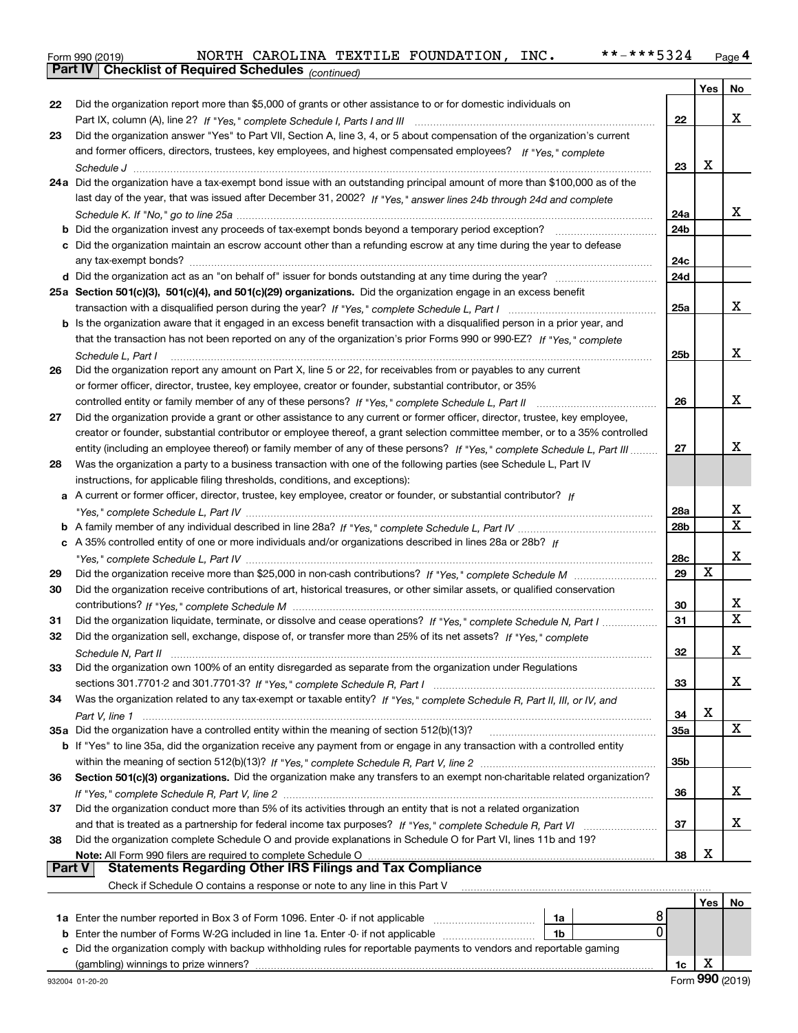Form 990 (2019) NORTH CAROLINA TEXTILE FOUNDATION, INC. **-***5324

## Part IV Checklist of Required Schedules *(continued)*

| | | | Yes | No |
|---|---|---|---|---|
| 22 | Did the organization report more than $5,000 of grants or other assistance to or for domestic individuals on Part IX, column (A), line 2? *If "Yes," complete Schedule I, Parts I and III* | 22 | | X |
| 23 | Did the organization answer "Yes" to Part VII, Section A, line 3, 4, or 5 about compensation of the organization's current and former officers, directors, trustees, key employees, and highest compensated employees? *If "Yes," complete Schedule J* | 23 | X | |
| 24a | Did the organization have a tax-exempt bond issue with an outstanding principal amount of more than $100,000 as of the last day of the year, that was issued after December 31, 2002? *If "Yes," answer lines 24b through 24d and complete Schedule K. If "No," go to line 25a* | 24a | | X |
| b | Did the organization invest any proceeds of tax-exempt bonds beyond a temporary period exception? | 24b | | |
| c | Did the organization maintain an escrow account other than a refunding escrow at any time during the year to defease any tax-exempt bonds? | 24c | | |
| d | Did the organization act as an "on behalf of" issuer for bonds outstanding at any time during the year? | 24d | | |
| 25a | **Section 501(c)(3), 501(c)(4), and 501(c)(29) organizations.** Did the organization engage in an excess benefit transaction with a disqualified person during the year? *If "Yes," complete Schedule L, Part I* | 25a | | X |
| b | Is the organization aware that it engaged in an excess benefit transaction with a disqualified person in a prior year, and that the transaction has not been reported on any of the organization's prior Forms 990 or 990-EZ? *If "Yes," complete Schedule L, Part I* | 25b | | X |
| 26 | Did the organization report any amount on Part X, line 5 or 22, for receivables from or payables to any current or former officer, director, trustee, key employee, creator or founder, substantial contributor, or 35% controlled entity or family member of any of these persons? *If "Yes," complete Schedule L, Part II* | 26 | | X |
| 27 | Did the organization provide a grant or other assistance to any current or former officer, director, trustee, key employee, creator or founder, substantial contributor or employee thereof, a grant selection committee member, or to a 35% controlled entity (including an employee thereof) or family member of any of these persons? *If "Yes," complete Schedule L, Part III* | 27 | | X |
| 28 | Was the organization a party to a business transaction with one of the following parties (see Schedule L, Part IV instructions, for applicable filing thresholds, conditions, and exceptions): | | | |
| a | A current or former officer, director, trustee, key employee, creator or founder, or substantial contributor? *If "Yes," complete Schedule L, Part IV* | 28a | | X |
| b | A family member of any individual described in line 28a? *If "Yes," complete Schedule L, Part IV* | 28b | | X |
| c | A 35% controlled entity of one or more individuals and/or organizations described in lines 28a or 28b? *If "Yes," complete Schedule L, Part IV* | 28c | | X |
| 29 | Did the organization receive more than $25,000 in non-cash contributions? *If "Yes," complete Schedule M* | 29 | X | |
| 30 | Did the organization receive contributions of art, historical treasures, or other similar assets, or qualified conservation contributions? *If "Yes," complete Schedule M* | 30 | | X |
| 31 | Did the organization liquidate, terminate, or dissolve and cease operations? *If "Yes," complete Schedule N, Part I* | 31 | | X |
| 32 | Did the organization sell, exchange, dispose of, or transfer more than 25% of its net assets? *If "Yes," complete Schedule N, Part II* | 32 | | X |
| 33 | Did the organization own 100% of an entity disregarded as separate from the organization under Regulations sections 301.7701-2 and 301.7701-3? *If "Yes," complete Schedule R, Part I* | 33 | | X |
| 34 | Was the organization related to any tax-exempt or taxable entity? *If "Yes," complete Schedule R, Part II, III, or IV, and Part V, line 1* | 34 | X | |
| 35a | Did the organization have a controlled entity within the meaning of section 512(b)(13)? | 35a | | X |
| b | If "Yes" to line 35a, did the organization receive any payment from or engage in any transaction with a controlled entity within the meaning of section 512(b)(13)? *If "Yes," complete Schedule R, Part V, line 2* | 35b | | |
| 36 | **Section 501(c)(3) organizations.** Did the organization make any transfers to an exempt non-charitable related organization? *If "Yes," complete Schedule R, Part V, line 2* | 36 | | X |
| 37 | Did the organization conduct more than 5% of its activities through an entity that is not a related organization and that is treated as a partnership for federal income tax purposes? *If "Yes," complete Schedule R, Part VI* | 37 | | X |
| 38 | Did the organization complete Schedule O and provide explanations in Schedule O for Part VI, lines 11b and 19? **Note:** All Form 990 filers are required to complete Schedule O | 38 | X | |

## Part V Statements Regarding Other IRS Filings and Tax Compliance

Check if Schedule O contains a response or note to any line in this Part V

| | | | | | Yes | No |
|---|---|---|---|---|---|---|
| 1a | Enter the number reported in Box 3 of Form 1096. Enter -0- if not applicable | 1a | 8 | | | |
| b | Enter the number of Forms W-2G included in line 1a. Enter -0- if not applicable | 1b | 0 | | | |
| c | Did the organization comply with backup withholding rules for reportable payments to vendors and reportable gaming (gambling) winnings to prize winners? | | | 1c | X | |

932004 01-20-20 Form 990 (2019)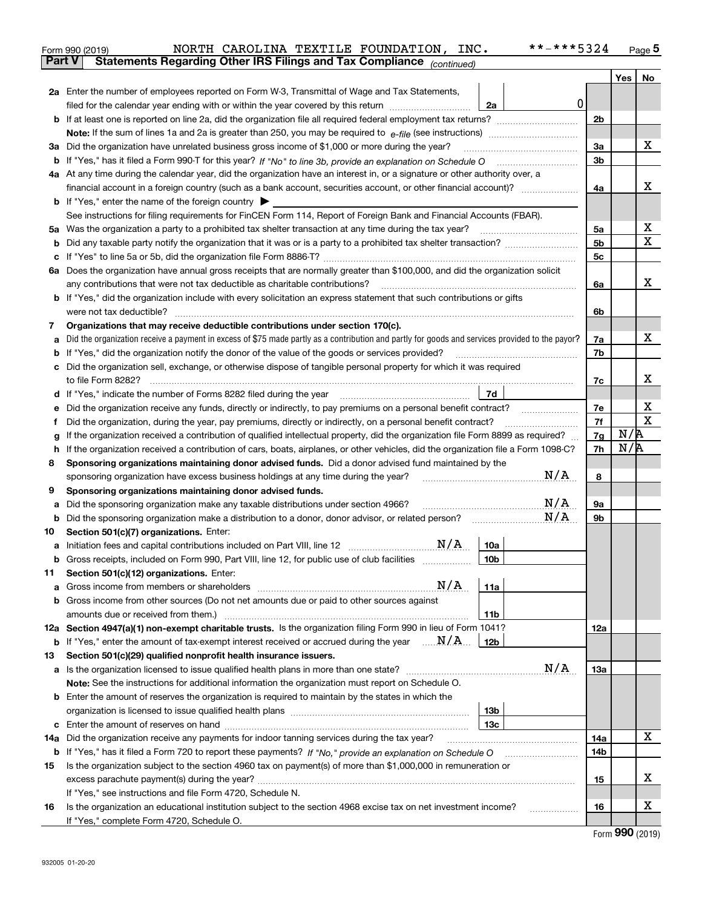Form 990 (2019) NORTH CAROLINA TEXTILE FOUNDATION, INC. **-***5324 Page 5

**Part V Statements Regarding Other IRS Filings and Tax Compliance** *(continued)*

| | | | | Yes | No |
|---|---|---|---|---|---|
| **2a** | Enter the number of employees reported on Form W-3, Transmittal of Wage and Tax Statements, filed for the calendar year ending with or within the year covered by this return | 2a | 0 | | |
| **b** | If at least one is reported on line 2a, did the organization file all required federal employment tax returns? | | 2b | | |
| | **Note:** If the sum of lines 1a and 2a is greater than 250, you may be required to *e-file* (see instructions) | | | | |
| **3a** | Did the organization have unrelated business gross income of $1,000 or more during the year? | | 3a | | X |
| **b** | If "Yes," has it filed a Form 990-T for this year? *If "No" to line 3b, provide an explanation on Schedule O* | | 3b | | |
| **4a** | At any time during the calendar year, did the organization have an interest in, or a signature or other authority over, a financial account in a foreign country (such as a bank account, securities account, or other financial account)? | | 4a | | X |
| **b** | If "Yes," enter the name of the foreign country ▶ | | | | |
| | See instructions for filing requirements for FinCEN Form 114, Report of Foreign Bank and Financial Accounts (FBAR). | | | | |
| **5a** | Was the organization a party to a prohibited tax shelter transaction at any time during the tax year? | | 5a | | X |
| **b** | Did any taxable party notify the organization that it was or is a party to a prohibited tax shelter transaction? | | 5b | | X |
| **c** | If "Yes" to line 5a or 5b, did the organization file Form 8886-T? | | 5c | | |
| **6a** | Does the organization have annual gross receipts that are normally greater than $100,000, and did the organization solicit any contributions that were not tax deductible as charitable contributions? | | 6a | | X |
| **b** | If "Yes," did the organization include with every solicitation an express statement that such contributions or gifts were not tax deductible? | | 6b | | |
| **7** | **Organizations that may receive deductible contributions under section 170(c).** | | | | |
| **a** | Did the organization receive a payment in excess of $75 made partly as a contribution and partly for goods and services provided to the payor? | | 7a | | X |
| **b** | If "Yes," did the organization notify the donor of the value of the goods or services provided? | | 7b | | |
| **c** | Did the organization sell, exchange, or otherwise dispose of tangible personal property for which it was required to file Form 8282? | | 7c | | X |
| **d** | If "Yes," indicate the number of Forms 8282 filed during the year | 7d | | | |
| **e** | Did the organization receive any funds, directly or indirectly, to pay premiums on a personal benefit contract? | | 7e | | X |
| **f** | Did the organization, during the year, pay premiums, directly or indirectly, on a personal benefit contract? | | 7f | | X |
| **g** | If the organization received a contribution of qualified intellectual property, did the organization file Form 8899 as required? | | 7g | N/A | |
| **h** | If the organization received a contribution of cars, boats, airplanes, or other vehicles, did the organization file a Form 1098-C? | | 7h | N/A | |
| **8** | **Sponsoring organizations maintaining donor advised funds.** Did a donor advised fund maintained by the sponsoring organization have excess business holdings at any time during the year? N/A | | 8 | | |
| **9** | **Sponsoring organizations maintaining donor advised funds.** | | | | |
| **a** | Did the sponsoring organization make any taxable distributions under section 4966? N/A | | 9a | | |
| **b** | Did the sponsoring organization make a distribution to a donor, donor advisor, or related person? N/A | | 9b | | |
| **10** | **Section 501(c)(7) organizations.** Enter: | | | | |
| **a** | Initiation fees and capital contributions included on Part VIII, line 12 N/A | 10a | | | |
| **b** | Gross receipts, included on Form 990, Part VIII, line 12, for public use of club facilities | 10b | | | |
| **11** | **Section 501(c)(12) organizations.** Enter: | | | | |
| **a** | Gross income from members or shareholders N/A | 11a | | | |
| **b** | Gross income from other sources (Do not net amounts due or paid to other sources against amounts due or received from them.) | 11b | | | |
| **12a** | **Section 4947(a)(1) non-exempt charitable trusts.** Is the organization filing Form 990 in lieu of Form 1041? | | 12a | | |
| **b** | If "Yes," enter the amount of tax-exempt interest received or accrued during the year N/A | 12b | | | |
| **13** | **Section 501(c)(29) qualified nonprofit health insurance issuers.** | | | | |
| **a** | Is the organization licensed to issue qualified health plans in more than one state? N/A | | 13a | | |
| | **Note:** See the instructions for additional information the organization must report on Schedule O. | | | | |
| **b** | Enter the amount of reserves the organization is required to maintain by the states in which the organization is licensed to issue qualified health plans | 13b | | | |
| **c** | Enter the amount of reserves on hand | 13c | | | |
| **14a** | Did the organization receive any payments for indoor tanning services during the tax year? | | 14a | | X |
| **b** | If "Yes," has it filed a Form 720 to report these payments? *If "No," provide an explanation on Schedule O* | | 14b | | |
| **15** | Is the organization subject to the section 4960 tax on payment(s) of more than $1,000,000 in remuneration or excess parachute payment(s) during the year? | | 15 | | X |
| | If "Yes," see instructions and file Form 4720, Schedule N. | | | | |
| **16** | Is the organization an educational institution subject to the section 4968 excise tax on net investment income? | | 16 | | X |
| | If "Yes," complete Form 4720, Schedule O. | | | | |

Form **990** (2019)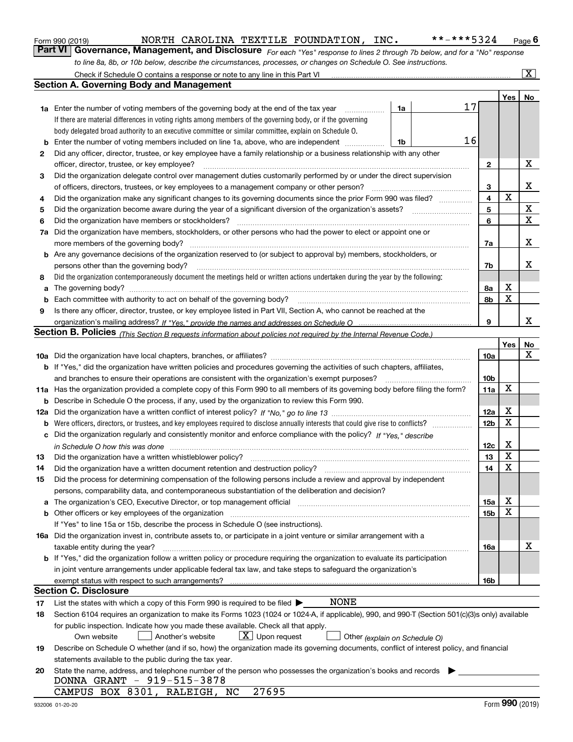Form 990 (2019) NORTH CAROLINA TEXTILE FOUNDATION, INC. **-***5324 Page 6

**Part VI Governance, Management, and Disclosure** *For each "Yes" response to lines 2 through 7b below, and for a "No" response to line 8a, 8b, or 10b below, describe the circumstances, processes, or changes on Schedule O. See instructions.*

Check if Schedule O contains a response or note to any line in this Part VI ... [X]

## Section A. Governing Body and Management

| | | | Yes | No |
|---|---|---|---|---|
| **1a** | Enter the number of voting members of the governing body at the end of the tax year ... **1a** 17<br>If there are material differences in voting rights among members of the governing body, or if the governing body delegated broad authority to an executive committee or similar committee, explain on Schedule O. | | | |
| **b** | Enter the number of voting members included on line 1a, above, who are independent ... **1b** 16 | | | |
| **2** | Did any officer, director, trustee, or key employee have a family relationship or a business relationship with any other officer, director, trustee, or key employee? | **2** | | X |
| **3** | Did the organization delegate control over management duties customarily performed by or under the direct supervision of officers, directors, trustees, or key employees to a management company or other person? | **3** | | X |
| **4** | Did the organization make any significant changes to its governing documents since the prior Form 990 was filed? | **4** | X | |
| **5** | Did the organization become aware during the year of a significant diversion of the organization's assets? | **5** | | X |
| **6** | Did the organization have members or stockholders? | **6** | | X |
| **7a** | Did the organization have members, stockholders, or other persons who had the power to elect or appoint one or more members of the governing body? | **7a** | | X |
| **b** | Are any governance decisions of the organization reserved to (or subject to approval by) members, stockholders, or persons other than the governing body? | **7b** | | X |
| **8** | Did the organization contemporaneously document the meetings held or written actions undertaken during the year by the following: | | | |
| **a** | The governing body? | **8a** | X | |
| **b** | Each committee with authority to act on behalf of the governing body? | **8b** | X | |
| **9** | Is there any officer, director, trustee, or key employee listed in Part VII, Section A, who cannot be reached at the organization's mailing address? *If "Yes," provide the names and addresses on Schedule O* | **9** | | X |

## Section B. Policies *(This Section B requests information about policies not required by the Internal Revenue Code.)*

| | | | Yes | No |
|---|---|---|---|---|
| **10a** | Did the organization have local chapters, branches, or affiliates? | **10a** | | X |
| **b** | If "Yes," did the organization have written policies and procedures governing the activities of such chapters, affiliates, and branches to ensure their operations are consistent with the organization's exempt purposes? | **10b** | | |
| **11a** | Has the organization provided a complete copy of this Form 990 to all members of its governing body before filing the form? | **11a** | X | |
| **b** | Describe in Schedule O the process, if any, used by the organization to review this Form 990. | | | |
| **12a** | Did the organization have a written conflict of interest policy? *If "No," go to line 13* | **12a** | X | |
| **b** | Were officers, directors, or trustees, and key employees required to disclose annually interests that could give rise to conflicts? | **12b** | X | |
| **c** | Did the organization regularly and consistently monitor and enforce compliance with the policy? *If "Yes," describe in Schedule O how this was done* | **12c** | X | |
| **13** | Did the organization have a written whistleblower policy? | **13** | X | |
| **14** | Did the organization have a written document retention and destruction policy? | **14** | X | |
| **15** | Did the process for determining compensation of the following persons include a review and approval by independent persons, comparability data, and contemporaneous substantiation of the deliberation and decision? | | | |
| **a** | The organization's CEO, Executive Director, or top management official | **15a** | X | |
| **b** | Other officers or key employees of the organization | **15b** | X | |
| | If "Yes" to line 15a or 15b, describe the process in Schedule O (see instructions). | | | |
| **16a** | Did the organization invest in, contribute assets to, or participate in a joint venture or similar arrangement with a taxable entity during the year? | **16a** | | X |
| **b** | If "Yes," did the organization follow a written policy or procedure requiring the organization to evaluate its participation in joint venture arrangements under applicable federal tax law, and take steps to safeguard the organization's exempt status with respect to such arrangements? | **16b** | | |

## Section C. Disclosure

**17** List the states with which a copy of this Form 990 is required to be filed ▶ NONE

**18** Section 6104 requires an organization to make its Forms 1023 (1024 or 1024-A, if applicable), 990, and 990-T (Section 501(c)(3)s only) available for public inspection. Indicate how you made these available. Check all that apply.

[ ] Own website [ ] Another's website [X] Upon request [ ] Other *(explain on Schedule O)*

**19** Describe on Schedule O whether (and if so, how) the organization made its governing documents, conflict of interest policy, and financial statements available to the public during the tax year.

**20** State the name, address, and telephone number of the person who possesses the organization's books and records ▶

DONNA GRANT - 919-515-3878
CAMPUS BOX 8301, RALEIGH, NC 27695

932006 01-20-20 Form **990** (2019)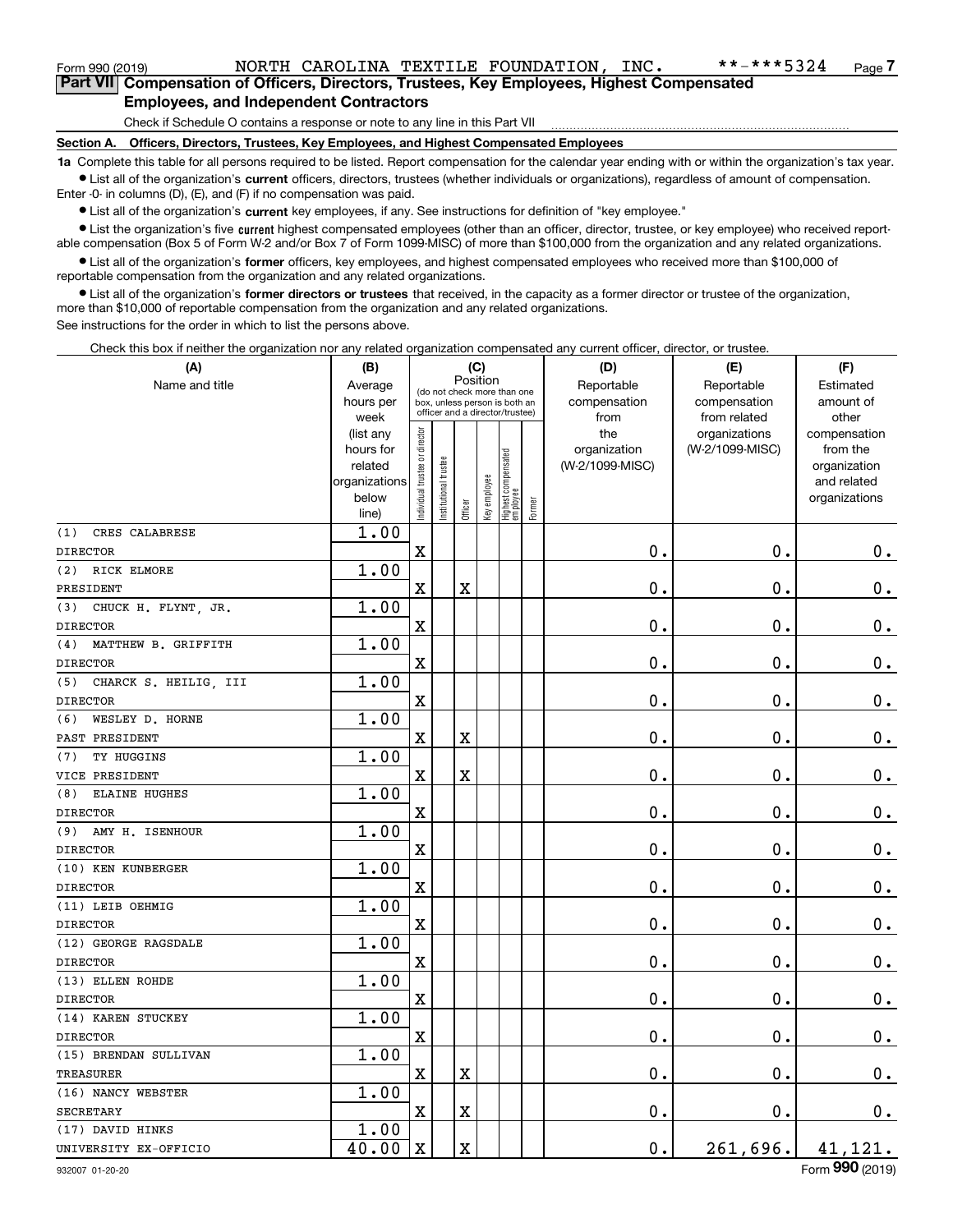Form 990 (2019) NORTH CAROLINA TEXTILE FOUNDATION, INC. **-***5324 Page 7

## Part VII Compensation of Officers, Directors, Trustees, Key Employees, Highest Compensated Employees, and Independent Contractors

Check if Schedule O contains a response or note to any line in this Part VII

### Section A. Officers, Directors, Trustees, Key Employees, and Highest Compensated Employees

**1a** Complete this table for all persons required to be listed. Report compensation for the calendar year ending with or within the organization's tax year.

- List all of the organization's **current** officers, directors, trustees (whether individuals or organizations), regardless of amount of compensation. Enter -0- in columns (D), (E), and (F) if no compensation was paid.
- List all of the organization's **current** key employees, if any. See instructions for definition of "key employee."
- List the organization's five **current** highest compensated employees (other than an officer, director, trustee, or key employee) who received reportable compensation (Box 5 of Form W-2 and/or Box 7 of Form 1099-MISC) of more than $100,000 from the organization and any related organizations.
- List all of the organization's **former** officers, key employees, and highest compensated employees who received more than $100,000 of reportable compensation from the organization and any related organizations.
- List all of the organization's **former directors or trustees** that received, in the capacity as a former director or trustee of the organization, more than $10,000 of reportable compensation from the organization and any related organizations.

See instructions for the order in which to list the persons above.

Check this box if neither the organization nor any related organization compensated any current officer, director, or trustee.

| (A) Name and title | (B) Average hours per week (list any hours for related organizations below line) | (C) Position (do not check more than one box, unless person is both an officer and a director/trustee) | | | | | | (D) Reportable compensation from the organization (W-2/1099-MISC) | (E) Reportable compensation from related organizations (W-2/1099-MISC) | (F) Estimated amount of other compensation from the organization and related organizations |
|---|---|---|---|---|---|---|---|---|---|---|
| | | Individual trustee or director | Institutional trustee | Officer | Key employee | Highest compensated employee | Former | | | |
| (1) CRES CALABRESE<br>DIRECTOR | 1.00 | X | | | | | | 0. | 0. | 0. |
| (2) RICK ELMORE<br>PRESIDENT | 1.00 | X | | X | | | | 0. | 0. | 0. |
| (3) CHUCK H. FLYNT, JR.<br>DIRECTOR | 1.00 | X | | | | | | 0. | 0. | 0. |
| (4) MATTHEW B. GRIFFITH<br>DIRECTOR | 1.00 | X | | | | | | 0. | 0. | 0. |
| (5) CHARCK S. HEILIG, III<br>DIRECTOR | 1.00 | X | | | | | | 0. | 0. | 0. |
| (6) WESLEY D. HORNE<br>PAST PRESIDENT | 1.00 | X | | X | | | | 0. | 0. | 0. |
| (7) TY HUGGINS<br>VICE PRESIDENT | 1.00 | X | | X | | | | 0. | 0. | 0. |
| (8) ELAINE HUGHES<br>DIRECTOR | 1.00 | X | | | | | | 0. | 0. | 0. |
| (9) AMY H. ISENHOUR<br>DIRECTOR | 1.00 | X | | | | | | 0. | 0. | 0. |
| (10) KEN KUNBERGER<br>DIRECTOR | 1.00 | X | | | | | | 0. | 0. | 0. |
| (11) LEIB OEHMIG<br>DIRECTOR | 1.00 | X | | | | | | 0. | 0. | 0. |
| (12) GEORGE RAGSDALE<br>DIRECTOR | 1.00 | X | | | | | | 0. | 0. | 0. |
| (13) ELLEN ROHDE<br>DIRECTOR | 1.00 | X | | | | | | 0. | 0. | 0. |
| (14) KAREN STUCKEY<br>DIRECTOR | 1.00 | X | | | | | | 0. | 0. | 0. |
| (15) BRENDAN SULLIVAN<br>TREASURER | 1.00 | X | | X | | | | 0. | 0. | 0. |
| (16) NANCY WEBSTER<br>SECRETARY | 1.00 | X | | X | | | | 0. | 0. | 0. |
| (17) DAVID HINKS<br>UNIVERSITY EX-OFFICIO | 1.00<br>40.00 | X | | X | | | | 0. | 261,696. | 41,121. |

932007 01-20-20 Form 990 (2019)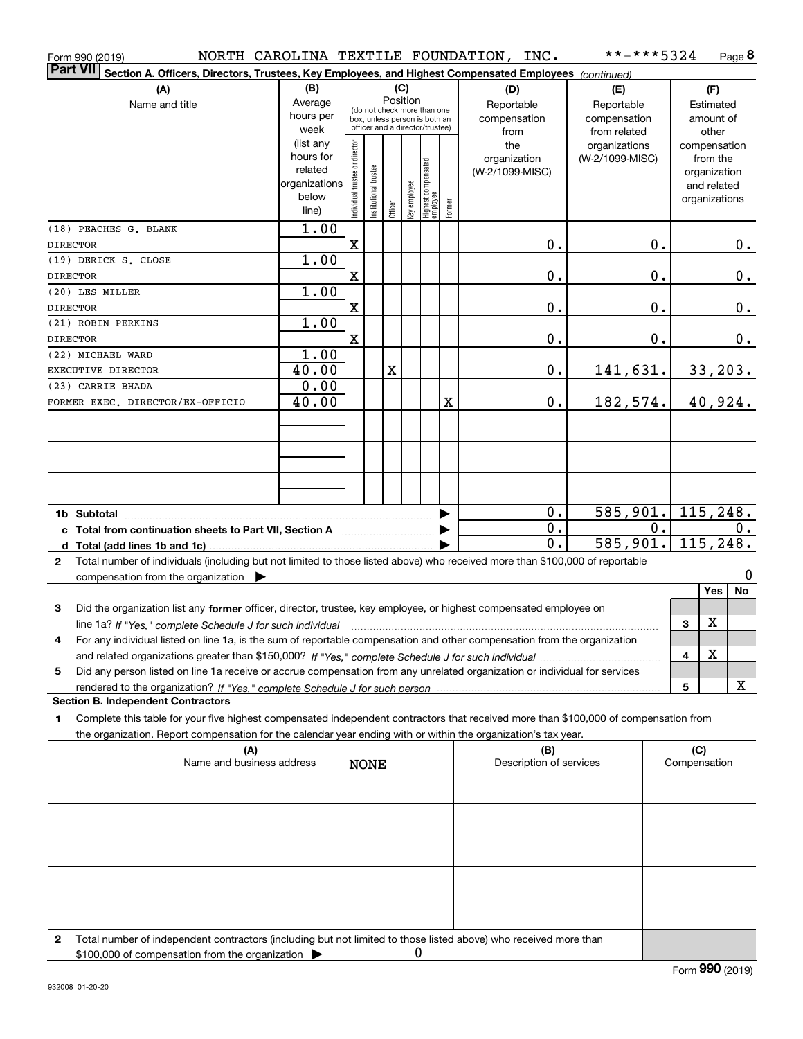Form 990 (2019) NORTH CAROLINA TEXTILE FOUNDATION, INC. **-***5324 Page 8

**Part VII Section A. Officers, Directors, Trustees, Key Employees, and Highest Compensated Employees** *(continued)*

| (A) Name and title | (B) Average hours per week (list any hours for related organizations below line) | (C) Position: Individual trustee or director | Institutional trustee | Officer | Key employee | Highest compensated employee | Former | (D) Reportable compensation from the organization (W-2/1099-MISC) | (E) Reportable compensation from related organizations (W-2/1099-MISC) | (F) Estimated amount of other compensation from the organization and related organizations |
|---|---|---|---|---|---|---|---|---|---|---|
| (18) PEACHES G. BLANK<br>DIRECTOR | 1.00 | X | | | | | | 0. | 0. | 0. |
| (19) DERICK S. CLOSE<br>DIRECTOR | 1.00 | X | | | | | | 0. | 0. | 0. |
| (20) LES MILLER<br>DIRECTOR | 1.00 | X | | | | | | 0. | 0. | 0. |
| (21) ROBIN PERKINS<br>DIRECTOR | 1.00 | X | | | | | | 0. | 0. | 0. |
| (22) MICHAEL WARD<br>EXECUTIVE DIRECTOR | 1.00<br>40.00 | | | X | | | | 0. | 141,631. | 33,203. |
| (23) CARRIE BHADA<br>FORMER EXEC. DIRECTOR/EX-OFFICIO | 0.00<br>40.00 | | | | | | X | 0. | 182,574. | 40,924. |

| | (D) | (E) | (F) |
|---|---|---|---|
| 1b Subtotal | 0. | 585,901. | 115,248. |
| c Total from continuation sheets to Part VII, Section A | 0. | 0. | 0. |
| d Total (add lines 1b and 1c) | 0. | 585,901. | 115,248. |

2 Total number of individuals (including but not limited to those listed above) who received more than $100,000 of reportable compensation from the organization ▶ 0

| | | Yes | No |
|---|---|---|---|
| 3 Did the organization list any **former** officer, director, trustee, key employee, or highest compensated employee on line 1a? *If "Yes," complete Schedule J for such individual* | 3 | X | |
| 4 For any individual listed on line 1a, is the sum of reportable compensation and other compensation from the organization and related organizations greater than $150,000? *If "Yes," complete Schedule J for such individual* | 4 | X | |
| 5 Did any person listed on line 1a receive or accrue compensation from any unrelated organization or individual for services rendered to the organization? *If "Yes," complete Schedule J for such person* | 5 | | X |

**Section B. Independent Contractors**

1 Complete this table for your five highest compensated independent contractors that received more than $100,000 of compensation from the organization. Report compensation for the calendar year ending with or within the organization's tax year.

| (A) Name and business address | (B) Description of services | (C) Compensation |
|---|---|---|
| NONE | | |
| | | |
| | | |
| | | |
| | | |

2 Total number of independent contractors (including but not limited to those listed above) who received more than $100,000 of compensation from the organization ▶ 0

Form **990** (2019)

932008 01-20-20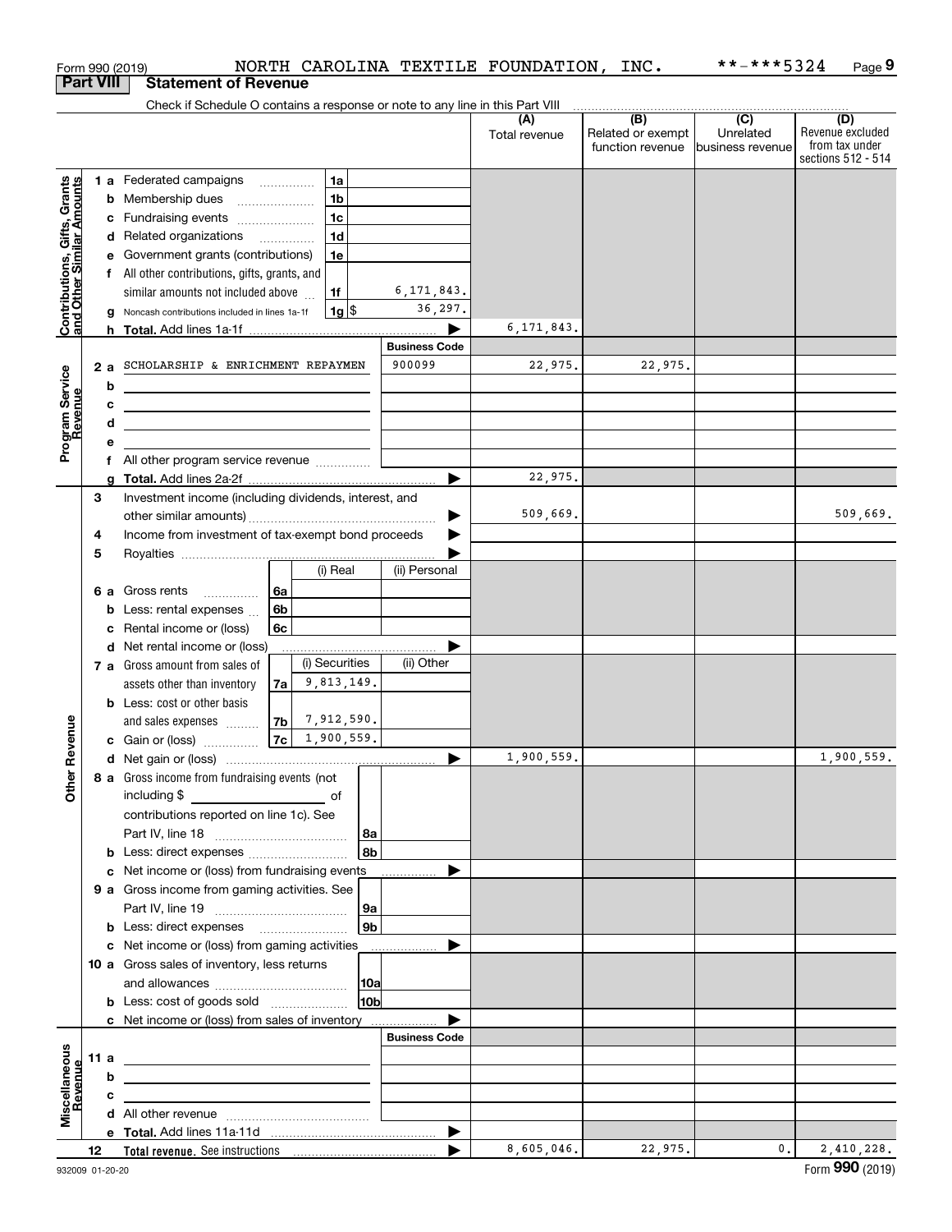Form 990 (2019) NORTH CAROLINA TEXTILE FOUNDATION, INC. **-***5324 Page 9

**Part VIII Statement of Revenue**

Check if Schedule O contains a response or note to any line in this Part VIII

| | | | | (A) Total revenue | (B) Related or exempt function revenue | (C) Unrelated business revenue | (D) Revenue excluded from tax under sections 512 - 514 |
|---|---|---|---|---|---|---|---|
| Contributions, Gifts, Grants and Other Similar Amounts | 1 a Federated campaigns | 1a | | | | | |
| | b Membership dues | 1b | | | | | |
| | c Fundraising events | 1c | | | | | |
| | d Related organizations | 1d | | | | | |
| | e Government grants (contributions) | 1e | | | | | |
| | f All other contributions, gifts, grants, and similar amounts not included above | 1f | 6,171,843. | | | | |
| | g Noncash contributions included in lines 1a-1f | 1g $ | 36,297. | | | | |
| | h Total. Add lines 1a-1f | | | 6,171,843. | | | |
| Program Service Revenue | | | Business Code | | | | |
| | 2 a SCHOLARSHIP & ENRICHMENT REPAYMEN | | 900099 | 22,975. | 22,975. | | |
| | b | | | | | | |
| | c | | | | | | |
| | d | | | | | | |
| | e | | | | | | |
| | f All other program service revenue | | | | | | |
| | g Total. Add lines 2a-2f | | | 22,975. | | | |
| Other Revenue | 3 Investment income (including dividends, interest, and other similar amounts) | | | 509,669. | | | 509,669. |
| | 4 Income from investment of tax-exempt bond proceeds | | | | | | |
| | 5 Royalties | | | | | | |
| | | | (i) Real | (ii) Personal | | | |
| | 6 a Gross rents | 6a | | | | | |
| | b Less: rental expenses | 6b | | | | | |
| | c Rental income or (loss) | 6c | | | | | |
| | d Net rental income or (loss) | | | | | | |
| | | | (i) Securities | (ii) Other | | | |
| | 7 a Gross amount from sales of assets other than inventory | 7a | 9,813,149. | | | | |
| | b Less: cost or other basis and sales expenses | 7b | 7,912,590. | | | | |
| | c Gain or (loss) | 7c | 1,900,559. | | | | |
| | d Net gain or (loss) | | | 1,900,559. | | | 1,900,559. |
| | 8 a Gross income from fundraising events (not including $ ___ of contributions reported on line 1c). See Part IV, line 18 | 8a | | | | | |
| | b Less: direct expenses | 8b | | | | | |
| | c Net income or (loss) from fundraising events | | | | | | |
| | 9 a Gross income from gaming activities. See Part IV, line 19 | 9a | | | | | |
| | b Less: direct expenses | 9b | | | | | |
| | c Net income or (loss) from gaming activities | | | | | | |
| | 10 a Gross sales of inventory, less returns and allowances | 10a | | | | | |
| | b Less: cost of goods sold | 10b | | | | | |
| | c Net income or (loss) from sales of inventory | | | | | | |
| Miscellaneous Revenue | | | Business Code | | | | |
| | 11 a | | | | | | |
| | b | | | | | | |
| | c | | | | | | |
| | d All other revenue | | | | | | |
| | e Total. Add lines 11a-11d | | | | | | |
| | 12 Total revenue. See instructions | | | 8,605,046. | 22,975. | 0. | 2,410,228. |

932009 01-20-20 Form 990 (2019)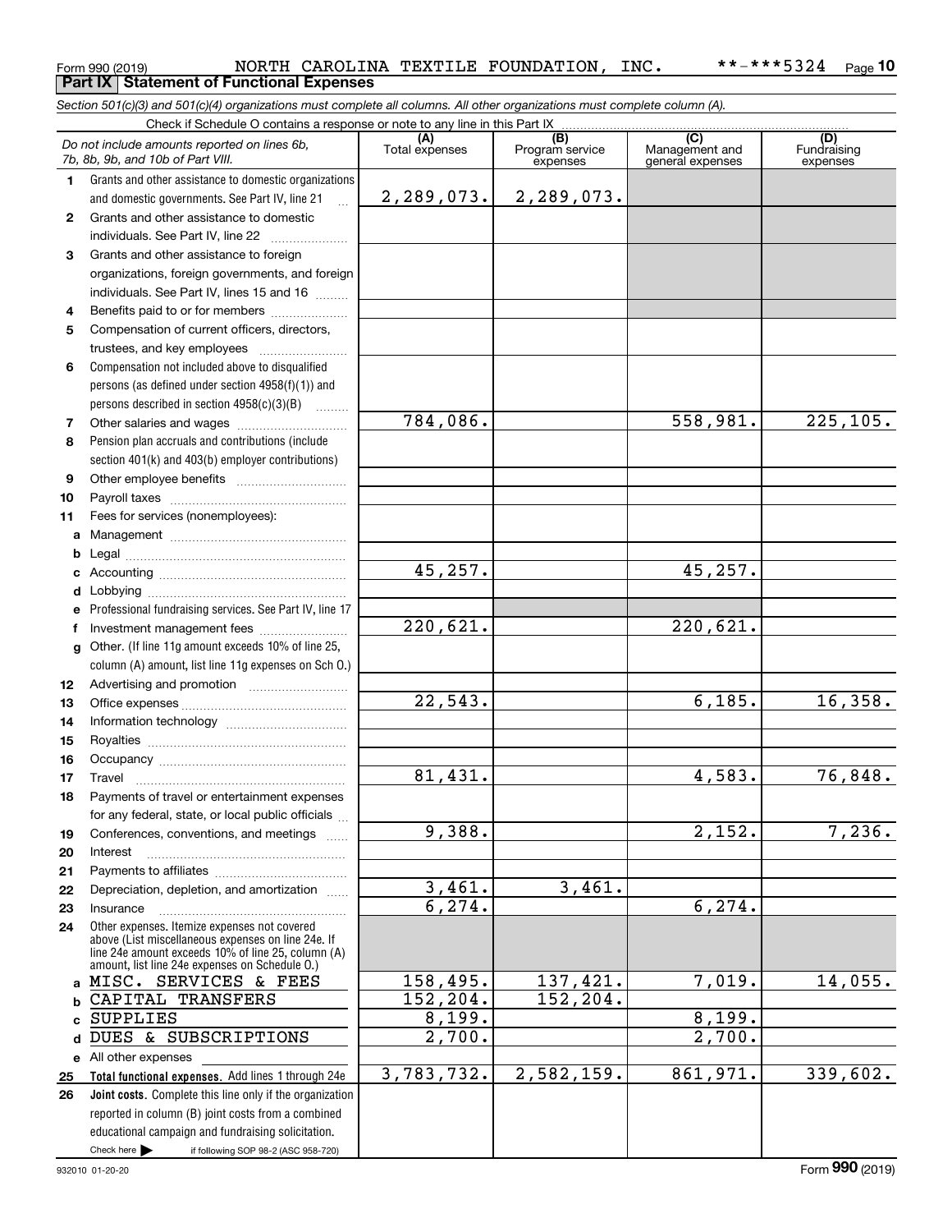Form 990 (2019) NORTH CAROLINA TEXTILE FOUNDATION, INC. **-***5324

## Part IX Statement of Functional Expenses

*Section 501(c)(3) and 501(c)(4) organizations must complete all columns. All other organizations must complete column (A).*

Check if Schedule O contains a response or note to any line in this Part IX

| | *Do not include amounts reported on lines 6b, 7b, 8b, 9b, and 10b of Part VIII.* | (A) Total expenses | (B) Program service expenses | (C) Management and general expenses | (D) Fundraising expenses |
|---|---|---|---|---|---|
| 1 | Grants and other assistance to domestic organizations and domestic governments. See Part IV, line 21 | 2,289,073. | 2,289,073. | | |
| 2 | Grants and other assistance to domestic individuals. See Part IV, line 22 | | | | |
| 3 | Grants and other assistance to foreign organizations, foreign governments, and foreign individuals. See Part IV, lines 15 and 16 | | | | |
| 4 | Benefits paid to or for members | | | | |
| 5 | Compensation of current officers, directors, trustees, and key employees | | | | |
| 6 | Compensation not included above to disqualified persons (as defined under section 4958(f)(1)) and persons described in section 4958(c)(3)(B) | | | | |
| 7 | Other salaries and wages | 784,086. | | 558,981. | 225,105. |
| 8 | Pension plan accruals and contributions (include section 401(k) and 403(b) employer contributions) | | | | |
| 9 | Other employee benefits | | | | |
| 10 | Payroll taxes | | | | |
| 11 | Fees for services (nonemployees): | | | | |
| a | Management | | | | |
| b | Legal | | | | |
| c | Accounting | 45,257. | | 45,257. | |
| d | Lobbying | | | | |
| e | Professional fundraising services. See Part IV, line 17 | | | | |
| f | Investment management fees | 220,621. | | 220,621. | |
| g | Other. (If line 11g amount exceeds 10% of line 25, column (A) amount, list line 11g expenses on Sch O.) | | | | |
| 12 | Advertising and promotion | | | | |
| 13 | Office expenses | 22,543. | | 6,185. | 16,358. |
| 14 | Information technology | | | | |
| 15 | Royalties | | | | |
| 16 | Occupancy | | | | |
| 17 | Travel | 81,431. | | 4,583. | 76,848. |
| 18 | Payments of travel or entertainment expenses for any federal, state, or local public officials | | | | |
| 19 | Conferences, conventions, and meetings | 9,388. | | 2,152. | 7,236. |
| 20 | Interest | | | | |
| 21 | Payments to affiliates | | | | |
| 22 | Depreciation, depletion, and amortization | 3,461. | 3,461. | | |
| 23 | Insurance | 6,274. | | 6,274. | |
| 24 | Other expenses. Itemize expenses not covered above (List miscellaneous expenses on line 24e. If line 24e amount exceeds 10% of line 25, column (A) amount, list line 24e expenses on Schedule O.) | | | | |
| a | MISC. SERVICES & FEES | 158,495. | 137,421. | 7,019. | 14,055. |
| b | CAPITAL TRANSFERS | 152,204. | 152,204. | | |
| c | SUPPLIES | 8,199. | | 8,199. | |
| d | DUES & SUBSCRIPTIONS | 2,700. | | 2,700. | |
| e | All other expenses | | | | |
| 25 | **Total functional expenses.** Add lines 1 through 24e | 3,783,732. | 2,582,159. | 861,971. | 339,602. |
| 26 | **Joint costs.** Complete this line only if the organization reported in column (B) joint costs from a combined educational campaign and fundraising solicitation. Check here ▶ if following SOP 98-2 (ASC 958-720) | | | | |

932010 01-20-20 Form **990** (2019)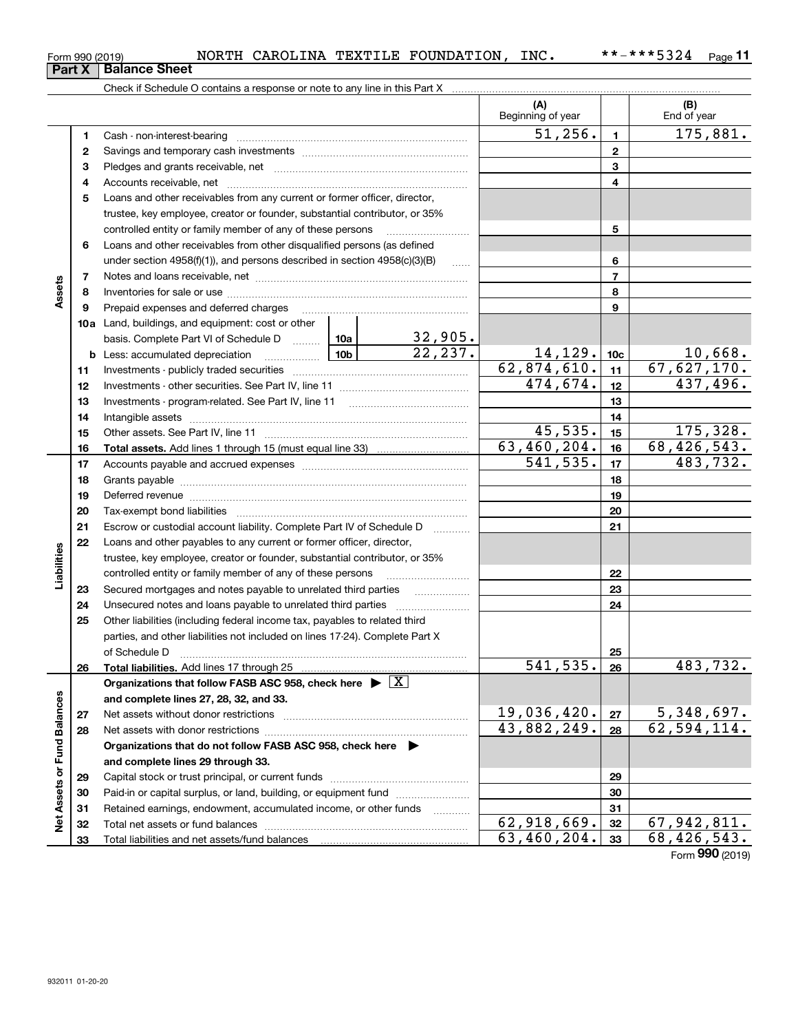Form 990 (2019) NORTH CAROLINA TEXTILE FOUNDATION, INC. **-***5324

## Part X Balance Sheet

Check if Schedule O contains a response or note to any line in this Part X

| | | | | (A) Beginning of year | | (B) End of year |
|---|---|---|---|---|---|---|
| **Assets** | 1 | Cash - non-interest-bearing | | 51,256. | 1 | 175,881. |
| | 2 | Savings and temporary cash investments | | | 2 | |
| | 3 | Pledges and grants receivable, net | | | 3 | |
| | 4 | Accounts receivable, net | | | 4 | |
| | 5 | Loans and other receivables from any current or former officer, director, trustee, key employee, creator or founder, substantial contributor, or 35% controlled entity or family member of any of these persons | | | 5 | |
| | 6 | Loans and other receivables from other disqualified persons (as defined under section 4958(f)(1)), and persons described in section 4958(c)(3)(B) | | | 6 | |
| | 7 | Notes and loans receivable, net | | | 7 | |
| | 8 | Inventories for sale or use | | | 8 | |
| | 9 | Prepaid expenses and deferred charges | | | 9 | |
| | 10a | Land, buildings, and equipment: cost or other basis. Complete Part VI of Schedule D | 10a 32,905. | | | |
| | b | Less: accumulated depreciation | 10b 22,237. | 14,129. | 10c | 10,668. |
| | 11 | Investments - publicly traded securities | | 62,874,610. | 11 | 67,627,170. |
| | 12 | Investments - other securities. See Part IV, line 11 | | 474,674. | 12 | 437,496. |
| | 13 | Investments - program-related. See Part IV, line 11 | | | 13 | |
| | 14 | Intangible assets | | | 14 | |
| | 15 | Other assets. See Part IV, line 11 | | 45,535. | 15 | 175,328. |
| | 16 | **Total assets.** Add lines 1 through 15 (must equal line 33) | | 63,460,204. | 16 | 68,426,543. |
| **Liabilities** | 17 | Accounts payable and accrued expenses | | 541,535. | 17 | 483,732. |
| | 18 | Grants payable | | | 18 | |
| | 19 | Deferred revenue | | | 19 | |
| | 20 | Tax-exempt bond liabilities | | | 20 | |
| | 21 | Escrow or custodial account liability. Complete Part IV of Schedule D | | | 21 | |
| | 22 | Loans and other payables to any current or former officer, director, trustee, key employee, creator or founder, substantial contributor, or 35% controlled entity or family member of any of these persons | | | 22 | |
| | 23 | Secured mortgages and notes payable to unrelated third parties | | | 23 | |
| | 24 | Unsecured notes and loans payable to unrelated third parties | | | 24 | |
| | 25 | Other liabilities (including federal income tax, payables to related third parties, and other liabilities not included on lines 17-24). Complete Part X of Schedule D | | | 25 | |
| | 26 | **Total liabilities.** Add lines 17 through 25 | | 541,535. | 26 | 483,732. |
| **Net Assets or Fund Balances** | | **Organizations that follow FASB ASC 958, check here ▶ [X] and complete lines 27, 28, 32, and 33.** | | | | |
| | 27 | Net assets without donor restrictions | | 19,036,420. | 27 | 5,348,697. |
| | 28 | Net assets with donor restrictions | | 43,882,249. | 28 | 62,594,114. |
| | | **Organizations that do not follow FASB ASC 958, check here ▶ and complete lines 29 through 33.** | | | | |
| | 29 | Capital stock or trust principal, or current funds | | | 29 | |
| | 30 | Paid-in or capital surplus, or land, building, or equipment fund | | | 30 | |
| | 31 | Retained earnings, endowment, accumulated income, or other funds | | | 31 | |
| | 32 | Total net assets or fund balances | | 62,918,669. | 32 | 67,942,811. |
| | 33 | Total liabilities and net assets/fund balances | | 63,460,204. | 33 | 68,426,543. |

Form **990** (2019)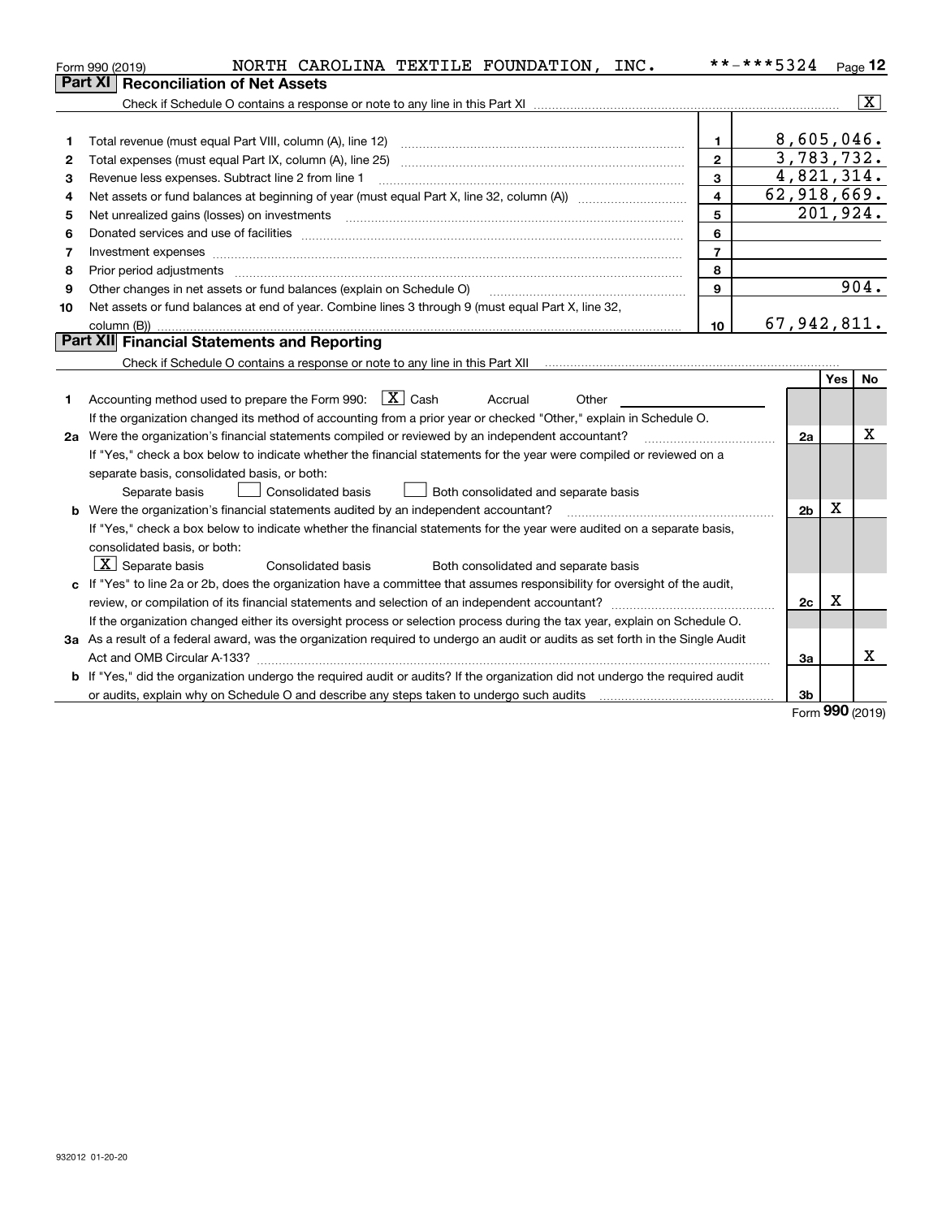Form 990 (2019) NORTH CAROLINA TEXTILE FOUNDATION, INC. **-***5324

## Part XI Reconciliation of Net Assets

Check if Schedule O contains a response or note to any line in this Part XI ..... [X]

| | | | |
|---|---|---|---|
| 1 | Total revenue (must equal Part VIII, column (A), line 12) | 1 | 8,605,046. |
| 2 | Total expenses (must equal Part IX, column (A), line 25) | 2 | 3,783,732. |
| 3 | Revenue less expenses. Subtract line 2 from line 1 | 3 | 4,821,314. |
| 4 | Net assets or fund balances at beginning of year (must equal Part X, line 32, column (A)) | 4 | 62,918,669. |
| 5 | Net unrealized gains (losses) on investments | 5 | 201,924. |
| 6 | Donated services and use of facilities | 6 | |
| 7 | Investment expenses | 7 | |
| 8 | Prior period adjustments | 8 | |
| 9 | Other changes in net assets or fund balances (explain on Schedule O) | 9 | 904. |
| 10 | Net assets or fund balances at end of year. Combine lines 3 through 9 (must equal Part X, line 32, column (B)) | 10 | 67,942,811. |

## Part XII Financial Statements and Reporting

Check if Schedule O contains a response or note to any line in this Part XII .....

| | | | Yes | No |
|---|---|---|---|---|
| 1 | Accounting method used to prepare the Form 990: [X] Cash [ ] Accrual [ ] Other<br>If the organization changed its method of accounting from a prior year or checked "Other," explain in Schedule O. | | | |
| 2a | Were the organization's financial statements compiled or reviewed by an independent accountant?<br>If "Yes," check a box below to indicate whether the financial statements for the year were compiled or reviewed on a separate basis, consolidated basis, or both:<br>[ ] Separate basis [ ] Consolidated basis [ ] Both consolidated and separate basis | 2a | | X |
| b | Were the organization's financial statements audited by an independent accountant?<br>If "Yes," check a box below to indicate whether the financial statements for the year were audited on a separate basis, consolidated basis, or both:<br>[X] Separate basis [ ] Consolidated basis [ ] Both consolidated and separate basis | 2b | X | |
| c | If "Yes" to line 2a or 2b, does the organization have a committee that assumes responsibility for oversight of the audit, review, or compilation of its financial statements and selection of an independent accountant?<br>If the organization changed either its oversight process or selection process during the tax year, explain on Schedule O. | 2c | X | |
| 3a | As a result of a federal award, was the organization required to undergo an audit or audits as set forth in the Single Audit Act and OMB Circular A-133? | 3a | | X |
| b | If "Yes," did the organization undergo the required audit or audits? If the organization did not undergo the required audit or audits, explain why on Schedule O and describe any steps taken to undergo such audits | 3b | | |

Form 990 (2019)

932012 01-20-20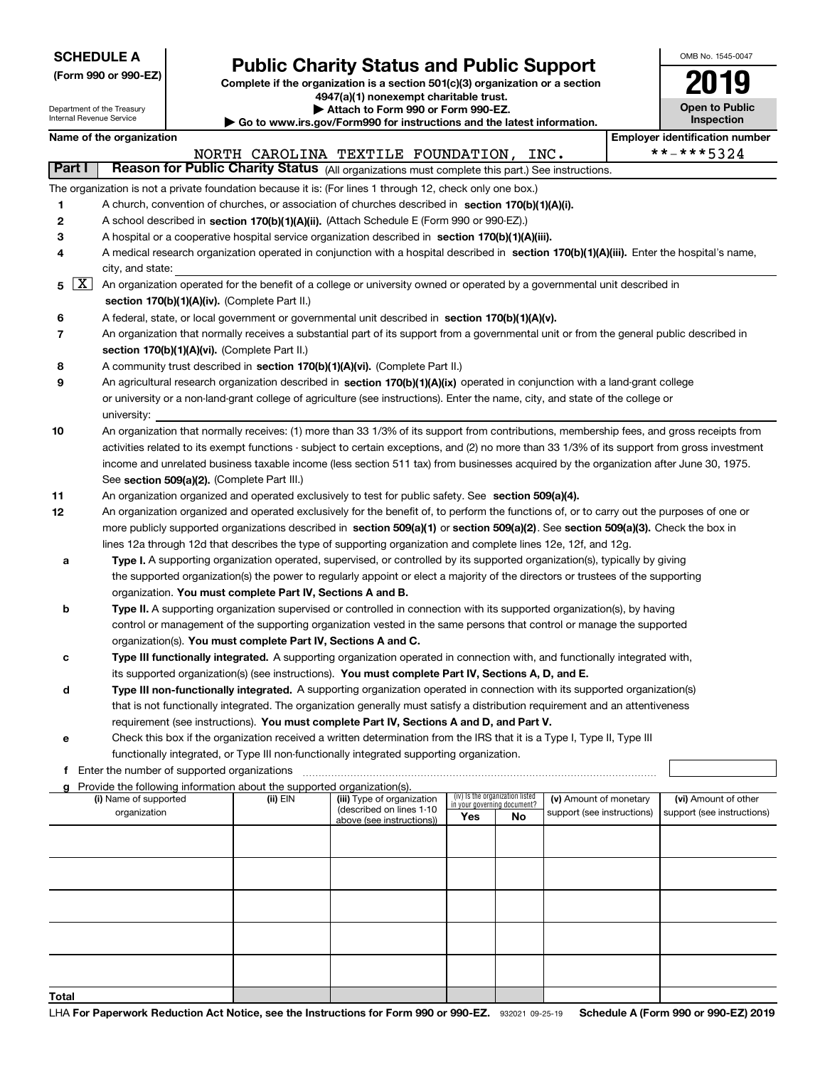**SCHEDULE A**
**(Form 990 or 990-EZ)**

Department of the Treasury
Internal Revenue Service

# Public Charity Status and Public Support

**Complete if the organization is a section 501(c)(3) organization or a section 4947(a)(1) nonexempt charitable trust.**
**▶ Attach to Form 990 or Form 990-EZ.**
**▶ Go to www.irs.gov/Form990 for instructions and the latest information.**

OMB No. 1545-0047
**2019**
**Open to Public Inspection**

**Name of the organization**
NORTH CAROLINA TEXTILE FOUNDATION, INC.

**Employer identification number**
**-***5324

**Part I** **Reason for Public Charity Status** (All organizations must complete this part.) See instructions.

The organization is not a private foundation because it is: (For lines 1 through 12, check only one box.)

1. A church, convention of churches, or association of churches described in **section 170(b)(1)(A)(i).**
2. A school described in **section 170(b)(1)(A)(ii).** (Attach Schedule E (Form 990 or 990-EZ).)
3. A hospital or a cooperative hospital service organization described in **section 170(b)(1)(A)(iii).**
4. A medical research organization operated in conjunction with a hospital described in **section 170(b)(1)(A)(iii).** Enter the hospital's name, city, and state:
5. [X] An organization operated for the benefit of a college or university owned or operated by a governmental unit described in **section 170(b)(1)(A)(iv).** (Complete Part II.)
6. A federal, state, or local government or governmental unit described in **section 170(b)(1)(A)(v).**
7. An organization that normally receives a substantial part of its support from a governmental unit or from the general public described in **section 170(b)(1)(A)(vi).** (Complete Part II.)
8. A community trust described in **section 170(b)(1)(A)(vi).** (Complete Part II.)
9. An agricultural research organization described in **section 170(b)(1)(A)(ix)** operated in conjunction with a land-grant college or university or a non-land-grant college of agriculture (see instructions). Enter the name, city, and state of the college or university:
10. An organization that normally receives: (1) more than 33 1/3% of its support from contributions, membership fees, and gross receipts from activities related to its exempt functions - subject to certain exceptions, and (2) no more than 33 1/3% of its support from gross investment income and unrelated business taxable income (less section 511 tax) from businesses acquired by the organization after June 30, 1975. See **section 509(a)(2).** (Complete Part III.)
11. An organization organized and operated exclusively to test for public safety. See **section 509(a)(4).**
12. An organization organized and operated exclusively for the benefit of, to perform the functions of, or to carry out the purposes of one or more publicly supported organizations described in **section 509(a)(1)** or **section 509(a)(2)**. See **section 509(a)(3).** Check the box in lines 12a through 12d that describes the type of supporting organization and complete lines 12e, 12f, and 12g.
   - a **Type I.** A supporting organization operated, supervised, or controlled by its supported organization(s), typically by giving the supported organization(s) the power to regularly appoint or elect a majority of the directors or trustees of the supporting organization. **You must complete Part IV, Sections A and B.**
   - b **Type II.** A supporting organization supervised or controlled in connection with its supported organization(s), by having control or management of the supporting organization vested in the same persons that control or manage the supported organization(s). **You must complete Part IV, Sections A and C.**
   - c **Type III functionally integrated.** A supporting organization operated in connection with, and functionally integrated with, its supported organization(s) (see instructions). **You must complete Part IV, Sections A, D, and E.**
   - d **Type III non-functionally integrated.** A supporting organization operated in connection with its supported organization(s) that is not functionally integrated. The organization generally must satisfy a distribution requirement and an attentiveness requirement (see instructions). **You must complete Part IV, Sections A and D, and Part V.**
   - e Check this box if the organization received a written determination from the IRS that it is a Type I, Type II, Type III functionally integrated, or Type III non-functionally integrated supporting organization.
   - f Enter the number of supported organizations
   - g Provide the following information about the supported organization(s).

| (i) Name of supported organization | (ii) EIN | (iii) Type of organization (described on lines 1-10 above (see instructions)) | (iv) Is the organization listed in your governing document? Yes | No | (v) Amount of monetary support (see instructions) | (vi) Amount of other support (see instructions) |
|---|---|---|---|---|---|---|
| | | | | | | |
| | | | | | | |
| | | | | | | |
| | | | | | | |
| | | | | | | |
| **Total** | | | | | | |

LHA **For Paperwork Reduction Act Notice, see the Instructions for Form 990 or 990-EZ.** 932021 09-25-19 **Schedule A (Form 990 or 990-EZ) 2019**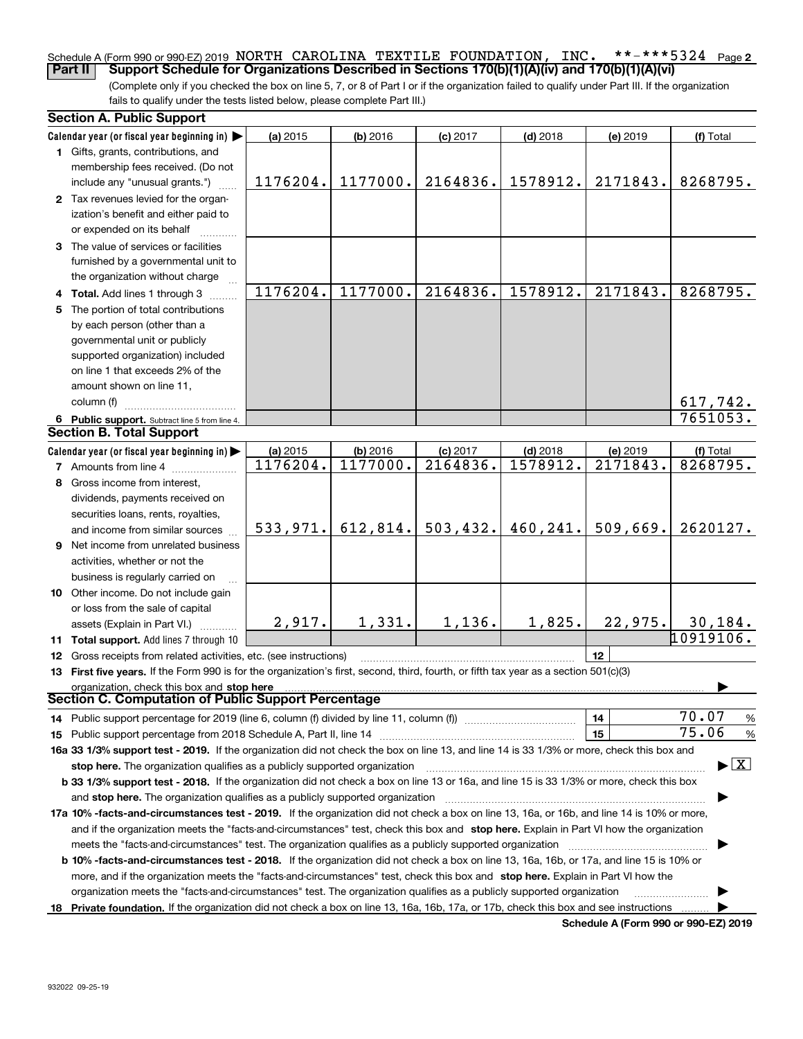Schedule A (Form 990 or 990-EZ) 2019 NORTH CAROLINA TEXTILE FOUNDATION, INC. **-***5324 Page 2

**Part II** **Support Schedule for Organizations Described in Sections 170(b)(1)(A)(iv) and 170(b)(1)(A)(vi)**

(Complete only if you checked the box on line 5, 7, or 8 of Part I or if the organization failed to qualify under Part III. If the organization fails to qualify under the tests listed below, please complete Part III.)

## Section A. Public Support

| Calendar year (or fiscal year beginning in) ▶ | (a) 2015 | (b) 2016 | (c) 2017 | (d) 2018 | (e) 2019 | (f) Total |
|---|---|---|---|---|---|---|
| **1** Gifts, grants, contributions, and membership fees received. (Do not include any "unusual grants.") | 1176204. | 1177000. | 2164836. | 1578912. | 2171843. | 8268795. |
| **2** Tax revenues levied for the organization's benefit and either paid to or expended on its behalf | | | | | | |
| **3** The value of services or facilities furnished by a governmental unit to the organization without charge | | | | | | |
| **4 Total.** Add lines 1 through 3 | 1176204. | 1177000. | 2164836. | 1578912. | 2171843. | 8268795. |
| **5** The portion of total contributions by each person (other than a governmental unit or publicly supported organization) included on line 1 that exceeds 2% of the amount shown on line 11, column (f) | | | | | | 617,742. |
| **6 Public support.** Subtract line 5 from line 4. | | | | | | 7651053. |

## Section B. Total Support

| Calendar year (or fiscal year beginning in) ▶ | (a) 2015 | (b) 2016 | (c) 2017 | (d) 2018 | (e) 2019 | (f) Total |
|---|---|---|---|---|---|---|
| **7** Amounts from line 4 | 1176204. | 1177000. | 2164836. | 1578912. | 2171843. | 8268795. |
| **8** Gross income from interest, dividends, payments received on securities loans, rents, royalties, and income from similar sources | 533,971. | 612,814. | 503,432. | 460,241. | 509,669. | 2620127. |
| **9** Net income from unrelated business activities, whether or not the business is regularly carried on | | | | | | |
| **10** Other income. Do not include gain or loss from the sale of capital assets (Explain in Part VI.) | 2,917. | 1,331. | 1,136. | 1,825. | 22,975. | 30,184. |
| **11 Total support.** Add lines 7 through 10 | | | | | | 10919106. |

**12** Gross receipts from related activities, etc. (see instructions) | **12** |

**13 First five years.** If the Form 990 is for the organization's first, second, third, fourth, or fifth tax year as a section 501(c)(3) organization, check this box and **stop here** ▶

## Section C. Computation of Public Support Percentage

**14** Public support percentage for 2019 (line 6, column (f) divided by line 11, column (f)) | **14** | 70.07 %

**15** Public support percentage from 2018 Schedule A, Part II, line 14 | **15** | 75.06 %

**16a 33 1/3% support test - 2019.** If the organization did not check the box on line 13, and line 14 is 33 1/3% or more, check this box and **stop here.** The organization qualifies as a publicly supported organization ▶ [X]

**b 33 1/3% support test - 2018.** If the organization did not check a box on line 13 or 16a, and line 15 is 33 1/3% or more, check this box and **stop here.** The organization qualifies as a publicly supported organization ▶

**17a 10% -facts-and-circumstances test - 2019.** If the organization did not check a box on line 13, 16a, or 16b, and line 14 is 10% or more, and if the organization meets the "facts-and-circumstances" test, check this box and **stop here.** Explain in Part VI how the organization meets the "facts-and-circumstances" test. The organization qualifies as a publicly supported organization ▶

**b 10% -facts-and-circumstances test - 2018.** If the organization did not check a box on line 13, 16a, 16b, or 17a, and line 15 is 10% or more, and if the organization meets the "facts-and-circumstances" test, check this box and **stop here.** Explain in Part VI how the organization meets the "facts-and-circumstances" test. The organization qualifies as a publicly supported organization ▶

**18 Private foundation.** If the organization did not check a box on line 13, 16a, 16b, 17a, or 17b, check this box and see instructions ▶

**Schedule A (Form 990 or 990-EZ) 2019**

932022 09-25-19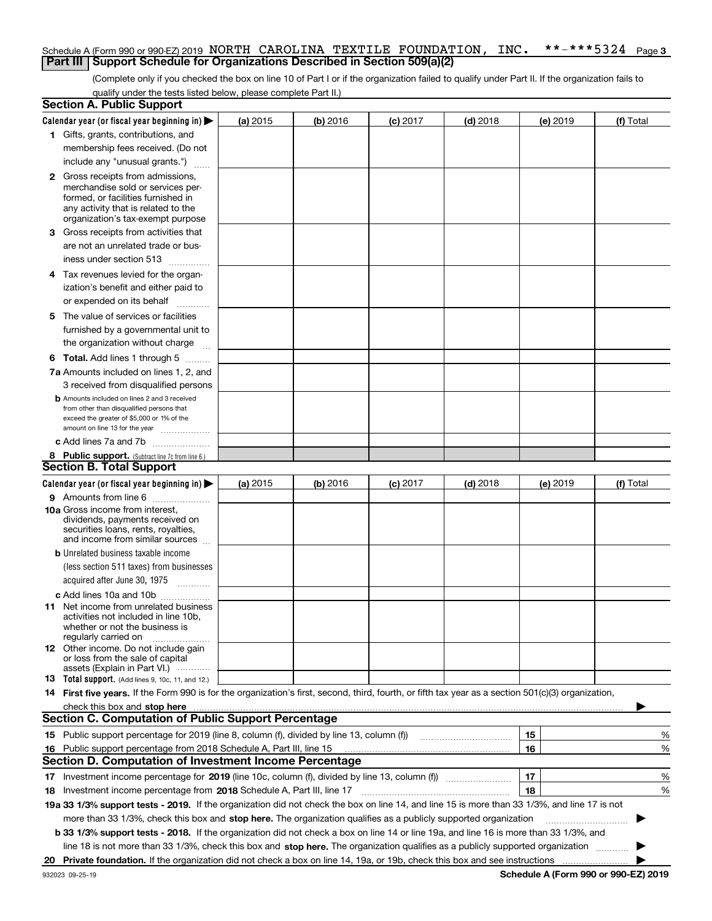Schedule A (Form 990 or 990-EZ) 2019 NORTH CAROLINA TEXTILE FOUNDATION, INC. **-***5324 Page 3

## Part III | Support Schedule for Organizations Described in Section 509(a)(2)

(Complete only if you checked the box on line 10 of Part I or if the organization failed to qualify under Part II. If the organization fails to qualify under the tests listed below, please complete Part II.)

### Section A. Public Support

| Calendar year (or fiscal year beginning in) ▶ | (a) 2015 | (b) 2016 | (c) 2017 | (d) 2018 | (e) 2019 | (f) Total |
|---|---|---|---|---|---|---|
| 1 Gifts, grants, contributions, and membership fees received. (Do not include any "unusual grants.") | | | | | | |
| 2 Gross receipts from admissions, merchandise sold or services performed, or facilities furnished in any activity that is related to the organization's tax-exempt purpose | | | | | | |
| 3 Gross receipts from activities that are not an unrelated trade or business under section 513 | | | | | | |
| 4 Tax revenues levied for the organization's benefit and either paid to or expended on its behalf | | | | | | |
| 5 The value of services or facilities furnished by a governmental unit to the organization without charge | | | | | | |
| 6 **Total.** Add lines 1 through 5 | | | | | | |
| 7a Amounts included on lines 1, 2, and 3 received from disqualified persons | | | | | | |
| b Amounts included on lines 2 and 3 received from other than disqualified persons that exceed the greater of $5,000 or 1% of the amount on line 13 for the year | | | | | | |
| c Add lines 7a and 7b | | | | | | |
| 8 **Public support.** (Subtract line 7c from line 6.) | | | | | | |

### Section B. Total Support

| Calendar year (or fiscal year beginning in) ▶ | (a) 2015 | (b) 2016 | (c) 2017 | (d) 2018 | (e) 2019 | (f) Total |
|---|---|---|---|---|---|---|
| 9 Amounts from line 6 | | | | | | |
| 10a Gross income from interest, dividends, payments received on securities loans, rents, royalties, and income from similar sources | | | | | | |
| b Unrelated business taxable income (less section 511 taxes) from businesses acquired after June 30, 1975 | | | | | | |
| c Add lines 10a and 10b | | | | | | |
| 11 Net income from unrelated business activities not included in line 10b, whether or not the business is regularly carried on | | | | | | |
| 12 Other income. Do not include gain or loss from the sale of capital assets (Explain in Part VI.) | | | | | | |
| 13 **Total support.** (Add lines 9, 10c, 11, and 12.) | | | | | | |

14 **First five years.** If the Form 990 is for the organization's first, second, third, fourth, or fifth tax year as a section 501(c)(3) organization, check this box and **stop here** ▶

### Section C. Computation of Public Support Percentage

| | | | |
|---|---|---|---|
| 15 | Public support percentage for 2019 (line 8, column (f), divided by line 13, column (f)) | 15 | % |
| 16 | Public support percentage from 2018 Schedule A, Part III, line 15 | 16 | % |

### Section D. Computation of Investment Income Percentage

| | | | |
|---|---|---|---|
| 17 | Investment income percentage for **2019** (line 10c, column (f), divided by line 13, column (f)) | 17 | % |
| 18 | Investment income percentage from **2018** Schedule A, Part III, line 17 | 18 | % |

**19a 33 1/3% support tests - 2019.** If the organization did not check the box on line 14, and line 15 is more than 33 1/3%, and line 17 is not more than 33 1/3%, check this box and **stop here.** The organization qualifies as a publicly supported organization ▶

**b 33 1/3% support tests - 2018.** If the organization did not check a box on line 14 or line 19a, and line 16 is more than 33 1/3%, and line 18 is not more than 33 1/3%, check this box and **stop here.** The organization qualifies as a publicly supported organization ▶

**20 Private foundation.** If the organization did not check a box on line 14, 19a, or 19b, check this box and see instructions ▶

932023 09-25-19 **Schedule A (Form 990 or 990-EZ) 2019**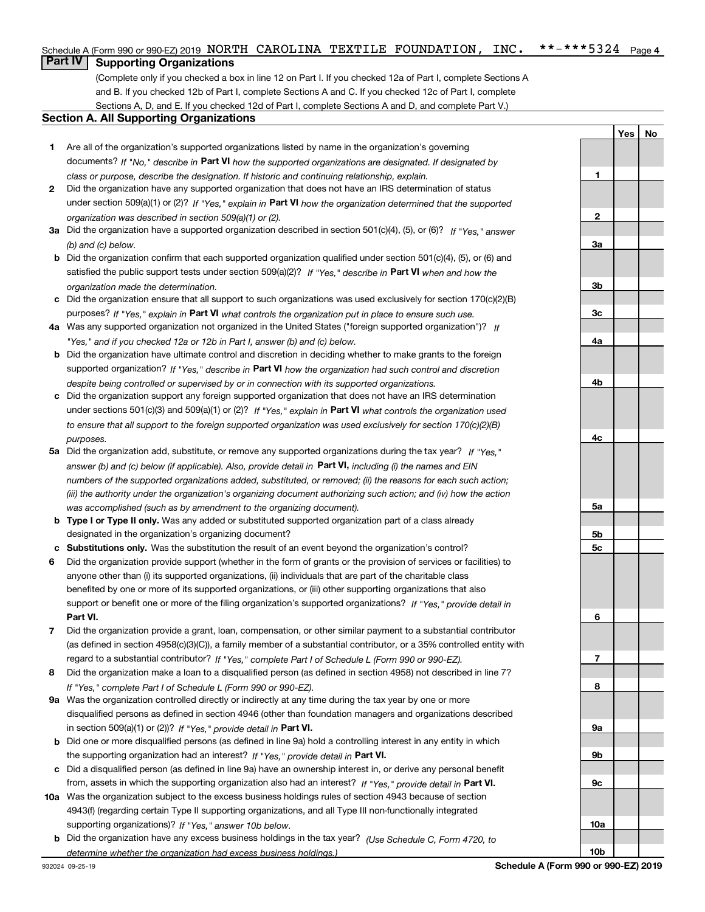Schedule A (Form 990 or 990-EZ) 2019 NORTH CAROLINA TEXTILE FOUNDATION, INC. **-***5324 Page 4

## Part IV Supporting Organizations

(Complete only if you checked a box in line 12 on Part I. If you checked 12a of Part I, complete Sections A and B. If you checked 12b of Part I, complete Sections A and C. If you checked 12c of Part I, complete Sections A, D, and E. If you checked 12d of Part I, complete Sections A and D, and complete Part V.)

### Section A. All Supporting Organizations

| | | | Yes | No |
|---|---|---|---|---|
| 1 | Are all of the organization's supported organizations listed by name in the organization's governing documents? *If "No," describe in* **Part VI** *how the supported organizations are designated. If designated by class or purpose, describe the designation. If historic and continuing relationship, explain.* | 1 | | |
| 2 | Did the organization have any supported organization that does not have an IRS determination of status under section 509(a)(1) or (2)? *If "Yes," explain in* **Part VI** *how the organization determined that the supported organization was described in section 509(a)(1) or (2).* | 2 | | |
| 3a | Did the organization have a supported organization described in section 501(c)(4), (5), or (6)? *If "Yes," answer (b) and (c) below.* | 3a | | |
| b | Did the organization confirm that each supported organization qualified under section 501(c)(4), (5), or (6) and satisfied the public support tests under section 509(a)(2)? *If "Yes," describe in* **Part VI** *when and how the organization made the determination.* | 3b | | |
| c | Did the organization ensure that all support to such organizations was used exclusively for section 170(c)(2)(B) purposes? *If "Yes," explain in* **Part VI** *what controls the organization put in place to ensure such use.* | 3c | | |
| 4a | Was any supported organization not organized in the United States ("foreign supported organization")? *If "Yes," and if you checked 12a or 12b in Part I, answer (b) and (c) below.* | 4a | | |
| b | Did the organization have ultimate control and discretion in deciding whether to make grants to the foreign supported organization? *If "Yes," describe in* **Part VI** *how the organization had such control and discretion despite being controlled or supervised by or in connection with its supported organizations.* | 4b | | |
| c | Did the organization support any foreign supported organization that does not have an IRS determination under sections 501(c)(3) and 509(a)(1) or (2)? *If "Yes," explain in* **Part VI** *what controls the organization used to ensure that all support to the foreign supported organization was used exclusively for section 170(c)(2)(B) purposes.* | 4c | | |
| 5a | Did the organization add, substitute, or remove any supported organizations during the tax year? *If "Yes," answer (b) and (c) below (if applicable). Also, provide detail in* **Part VI,** *including (i) the names and EIN numbers of the supported organizations added, substituted, or removed; (ii) the reasons for each such action; (iii) the authority under the organization's organizing document authorizing such action; and (iv) how the action was accomplished (such as by amendment to the organizing document).* | 5a | | |
| b | **Type I or Type II only.** Was any added or substituted supported organization part of a class already designated in the organization's organizing document? | 5b | | |
| c | **Substitutions only.** Was the substitution the result of an event beyond the organization's control? | 5c | | |
| 6 | Did the organization provide support (whether in the form of grants or the provision of services or facilities) to anyone other than (i) its supported organizations, (ii) individuals that are part of the charitable class benefited by one or more of its supported organizations, or (iii) other supporting organizations that also support or benefit one or more of the filing organization's supported organizations? *If "Yes," provide detail in* **Part VI.** | 6 | | |
| 7 | Did the organization provide a grant, loan, compensation, or other similar payment to a substantial contributor (as defined in section 4958(c)(3)(C)), a family member of a substantial contributor, or a 35% controlled entity with regard to a substantial contributor? *If "Yes," complete Part I of Schedule L (Form 990 or 990-EZ).* | 7 | | |
| 8 | Did the organization make a loan to a disqualified person (as defined in section 4958) not described in line 7? *If "Yes," complete Part I of Schedule L (Form 990 or 990-EZ).* | 8 | | |
| 9a | Was the organization controlled directly or indirectly at any time during the tax year by one or more disqualified persons as defined in section 4946 (other than foundation managers and organizations described in section 509(a)(1) or (2))? *If "Yes," provide detail in* **Part VI.** | 9a | | |
| b | Did one or more disqualified persons (as defined in line 9a) hold a controlling interest in any entity in which the supporting organization had an interest? *If "Yes," provide detail in* **Part VI.** | 9b | | |
| c | Did a disqualified person (as defined in line 9a) have an ownership interest in, or derive any personal benefit from, assets in which the supporting organization also had an interest? *If "Yes," provide detail in* **Part VI.** | 9c | | |
| 10a | Was the organization subject to the excess business holdings rules of section 4943 because of section 4943(f) (regarding certain Type II supporting organizations, and all Type III non-functionally integrated supporting organizations)? *If "Yes," answer 10b below.* | 10a | | |
| b | Did the organization have any excess business holdings in the tax year? *(Use Schedule C, Form 4720, to determine whether the organization had excess business holdings.)* | 10b | | |

932024 09-25-19 **Schedule A (Form 990 or 990-EZ) 2019**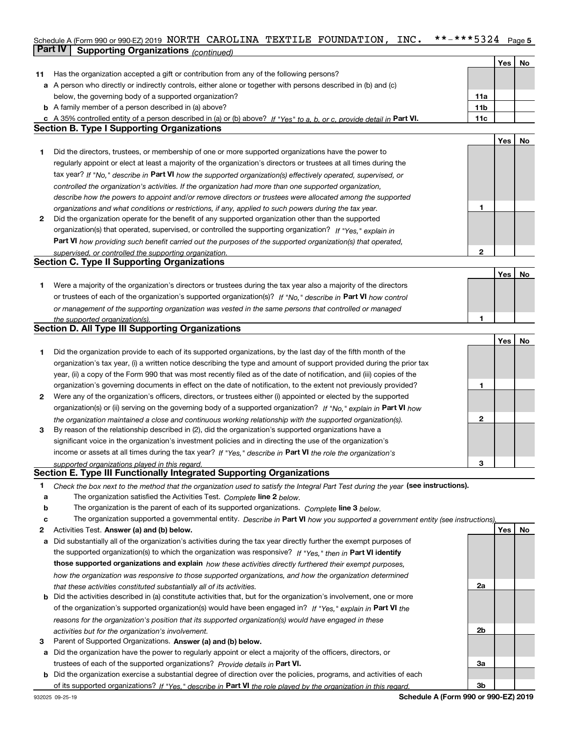Schedule A (Form 990 or 990-EZ) 2019 NORTH CAROLINA TEXTILE FOUNDATION, INC. **-***5324 Page 5

## Part IV Supporting Organizations *(continued)*

| | | | Yes | No |
|---|---|---|---|---|
| 11 | Has the organization accepted a gift or contribution from any of the following persons? | | | |
| a | A person who directly or indirectly controls, either alone or together with persons described in (b) and (c) below, the governing body of a supported organization? | 11a | | |
| b | A family member of a person described in (a) above? | 11b | | |
| c | A 35% controlled entity of a person described in (a) or (b) above? *If "Yes" to a, b, or c, provide detail in* **Part VI.** | 11c | | |

### Section B. Type I Supporting Organizations

| | | | Yes | No |
|---|---|---|---|---|
| 1 | Did the directors, trustees, or membership of one or more supported organizations have the power to regularly appoint or elect at least a majority of the organization's directors or trustees at all times during the tax year? *If "No," describe in* **Part VI** *how the supported organization(s) effectively operated, supervised, or controlled the organization's activities. If the organization had more than one supported organization, describe how the powers to appoint and/or remove directors or trustees were allocated among the supported organizations and what conditions or restrictions, if any, applied to such powers during the tax year.* | 1 | | |
| 2 | Did the organization operate for the benefit of any supported organization other than the supported organization(s) that operated, supervised, or controlled the supporting organization? *If "Yes," explain in* **Part VI** *how providing such benefit carried out the purposes of the supported organization(s) that operated, supervised, or controlled the supporting organization.* | 2 | | |

### Section C. Type II Supporting Organizations

| | | | Yes | No |
|---|---|---|---|---|
| 1 | Were a majority of the organization's directors or trustees during the tax year also a majority of the directors or trustees of each of the organization's supported organization(s)? *If "No," describe in* **Part VI** *how control or management of the supporting organization was vested in the same persons that controlled or managed the supported organization(s).* | 1 | | |

### Section D. All Type III Supporting Organizations

| | | | Yes | No |
|---|---|---|---|---|
| 1 | Did the organization provide to each of its supported organizations, by the last day of the fifth month of the organization's tax year, (i) a written notice describing the type and amount of support provided during the prior tax year, (ii) a copy of the Form 990 that was most recently filed as of the date of notification, and (iii) copies of the organization's governing documents in effect on the date of notification, to the extent not previously provided? | 1 | | |
| 2 | Were any of the organization's officers, directors, or trustees either (i) appointed or elected by the supported organization(s) or (ii) serving on the governing body of a supported organization? *If "No," explain in* **Part VI** *how the organization maintained a close and continuous working relationship with the supported organization(s).* | 2 | | |
| 3 | By reason of the relationship described in (2), did the organization's supported organizations have a significant voice in the organization's investment policies and in directing the use of the organization's income or assets at all times during the tax year? *If "Yes," describe in* **Part VI** *the role the organization's supported organizations played in this regard.* | 3 | | |

### Section E. Type III Functionally Integrated Supporting Organizations

1 *Check the box next to the method that the organization used to satisfy the Integral Part Test during the year* **(see instructions).**

- a ☐ The organization satisfied the Activities Test. *Complete* **line 2** *below.*
- b ☐ The organization is the parent of each of its supported organizations. *Complete* **line 3** *below.*
- c ☐ The organization supported a governmental entity. *Describe in* **Part VI** *how you supported a government entity (see instructions).*

| | | | Yes | No |
|---|---|---|---|---|
| 2 | Activities Test. **Answer (a) and (b) below.** | | | |
| a | Did substantially all of the organization's activities during the tax year directly further the exempt purposes of the supported organization(s) to which the organization was responsive? *If "Yes," then in* **Part VI identify those supported organizations and explain** *how these activities directly furthered their exempt purposes, how the organization was responsive to those supported organizations, and how the organization determined that these activities constituted substantially all of its activities.* | 2a | | |
| b | Did the activities described in (a) constitute activities that, but for the organization's involvement, one or more of the organization's supported organization(s) would have been engaged in? *If "Yes," explain in* **Part VI** *the reasons for the organization's position that its supported organization(s) would have engaged in these activities but for the organization's involvement.* | 2b | | |
| 3 | Parent of Supported Organizations. **Answer (a) and (b) below.** | | | |
| a | Did the organization have the power to regularly appoint or elect a majority of the officers, directors, or trustees of each of the supported organizations? *Provide details in* **Part VI.** | 3a | | |
| b | Did the organization exercise a substantial degree of direction over the policies, programs, and activities of each of its supported organizations? *If "Yes," describe in* **Part VI** *the role played by the organization in this regard.* | 3b | | |

932025 09-25-19 **Schedule A (Form 990 or 990-EZ) 2019**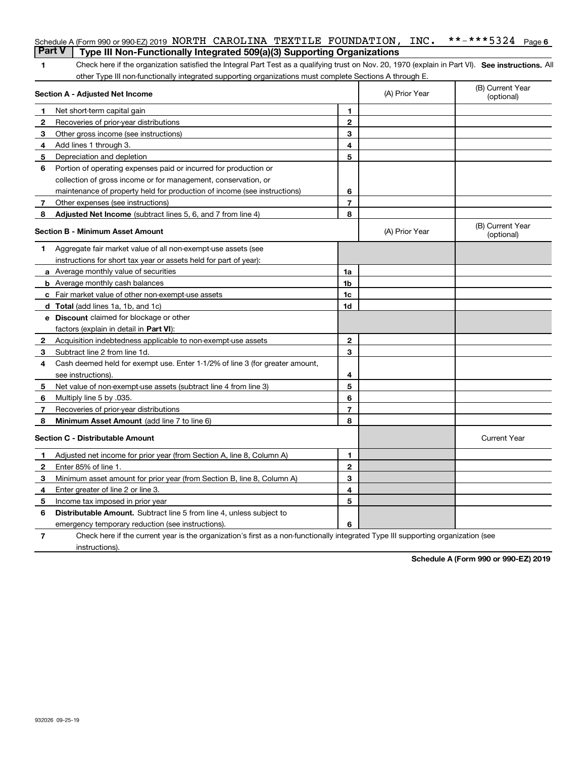Schedule A (Form 990 or 990-EZ) 2019 NORTH CAROLINA TEXTILE FOUNDATION, INC. **-***5324 Page 6

## Part V Type III Non-Functionally Integrated 509(a)(3) Supporting Organizations

1 Check here if the organization satisfied the Integral Part Test as a qualifying trust on Nov. 20, 1970 (explain in Part VI). **See instructions.** All other Type III non-functionally integrated supporting organizations must complete Sections A through E.

| **Section A - Adjusted Net Income** | | (A) Prior Year | (B) Current Year (optional) |
|---|---|---|---|
| 1 Net short-term capital gain | 1 | | |
| 2 Recoveries of prior-year distributions | 2 | | |
| 3 Other gross income (see instructions) | 3 | | |
| 4 Add lines 1 through 3. | 4 | | |
| 5 Depreciation and depletion | 5 | | |
| 6 Portion of operating expenses paid or incurred for production or collection of gross income or for management, conservation, or maintenance of property held for production of income (see instructions) | 6 | | |
| 7 Other expenses (see instructions) | 7 | | |
| 8 **Adjusted Net Income** (subtract lines 5, 6, and 7 from line 4) | 8 | | |

| **Section B - Minimum Asset Amount** | | (A) Prior Year | (B) Current Year (optional) |
|---|---|---|---|
| 1 Aggregate fair market value of all non-exempt-use assets (see instructions for short tax year or assets held for part of year): | | | |
| a Average monthly value of securities | 1a | | |
| b Average monthly cash balances | 1b | | |
| c Fair market value of other non-exempt-use assets | 1c | | |
| d **Total** (add lines 1a, 1b, and 1c) | 1d | | |
| e **Discount** claimed for blockage or other factors (explain in detail in **Part VI**): | | | |
| 2 Acquisition indebtedness applicable to non-exempt-use assets | 2 | | |
| 3 Subtract line 2 from line 1d. | 3 | | |
| 4 Cash deemed held for exempt use. Enter 1-1/2% of line 3 (for greater amount, see instructions). | 4 | | |
| 5 Net value of non-exempt-use assets (subtract line 4 from line 3) | 5 | | |
| 6 Multiply line 5 by .035. | 6 | | |
| 7 Recoveries of prior-year distributions | 7 | | |
| 8 **Minimum Asset Amount** (add line 7 to line 6) | 8 | | |

| **Section C - Distributable Amount** | | | Current Year |
|---|---|---|---|
| 1 Adjusted net income for prior year (from Section A, line 8, Column A) | 1 | | |
| 2 Enter 85% of line 1. | 2 | | |
| 3 Minimum asset amount for prior year (from Section B, line 8, Column A) | 3 | | |
| 4 Enter greater of line 2 or line 3. | 4 | | |
| 5 Income tax imposed in prior year | 5 | | |
| 6 **Distributable Amount.** Subtract line 5 from line 4, unless subject to emergency temporary reduction (see instructions). | 6 | | |

7 Check here if the current year is the organization's first as a non-functionally integrated Type III supporting organization (see instructions).

**Schedule A (Form 990 or 990-EZ) 2019**

932026 09-25-19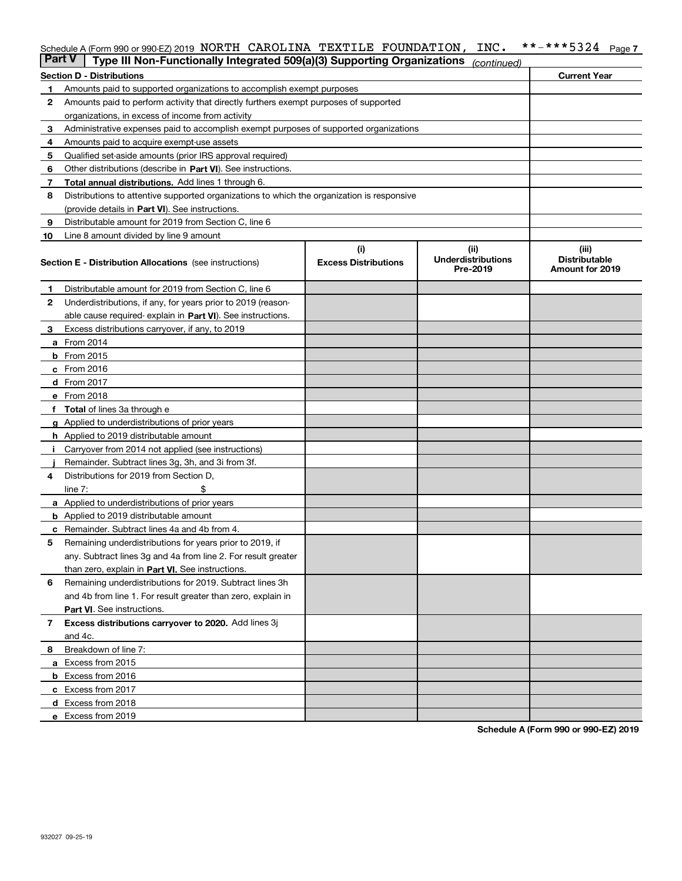Schedule A (Form 990 or 990-EZ) 2019 NORTH CAROLINA TEXTILE FOUNDATION, INC. **-***5324 Page 7

**Part V Type III Non-Functionally Integrated 509(a)(3) Supporting Organizations** *(continued)*

| Section D - Distributions | | Current Year |
|---|---|---|
| 1 | Amounts paid to supported organizations to accomplish exempt purposes | |
| 2 | Amounts paid to perform activity that directly furthers exempt purposes of supported organizations, in excess of income from activity | |
| 3 | Administrative expenses paid to accomplish exempt purposes of supported organizations | |
| 4 | Amounts paid to acquire exempt-use assets | |
| 5 | Qualified set-aside amounts (prior IRS approval required) | |
| 6 | Other distributions (describe in **Part VI**). See instructions. | |
| 7 | **Total annual distributions.** Add lines 1 through 6. | |
| 8 | Distributions to attentive supported organizations to which the organization is responsive (provide details in **Part VI**). See instructions. | |
| 9 | Distributable amount for 2019 from Section C, line 6 | |
| 10 | Line 8 amount divided by line 9 amount | |

| Section E - Distribution Allocations (see instructions) | (i) Excess Distributions | (ii) Underdistributions Pre-2019 | (iii) Distributable Amount for 2019 |
|---|---|---|---|
| 1 Distributable amount for 2019 from Section C, line 6 | | | |
| 2 Underdistributions, if any, for years prior to 2019 (reasonable cause required- explain in **Part VI**). See instructions. | | | |
| 3 Excess distributions carryover, if any, to 2019 | | | |
| a From 2014 | | | |
| b From 2015 | | | |
| c From 2016 | | | |
| d From 2017 | | | |
| e From 2018 | | | |
| f **Total** of lines 3a through e | | | |
| g Applied to underdistributions of prior years | | | |
| h Applied to 2019 distributable amount | | | |
| i Carryover from 2014 not applied (see instructions) | | | |
| j Remainder. Subtract lines 3g, 3h, and 3i from 3f. | | | |
| 4 Distributions for 2019 from Section D, line 7: $ | | | |
| a Applied to underdistributions of prior years | | | |
| b Applied to 2019 distributable amount | | | |
| c Remainder. Subtract lines 4a and 4b from 4. | | | |
| 5 Remaining underdistributions for years prior to 2019, if any. Subtract lines 3g and 4a from line 2. For result greater than zero, explain in **Part VI.** See instructions. | | | |
| 6 Remaining underdistributions for 2019. Subtract lines 3h and 4b from line 1. For result greater than zero, explain in **Part VI**. See instructions. | | | |
| 7 **Excess distributions carryover to 2020.** Add lines 3j and 4c. | | | |
| 8 Breakdown of line 7: | | | |
| a Excess from 2015 | | | |
| b Excess from 2016 | | | |
| c Excess from 2017 | | | |
| d Excess from 2018 | | | |
| e Excess from 2019 | | | |

**Schedule A (Form 990 or 990-EZ) 2019**

932027 09-25-19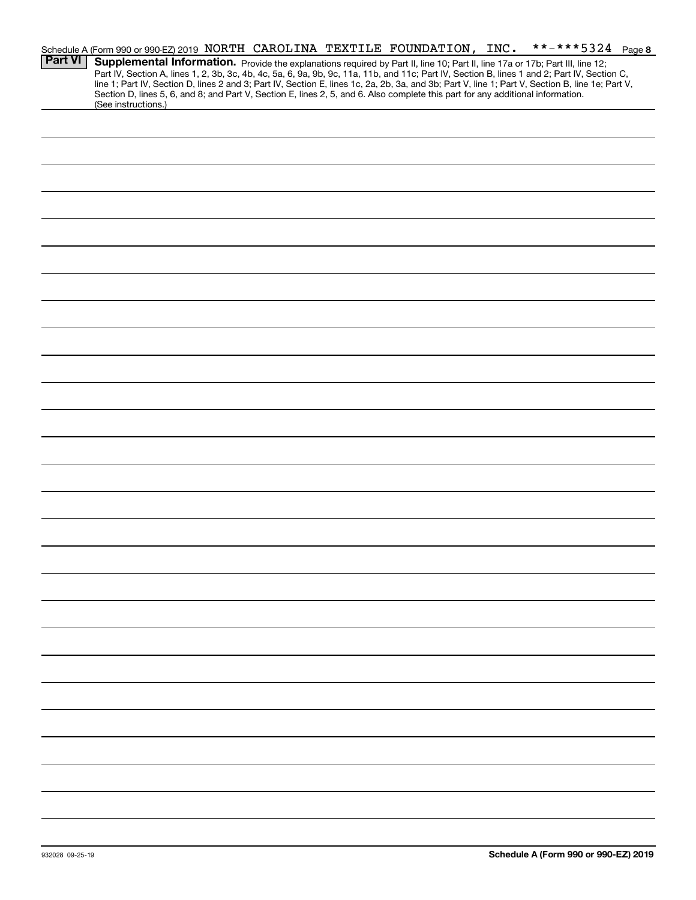Schedule A (Form 990 or 990-EZ) 2019 NORTH CAROLINA TEXTILE FOUNDATION, INC. **-***5324 Page 8

**Part VI** **Supplemental Information.** Provide the explanations required by Part II, line 10; Part II, line 17a or 17b; Part III, line 12; Part IV, Section A, lines 1, 2, 3b, 3c, 4b, 4c, 5a, 6, 9a, 9b, 9c, 11a, 11b, and 11c; Part IV, Section B, lines 1 and 2; Part IV, Section C, line 1; Part IV, Section D, lines 2 and 3; Part IV, Section E, lines 1c, 2a, 2b, 3a, and 3b; Part V, line 1; Part V, Section B, line 1e; Part V, Section D, lines 5, 6, and 8; and Part V, Section E, lines 2, 5, and 6. Also complete this part for any additional information. (See instructions.)

932028 09-25-19

**Schedule A (Form 990 or 990-EZ) 2019**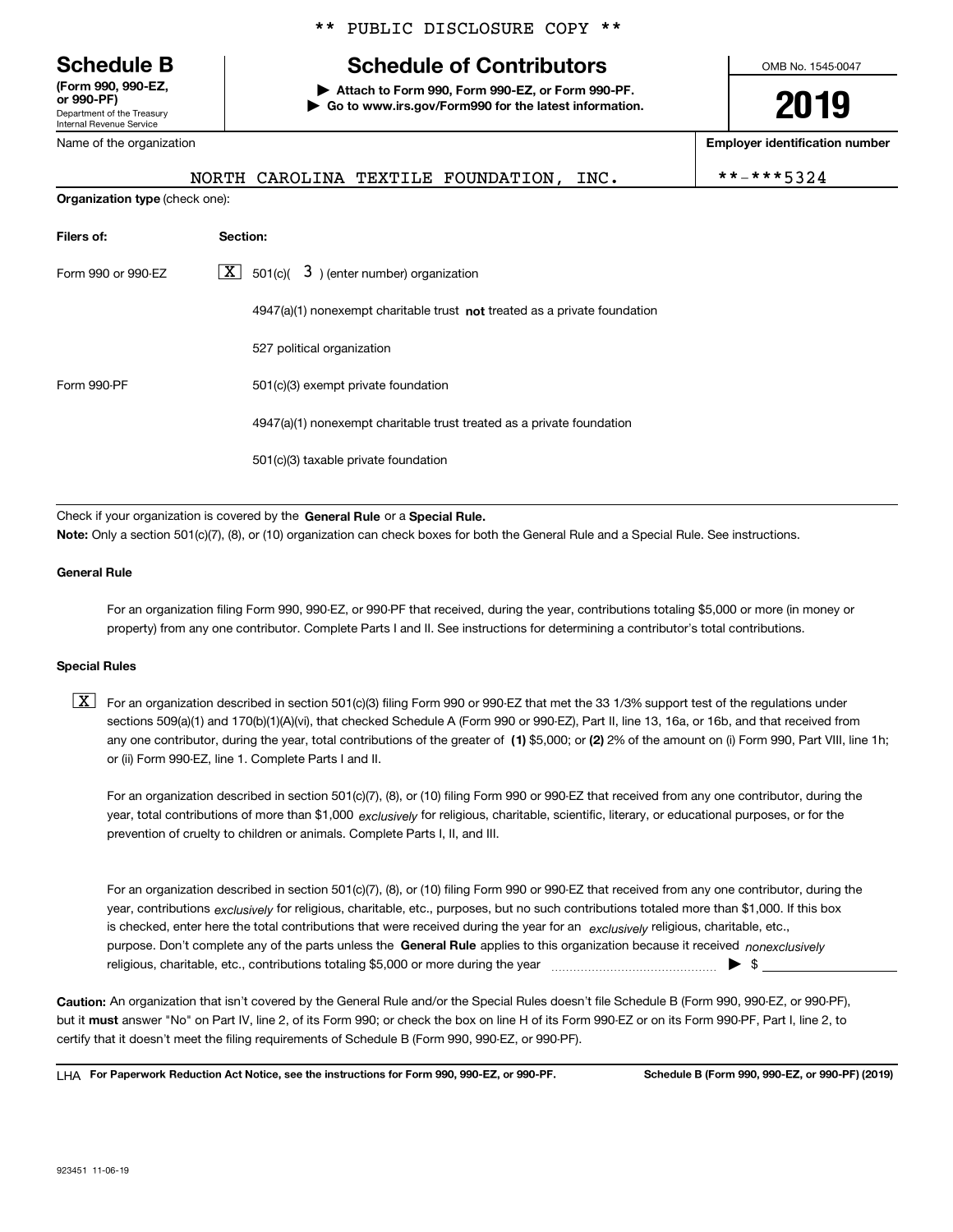** PUBLIC DISCLOSURE COPY **

# Schedule B

**(Form 990, 990-EZ, or 990-PF)**
Department of the Treasury
Internal Revenue Service

## Schedule of Contributors

▶ **Attach to Form 990, Form 990-EZ, or Form 990-PF.**
▶ **Go to www.irs.gov/Form990 for the latest information.**

OMB No. 1545-0047

**2019**

Name of the organization: NORTH CAROLINA TEXTILE FOUNDATION, INC.

**Employer identification number**: **-***5324

**Organization type** (check one):

| **Filers of:** | **Section:** |
|---|---|
| Form 990 or 990-EZ | [X] 501(c)( 3 ) (enter number) organization |
| | [ ] 4947(a)(1) nonexempt charitable trust **not** treated as a private foundation |
| | [ ] 527 political organization |
| Form 990-PF | [ ] 501(c)(3) exempt private foundation |
| | [ ] 4947(a)(1) nonexempt charitable trust treated as a private foundation |
| | [ ] 501(c)(3) taxable private foundation |

Check if your organization is covered by the **General Rule** or a **Special Rule.**

**Note:** Only a section 501(c)(7), (8), or (10) organization can check boxes for both the General Rule and a Special Rule. See instructions.

**General Rule**

[ ] For an organization filing Form 990, 990-EZ, or 990-PF that received, during the year, contributions totaling $5,000 or more (in money or property) from any one contributor. Complete Parts I and II. See instructions for determining a contributor's total contributions.

**Special Rules**

[X] For an organization described in section 501(c)(3) filing Form 990 or 990-EZ that met the 33 1/3% support test of the regulations under sections 509(a)(1) and 170(b)(1)(A)(vi), that checked Schedule A (Form 990 or 990-EZ), Part II, line 13, 16a, or 16b, and that received from any one contributor, during the year, total contributions of the greater of **(1)** $5,000; or **(2)** 2% of the amount on (i) Form 990, Part VIII, line 1h; or (ii) Form 990-EZ, line 1. Complete Parts I and II.

[ ] For an organization described in section 501(c)(7), (8), or (10) filing Form 990 or 990-EZ that received from any one contributor, during the year, total contributions of more than $1,000 *exclusively* for religious, charitable, scientific, literary, or educational purposes, or for the prevention of cruelty to children or animals. Complete Parts I, II, and III.

[ ] For an organization described in section 501(c)(7), (8), or (10) filing Form 990 or 990-EZ that received from any one contributor, during the year, contributions *exclusively* for religious, charitable, etc., purposes, but no such contributions totaled more than $1,000. If this box is checked, enter here the total contributions that were received during the year for an *exclusively* religious, charitable, etc., purpose. Don't complete any of the parts unless the **General Rule** applies to this organization because it received *nonexclusively* religious, charitable, etc., contributions totaling $5,000 or more during the year ▶ $ ____________

**Caution:** An organization that isn't covered by the General Rule and/or the Special Rules doesn't file Schedule B (Form 990, 990-EZ, or 990-PF), but it **must** answer "No" on Part IV, line 2, of its Form 990; or check the box on line H of its Form 990-EZ or on its Form 990-PF, Part I, line 2, to certify that it doesn't meet the filing requirements of Schedule B (Form 990, 990-EZ, or 990-PF).

LHA **For Paperwork Reduction Act Notice, see the instructions for Form 990, 990-EZ, or 990-PF.** **Schedule B (Form 990, 990-EZ, or 990-PF) (2019)**

923451 11-06-19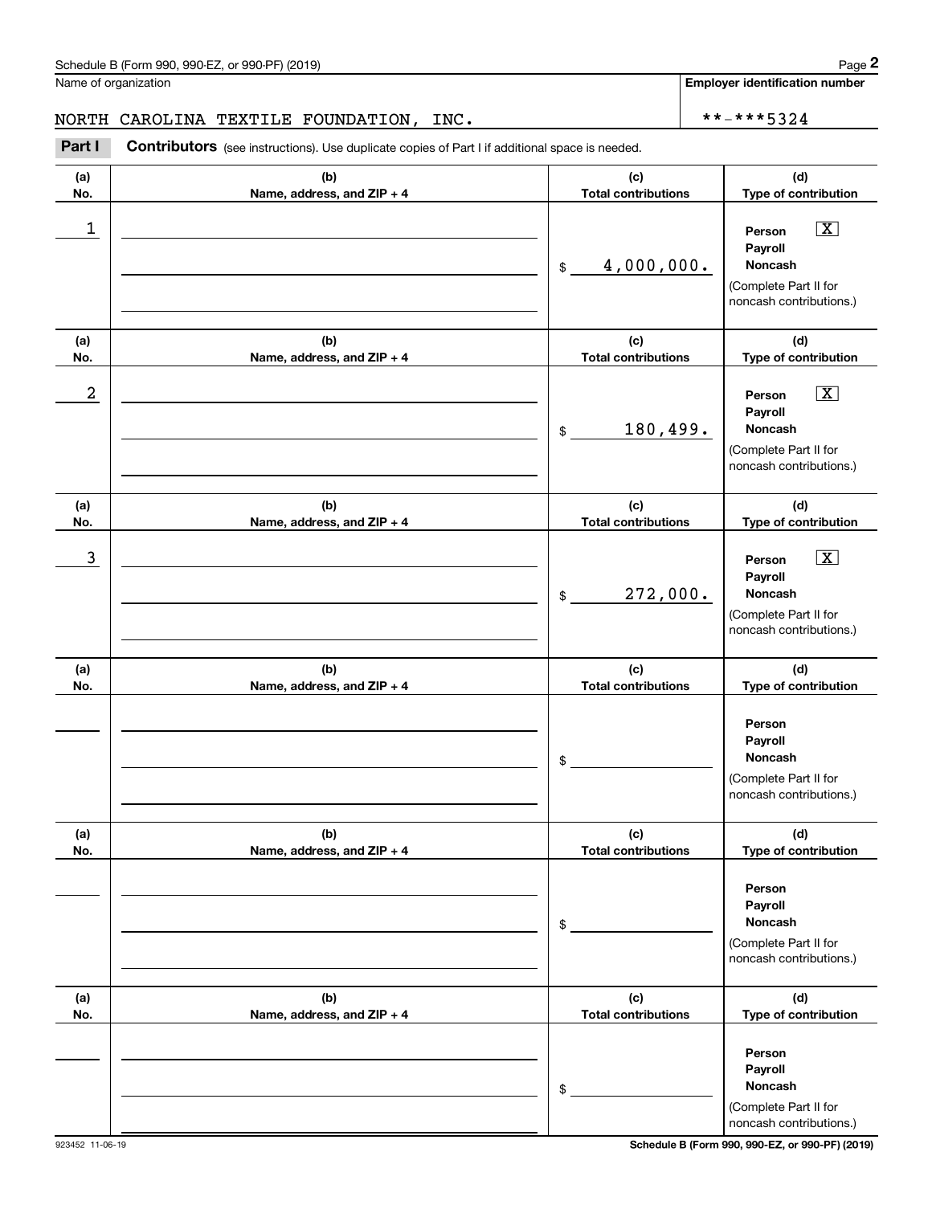Schedule B (Form 990, 990-EZ, or 990-PF) (2019)

Name of organization: NORTH CAROLINA TEXTILE FOUNDATION, INC.

Employer identification number: **-***5324

**Part I** **Contributors** (see instructions). Use duplicate copies of Part I if additional space is needed.

| (a) No. | (b) Name, address, and ZIP + 4 | (c) Total contributions | (d) Type of contribution |
|---|---|---|---|
| 1 | | $ 4,000,000. | Person [X] Payroll [ ] Noncash [ ] (Complete Part II for noncash contributions.) |
| 2 | | $ 180,499. | Person [X] Payroll [ ] Noncash [ ] (Complete Part II for noncash contributions.) |
| 3 | | $ 272,000. | Person [X] Payroll [ ] Noncash [ ] (Complete Part II for noncash contributions.) |
| | | $ | Person [ ] Payroll [ ] Noncash [ ] (Complete Part II for noncash contributions.) |
| | | $ | Person [ ] Payroll [ ] Noncash [ ] (Complete Part II for noncash contributions.) |
| | | $ | Person [ ] Payroll [ ] Noncash [ ] (Complete Part II for noncash contributions.) |

923452 11-06-19

Schedule B (Form 990, 990-EZ, or 990-PF) (2019)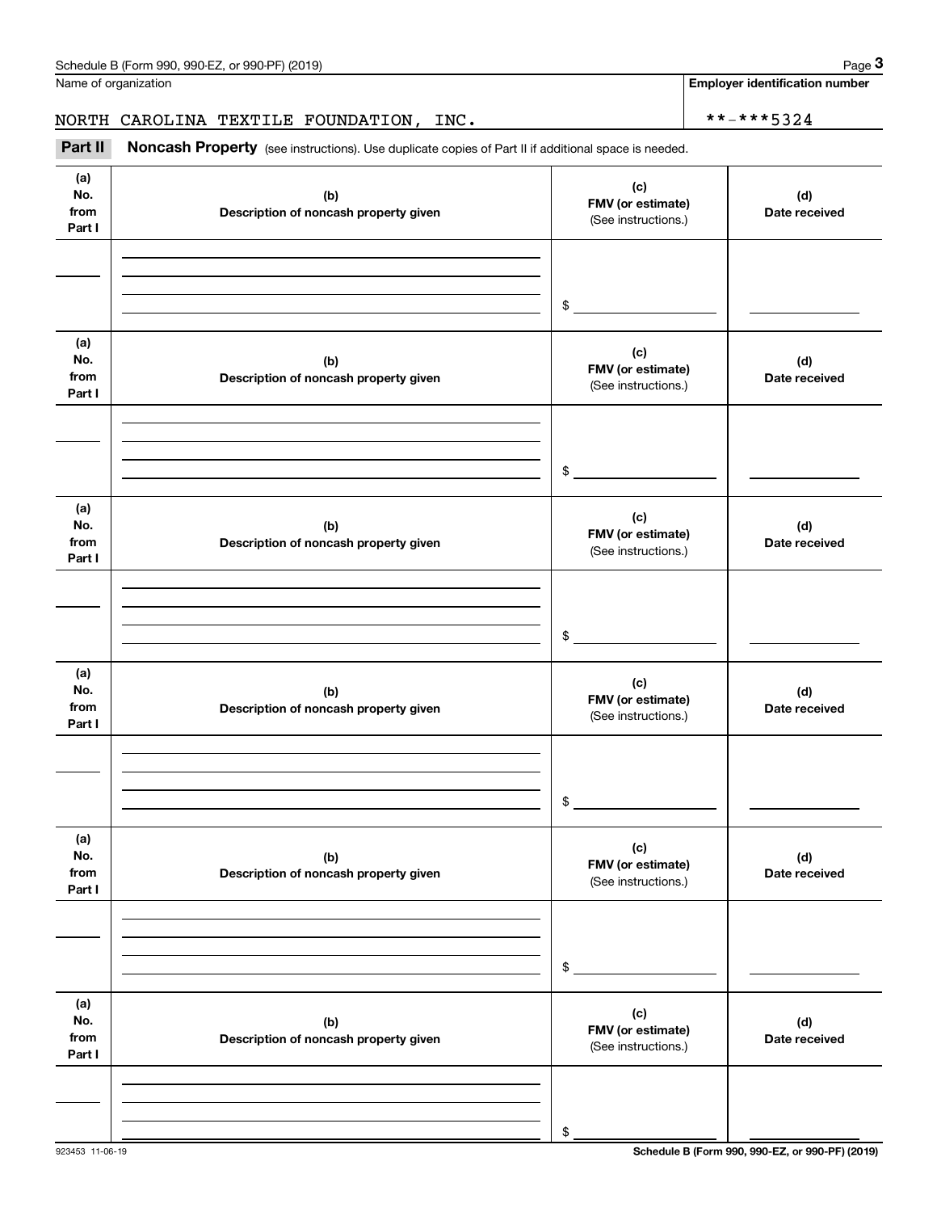Name of organization

**Employer identification number**

NORTH CAROLINA TEXTILE FOUNDATION, INC. | **-***5324

**Part II** **Noncash Property** (see instructions). Use duplicate copies of Part II if additional space is needed.

| (a) No. from Part I | (b) Description of noncash property given | (c) FMV (or estimate) (See instructions.) | (d) Date received |
|---|---|---|---|
| | | $ | |

| (a) No. from Part I | (b) Description of noncash property given | (c) FMV (or estimate) (See instructions.) | (d) Date received |
|---|---|---|---|
| | | $ | |

| (a) No. from Part I | (b) Description of noncash property given | (c) FMV (or estimate) (See instructions.) | (d) Date received |
|---|---|---|---|
| | | $ | |

| (a) No. from Part I | (b) Description of noncash property given | (c) FMV (or estimate) (See instructions.) | (d) Date received |
|---|---|---|---|
| | | $ | |

| (a) No. from Part I | (b) Description of noncash property given | (c) FMV (or estimate) (See instructions.) | (d) Date received |
|---|---|---|---|
| | | $ | |

| (a) No. from Part I | (b) Description of noncash property given | (c) FMV (or estimate) (See instructions.) | (d) Date received |
|---|---|---|---|
| | | $ | |

923453 11-06-19

**Schedule B (Form 990, 990-EZ, or 990-PF) (2019)**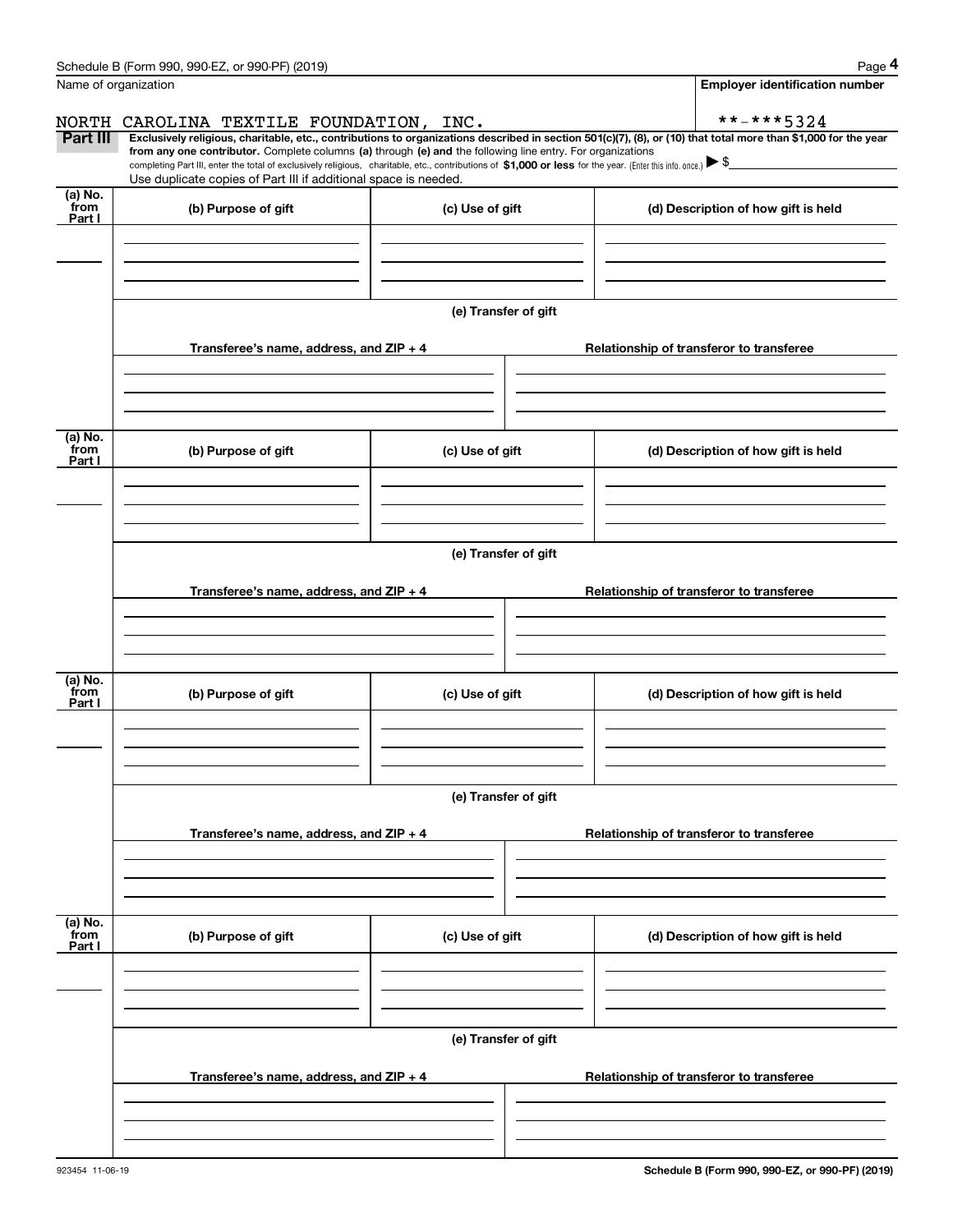Name of organization

NORTH CAROLINA TEXTILE FOUNDATION, INC.

**Employer identification number**

**-***5324

**Part III** **Exclusively religious, charitable, etc., contributions to organizations described in section 501(c)(7), (8), or (10) that total more than $1,000 for the year from any one contributor.** Complete columns **(a)** through **(e) and** the following line entry. For organizations completing Part III, enter the total of exclusively religious, charitable, etc., contributions of **$1,000 or less** for the year. (Enter this info. once.) ▶ $

Use duplicate copies of Part III if additional space is needed.

| (a) No. from Part I | (b) Purpose of gift | (c) Use of gift | (d) Description of how gift is held |
|---|---|---|---|
| | | | |

(e) Transfer of gift

| Transferee's name, address, and ZIP + 4 | Relationship of transferor to transferee |
|---|---|
| | |

| (a) No. from Part I | (b) Purpose of gift | (c) Use of gift | (d) Description of how gift is held |
|---|---|---|---|
| | | | |

(e) Transfer of gift

| Transferee's name, address, and ZIP + 4 | Relationship of transferor to transferee |
|---|---|
| | |

| (a) No. from Part I | (b) Purpose of gift | (c) Use of gift | (d) Description of how gift is held |
|---|---|---|---|
| | | | |

(e) Transfer of gift

| Transferee's name, address, and ZIP + 4 | Relationship of transferor to transferee |
|---|---|
| | |

| (a) No. from Part I | (b) Purpose of gift | (c) Use of gift | (d) Description of how gift is held |
|---|---|---|---|
| | | | |

(e) Transfer of gift

| Transferee's name, address, and ZIP + 4 | Relationship of transferor to transferee |
|---|---|
| | |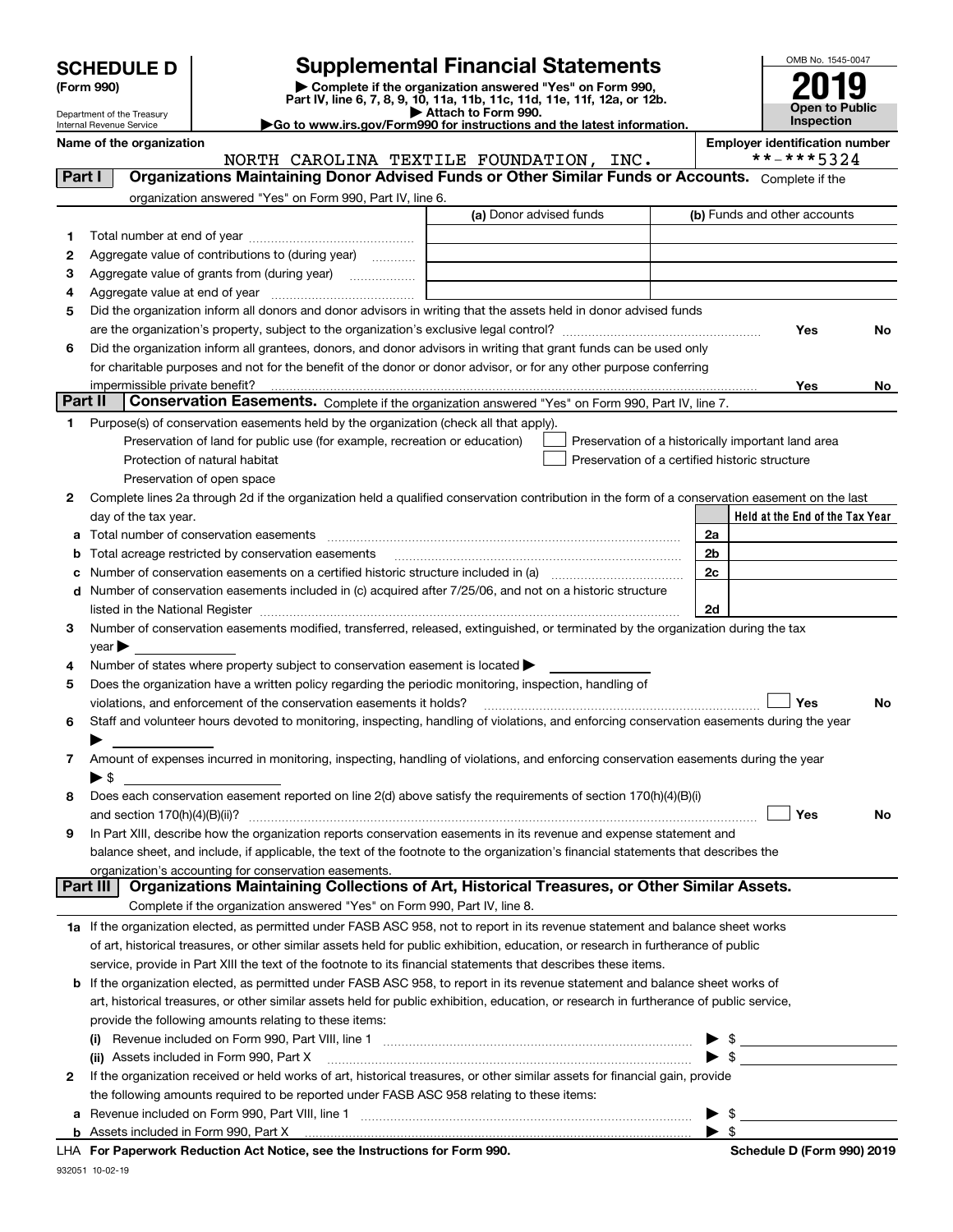# SCHEDULE D (Form 990)

Department of the Treasury
Internal Revenue Service

# Supplemental Financial Statements

▶ Complete if the organization answered "Yes" on Form 990, Part IV, line 6, 7, 8, 9, 10, 11a, 11b, 11c, 11d, 11e, 11f, 12a, or 12b.
▶ Attach to Form 990.
▶Go to www.irs.gov/Form990 for instructions and the latest information.

OMB No. 1545-0047

**2019**

**Open to Public Inspection**

**Name of the organization**
NORTH CAROLINA TEXTILE FOUNDATION, INC.

**Employer identification number**
\*\*-\*\*\*5324

## Part I Organizations Maintaining Donor Advised Funds or Other Similar Funds or Accounts. 

Complete if the organization answered "Yes" on Form 990, Part IV, line 6.

| | | (a) Donor advised funds | (b) Funds and other accounts |
|---|---|---|---|
| 1 | Total number at end of year | | |
| 2 | Aggregate value of contributions to (during year) | | |
| 3 | Aggregate value of grants from (during year) | | |
| 4 | Aggregate value at end of year | | |

5 Did the organization inform all donors and donor advisors in writing that the assets held in donor advised funds are the organization's property, subject to the organization's exclusive legal control? Yes No

6 Did the organization inform all grantees, donors, and donor advisors in writing that grant funds can be used only for charitable purposes and not for the benefit of the donor or donor advisor, or for any other purpose conferring impermissible private benefit? Yes No

## Part II Conservation Easements. 

Complete if the organization answered "Yes" on Form 990, Part IV, line 7.

1 Purpose(s) of conservation easements held by the organization (check all that apply).
- Preservation of land for public use (for example, recreation or education)
- Protection of natural habitat
- Preservation of open space
- Preservation of a historically important land area
- Preservation of a certified historic structure

2 Complete lines 2a through 2d if the organization held a qualified conservation contribution in the form of a conservation easement on the last day of the tax year.

| | | | Held at the End of the Tax Year |
|---|---|---|---|
| a | Total number of conservation easements | 2a | |
| b | Total acreage restricted by conservation easements | 2b | |
| c | Number of conservation easements on a certified historic structure included in (a) | 2c | |
| d | Number of conservation easements included in (c) acquired after 7/25/06, and not on a historic structure listed in the National Register | 2d | |

3 Number of conservation easements modified, transferred, released, extinguished, or terminated by the organization during the tax year ▶

4 Number of states where property subject to conservation easement is located ▶

5 Does the organization have a written policy regarding the periodic monitoring, inspection, handling of violations, and enforcement of the conservation easements it holds? Yes No

6 Staff and volunteer hours devoted to monitoring, inspecting, handling of violations, and enforcing conservation easements during the year ▶

7 Amount of expenses incurred in monitoring, inspecting, handling of violations, and enforcing conservation easements during the year ▶ $

8 Does each conservation easement reported on line 2(d) above satisfy the requirements of section 170(h)(4)(B)(i) and section 170(h)(4)(B)(ii)? Yes No

9 In Part XIII, describe how the organization reports conservation easements in its revenue and expense statement and balance sheet, and include, if applicable, the text of the footnote to the organization's financial statements that describes the organization's accounting for conservation easements.

## Part III Organizations Maintaining Collections of Art, Historical Treasures, or Other Similar Assets.

Complete if the organization answered "Yes" on Form 990, Part IV, line 8.

1a If the organization elected, as permitted under FASB ASC 958, not to report in its revenue statement and balance sheet works of art, historical treasures, or other similar assets held for public exhibition, education, or research in furtherance of public service, provide in Part XIII the text of the footnote to its financial statements that describes these items.

b If the organization elected, as permitted under FASB ASC 958, to report in its revenue statement and balance sheet works of art, historical treasures, or other similar assets held for public exhibition, education, or research in furtherance of public service, provide the following amounts relating to these items:

(i) Revenue included on Form 990, Part VIII, line 1 ▶ $

(ii) Assets included in Form 990, Part X ▶ $

2 If the organization received or held works of art, historical treasures, or other similar assets for financial gain, provide the following amounts required to be reported under FASB ASC 958 relating to these items:

a Revenue included on Form 990, Part VIII, line 1 ▶ $

b Assets included in Form 990, Part X ▶ $

LHA For Paperwork Reduction Act Notice, see the Instructions for Form 990. Schedule D (Form 990) 2019

932051 10-02-19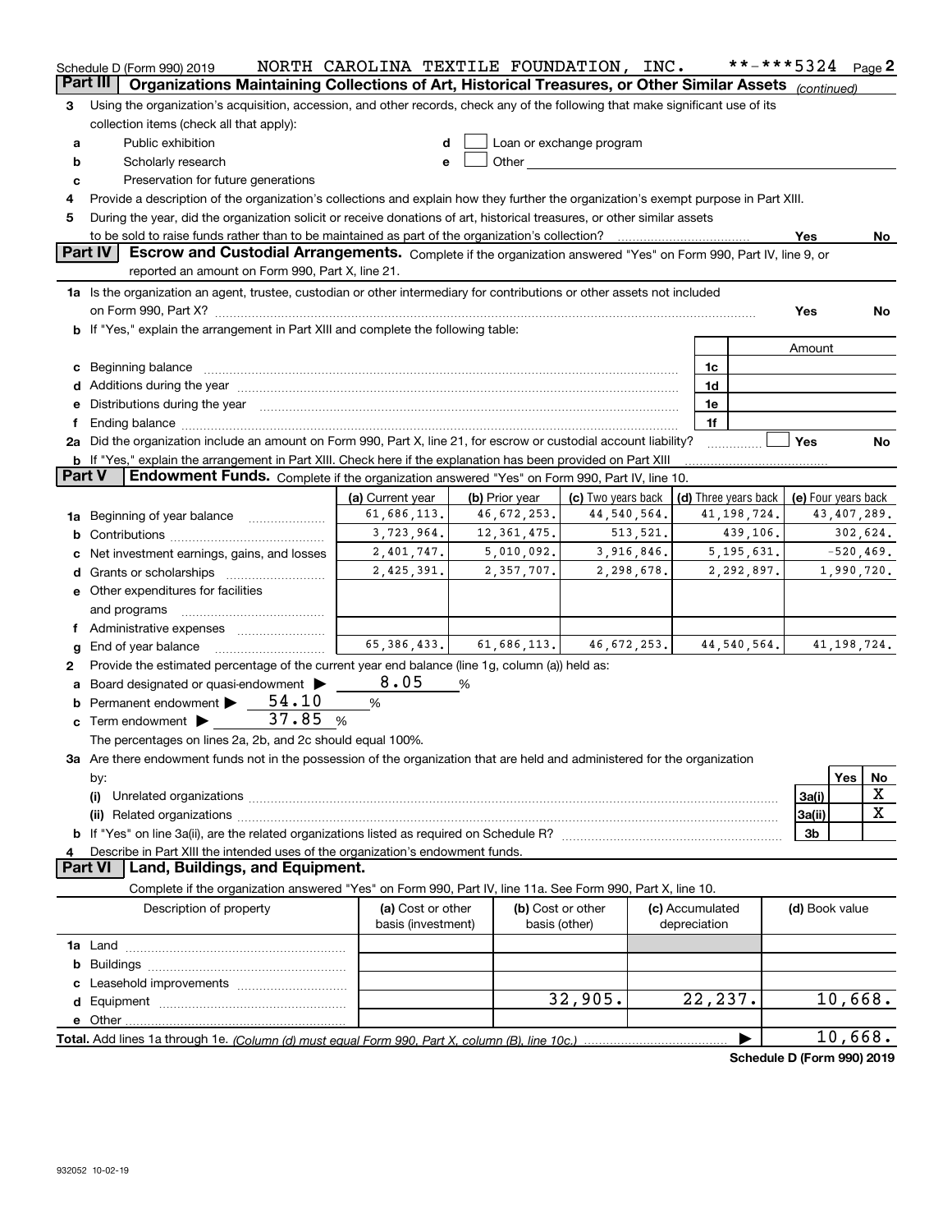Schedule D (Form 990) 2019 NORTH CAROLINA TEXTILE FOUNDATION, INC. **-***5324 Page 2

## Part III Organizations Maintaining Collections of Art, Historical Treasures, or Other Similar Assets *(continued)*

3 Using the organization's acquisition, accession, and other records, check any of the following that make significant use of its collection items (check all that apply):

a Public exhibition

b Scholarly research

c Preservation for future generations

d ☐ Loan or exchange program

e ☐ Other

4 Provide a description of the organization's collections and explain how they further the organization's exempt purpose in Part XIII.

5 During the year, did the organization solicit or receive donations of art, historical treasures, or other similar assets to be sold to raise funds rather than to be maintained as part of the organization's collection? Yes No

## Part IV Escrow and Custodial Arrangements.

Complete if the organization answered "Yes" on Form 990, Part IV, line 9, or reported an amount on Form 990, Part X, line 21.

1a Is the organization an agent, trustee, custodian or other intermediary for contributions or other assets not included on Form 990, Part X? Yes No

b If "Yes," explain the arrangement in Part XIII and complete the following table:

| | | Amount |
|---|---|---|
| c Beginning balance | 1c | |
| d Additions during the year | 1d | |
| e Distributions during the year | 1e | |
| f Ending balance | 1f | |

2a Did the organization include an amount on Form 990, Part X, line 21, for escrow or custodial account liability? ☐ Yes No

b If "Yes," explain the arrangement in Part XIII. Check here if the explanation has been provided on Part XIII

## Part V Endowment Funds.

Complete if the organization answered "Yes" on Form 990, Part IV, line 10.

| | (a) Current year | (b) Prior year | (c) Two years back | (d) Three years back | (e) Four years back |
|---|---|---|---|---|---|
| 1a Beginning of year balance | 61,686,113. | 46,672,253. | 44,540,564. | 41,198,724. | 43,407,289. |
| b Contributions | 3,723,964. | 12,361,475. | 513,521. | 439,106. | 302,624. |
| c Net investment earnings, gains, and losses | 2,401,747. | 5,010,092. | 3,916,846. | 5,195,631. | -520,469. |
| d Grants or scholarships | 2,425,391. | 2,357,707. | 2,298,678. | 2,292,897. | 1,990,720. |
| e Other expenditures for facilities and programs | | | | | |
| f Administrative expenses | | | | | |
| g End of year balance | 65,386,433. | 61,686,113. | 46,672,253. | 44,540,564. | 41,198,724. |

2 Provide the estimated percentage of the current year end balance (line 1g, column (a)) held as:

a Board designated or quasi-endowment ▶ 8.05 %

b Permanent endowment ▶ 54.10 %

c Term endowment ▶ 37.85 %

The percentages on lines 2a, 2b, and 2c should equal 100%.

3a Are there endowment funds not in the possession of the organization that are held and administered for the organization by:

| | | Yes | No |
|---|---|---|---|
| (i) Unrelated organizations | 3a(i) | | X |
| (ii) Related organizations | 3a(ii) | | X |
| b If "Yes" on line 3a(ii), are the related organizations listed as required on Schedule R? | 3b | | |

4 Describe in Part XIII the intended uses of the organization's endowment funds.

## Part VI Land, Buildings, and Equipment.

Complete if the organization answered "Yes" on Form 990, Part IV, line 11a. See Form 990, Part X, line 10.

| Description of property | (a) Cost or other basis (investment) | (b) Cost or other basis (other) | (c) Accumulated depreciation | (d) Book value |
|---|---|---|---|---|
| 1a Land | | | | |
| b Buildings | | | | |
| c Leasehold improvements | | | | |
| d Equipment | | 32,905. | 22,237. | 10,668. |
| e Other | | | | |
| **Total.** Add lines 1a through 1e. *(Column (d) must equal Form 990, Part X, column (B), line 10c.)* | | | ▶ | 10,668. |

Schedule D (Form 990) 2019

932052 10-02-19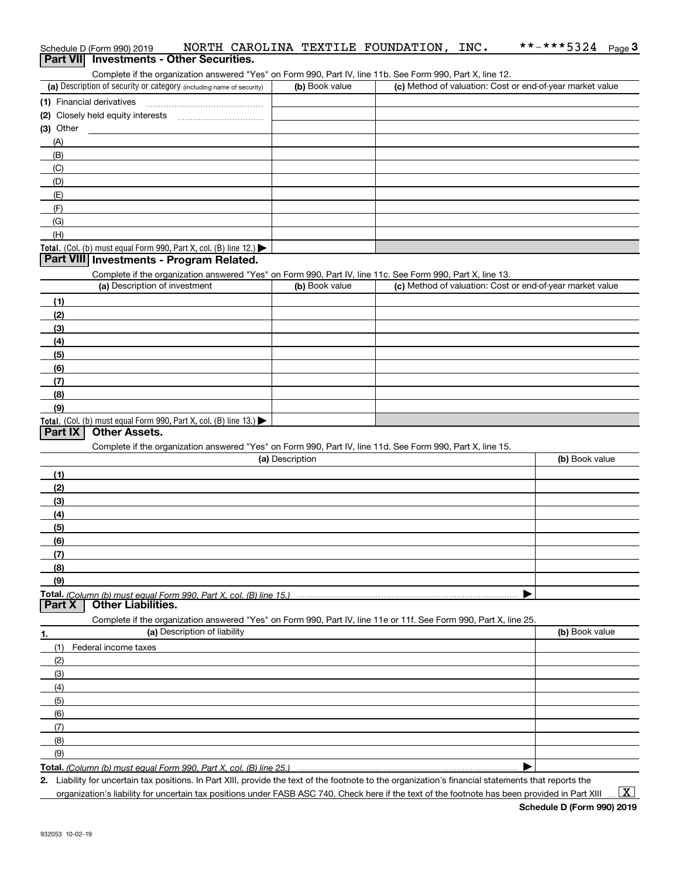Schedule D (Form 990) 2019 NORTH CAROLINA TEXTILE FOUNDATION, INC. **-***5324 Page 3

## Part VII Investments - Other Securities.

Complete if the organization answered "Yes" on Form 990, Part IV, line 11b. See Form 990, Part X, line 12.

| (a) Description of security or category (including name of security) | (b) Book value | (c) Method of valuation: Cost or end-of-year market value |
|---|---|---|
| (1) Financial derivatives | | |
| (2) Closely held equity interests | | |
| (3) Other | | |
| (A) | | |
| (B) | | |
| (C) | | |
| (D) | | |
| (E) | | |
| (F) | | |
| (G) | | |
| (H) | | |
| **Total.** (Col. (b) must equal Form 990, Part X, col. (B) line 12.) ▶ | | |

## Part VIII Investments - Program Related.

Complete if the organization answered "Yes" on Form 990, Part IV, line 11c. See Form 990, Part X, line 13.

| (a) Description of investment | (b) Book value | (c) Method of valuation: Cost or end-of-year market value |
|---|---|---|
| (1) | | |
| (2) | | |
| (3) | | |
| (4) | | |
| (5) | | |
| (6) | | |
| (7) | | |
| (8) | | |
| (9) | | |
| **Total.** (Col. (b) must equal Form 990, Part X, col. (B) line 13.) ▶ | | |

## Part IX Other Assets.

Complete if the organization answered "Yes" on Form 990, Part IV, line 11d. See Form 990, Part X, line 15.

| (a) Description | (b) Book value |
|---|---|
| (1) | |
| (2) | |
| (3) | |
| (4) | |
| (5) | |
| (6) | |
| (7) | |
| (8) | |
| (9) | |
| **Total.** *(Column (b) must equal Form 990, Part X, col. (B) line 15.)* ▶ | |

## Part X Other Liabilities.

Complete if the organization answered "Yes" on Form 990, Part IV, line 11e or 11f. See Form 990, Part X, line 25.

| 1. (a) Description of liability | (b) Book value |
|---|---|
| (1) Federal income taxes | |
| (2) | |
| (3) | |
| (4) | |
| (5) | |
| (6) | |
| (7) | |
| (8) | |
| (9) | |
| **Total.** *(Column (b) must equal Form 990, Part X, col. (B) line 25.)* ▶ | |

**2.** Liability for uncertain tax positions. In Part XIII, provide the text of the footnote to the organization's financial statements that reports the organization's liability for uncertain tax positions under FASB ASC 740. Check here if the text of the footnote has been provided in Part XIII ... [X]

**Schedule D (Form 990) 2019**

932053 10-02-19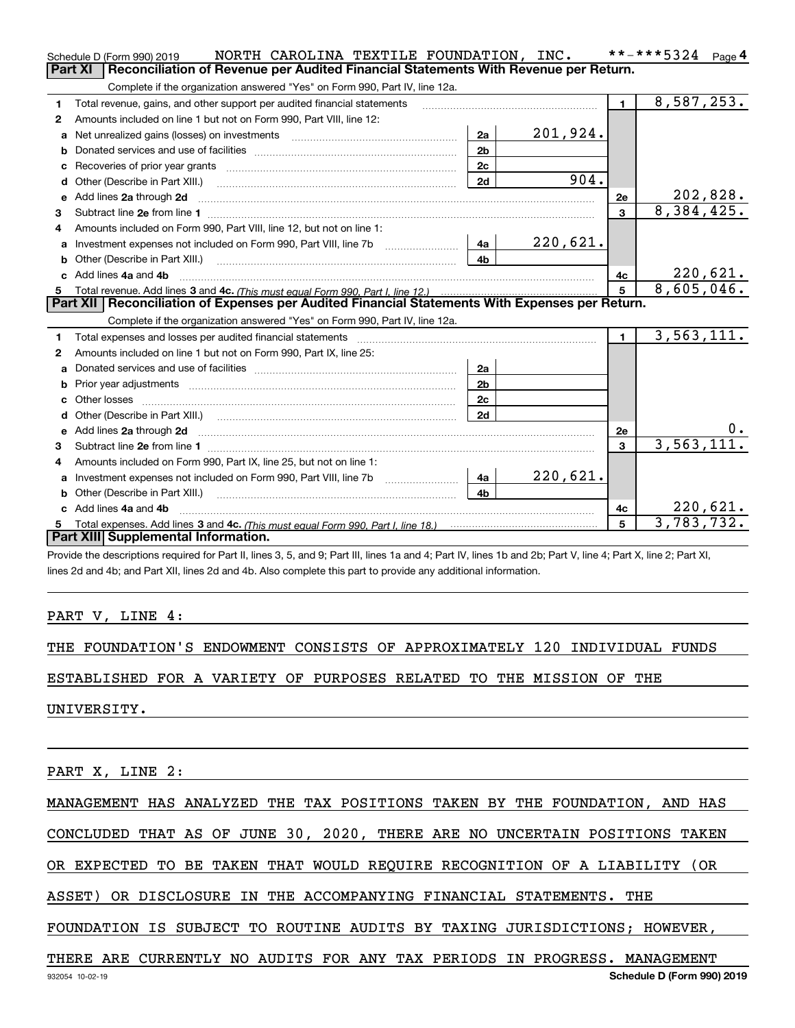Schedule D (Form 990) 2019 NORTH CAROLINA TEXTILE FOUNDATION, INC. **-***5324 Page 4

## Part XI Reconciliation of Revenue per Audited Financial Statements With Revenue per Return.

Complete if the organization answered "Yes" on Form 990, Part IV, line 12a.

| | | | | | |
|---|---|---|---|---|---|
| 1 | Total revenue, gains, and other support per audited financial statements | | | 1 | 8,587,253. |
| 2 | Amounts included on line 1 but not on Form 990, Part VIII, line 12: | | | | |
| a | Net unrealized gains (losses) on investments | 2a | 201,924. | | |
| b | Donated services and use of facilities | 2b | | | |
| c | Recoveries of prior year grants | 2c | | | |
| d | Other (Describe in Part XIII.) | 2d | 904. | | |
| e | Add lines 2a through 2d | | | 2e | 202,828. |
| 3 | Subtract line 2e from line 1 | | | 3 | 8,384,425. |
| 4 | Amounts included on Form 990, Part VIII, line 12, but not on line 1: | | | | |
| a | Investment expenses not included on Form 990, Part VIII, line 7b | 4a | 220,621. | | |
| b | Other (Describe in Part XIII.) | 4b | | | |
| c | Add lines 4a and 4b | | | 4c | 220,621. |
| 5 | Total revenue. Add lines 3 and 4c. *(This must equal Form 990, Part I, line 12.)* | | | 5 | 8,605,046. |

## Part XII Reconciliation of Expenses per Audited Financial Statements With Expenses per Return.

Complete if the organization answered "Yes" on Form 990, Part IV, line 12a.

| | | | | | |
|---|---|---|---|---|---|
| 1 | Total expenses and losses per audited financial statements | | | 1 | 3,563,111. |
| 2 | Amounts included on line 1 but not on Form 990, Part IX, line 25: | | | | |
| a | Donated services and use of facilities | 2a | | | |
| b | Prior year adjustments | 2b | | | |
| c | Other losses | 2c | | | |
| d | Other (Describe in Part XIII.) | 2d | | | |
| e | Add lines 2a through 2d | | | 2e | 0. |
| 3 | Subtract line 2e from line 1 | | | 3 | 3,563,111. |
| 4 | Amounts included on Form 990, Part IX, line 25, but not on line 1: | | | | |
| a | Investment expenses not included on Form 990, Part VIII, line 7b | 4a | 220,621. | | |
| b | Other (Describe in Part XIII.) | 4b | | | |
| c | Add lines 4a and 4b | | | 4c | 220,621. |
| 5 | Total expenses. Add lines 3 and 4c. *(This must equal Form 990, Part I, line 18.)* | | | 5 | 3,783,732. |

## Part XIII Supplemental Information.

Provide the descriptions required for Part II, lines 3, 5, and 9; Part III, lines 1a and 4; Part IV, lines 1b and 2b; Part V, line 4; Part X, line 2; Part XI, lines 2d and 4b; and Part XII, lines 2d and 4b. Also complete this part to provide any additional information.

PART V, LINE 4:

THE FOUNDATION'S ENDOWMENT CONSISTS OF APPROXIMATELY 120 INDIVIDUAL FUNDS ESTABLISHED FOR A VARIETY OF PURPOSES RELATED TO THE MISSION OF THE UNIVERSITY.

PART X, LINE 2:

MANAGEMENT HAS ANALYZED THE TAX POSITIONS TAKEN BY THE FOUNDATION, AND HAS CONCLUDED THAT AS OF JUNE 30, 2020, THERE ARE NO UNCERTAIN POSITIONS TAKEN OR EXPECTED TO BE TAKEN THAT WOULD REQUIRE RECOGNITION OF A LIABILITY (OR ASSET) OR DISCLOSURE IN THE ACCOMPANYING FINANCIAL STATEMENTS. THE FOUNDATION IS SUBJECT TO ROUTINE AUDITS BY TAXING JURISDICTIONS; HOWEVER, THERE ARE CURRENTLY NO AUDITS FOR ANY TAX PERIODS IN PROGRESS. MANAGEMENT

932054 10-02-19 Schedule D (Form 990) 2019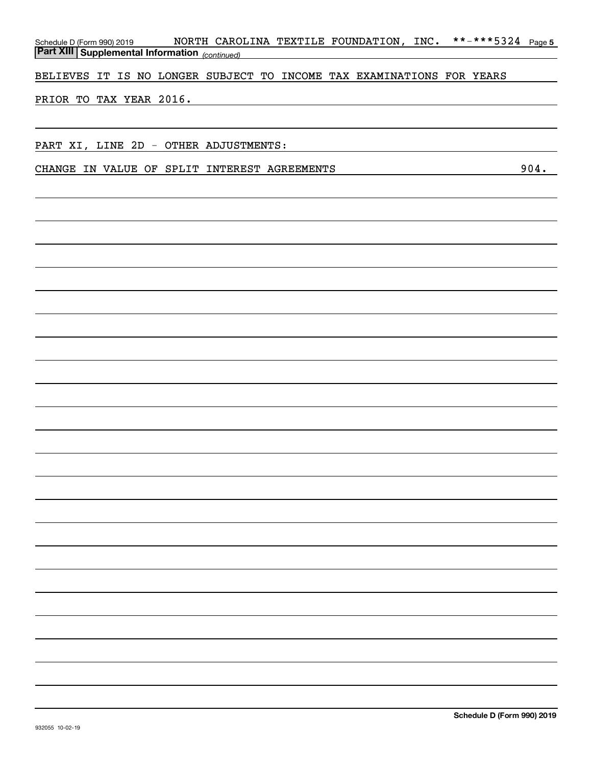Schedule D (Form 990) 2019 NORTH CAROLINA TEXTILE FOUNDATION, INC. **-***5324

**Part XIII Supplemental Information** *(continued)*

BELIEVES IT IS NO LONGER SUBJECT TO INCOME TAX EXAMINATIONS FOR YEARS

PRIOR TO TAX YEAR 2016.

PART XI, LINE 2D - OTHER ADJUSTMENTS:

CHANGE IN VALUE OF SPLIT INTEREST AGREEMENTS 904.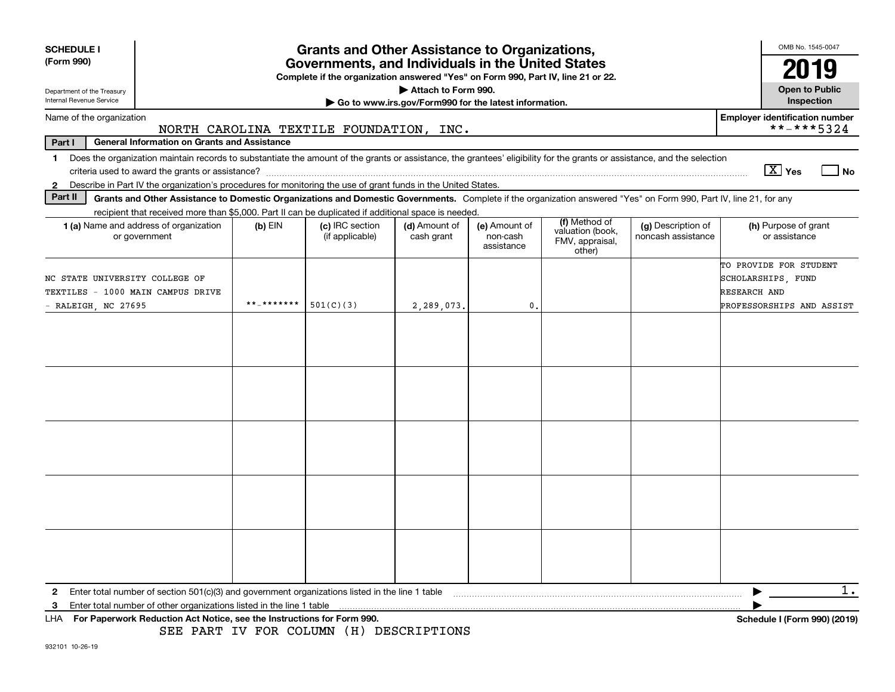**SCHEDULE I (Form 990)**

Department of the Treasury
Internal Revenue Service

# Grants and Other Assistance to Organizations, Governments, and Individuals in the United States

**Complete if the organization answered "Yes" on Form 990, Part IV, line 21 or 22.**

**▶ Attach to Form 990.**

**▶ Go to www.irs.gov/Form990 for the latest information.**

OMB No. 1545-0047

**2019**

**Open to Public Inspection**

Name of the organization: NORTH CAROLINA TEXTILE FOUNDATION, INC.

**Employer identification number** **-***5324

**Part I — General Information on Grants and Assistance**

1 Does the organization maintain records to substantiate the amount of the grants or assistance, the grantees' eligibility for the grants or assistance, and the selection criteria used to award the grants or assistance? [X] Yes [ ] No

2 Describe in Part IV the organization's procedures for monitoring the use of grant funds in the United States.

**Part II — Grants and Other Assistance to Domestic Organizations and Domestic Governments.** Complete if the organization answered "Yes" on Form 990, Part IV, line 21, for any recipient that received more than $5,000. Part II can be duplicated if additional space is needed.

| 1 (a) Name and address of organization or government | (b) EIN | (c) IRC section (if applicable) | (d) Amount of cash grant | (e) Amount of non-cash assistance | (f) Method of valuation (book, FMV, appraisal, other) | (g) Description of noncash assistance | (h) Purpose of grant or assistance |
|---|---|---|---|---|---|---|---|
| NC STATE UNIVERSITY COLLEGE OF TEXTILES - 1000 MAIN CAMPUS DRIVE - RALEIGH, NC 27695 | **-******* | 501(C)(3) | 2,289,073. | 0. | | | TO PROVIDE FOR STUDENT SCHOLARSHIPS, FUND RESEARCH AND PROFESSORSHIPS AND ASSIST |
| | | | | | | | |
| | | | | | | | |
| | | | | | | | |
| | | | | | | | |
| | | | | | | | |

2 Enter total number of section 501(c)(3) and government organizations listed in the line 1 table ▶ 1.

3 Enter total number of other organizations listed in the line 1 table ▶

LHA **For Paperwork Reduction Act Notice, see the Instructions for Form 990.** **Schedule I (Form 990) (2019)**

SEE PART IV FOR COLUMN (H) DESCRIPTIONS

932101 10-26-19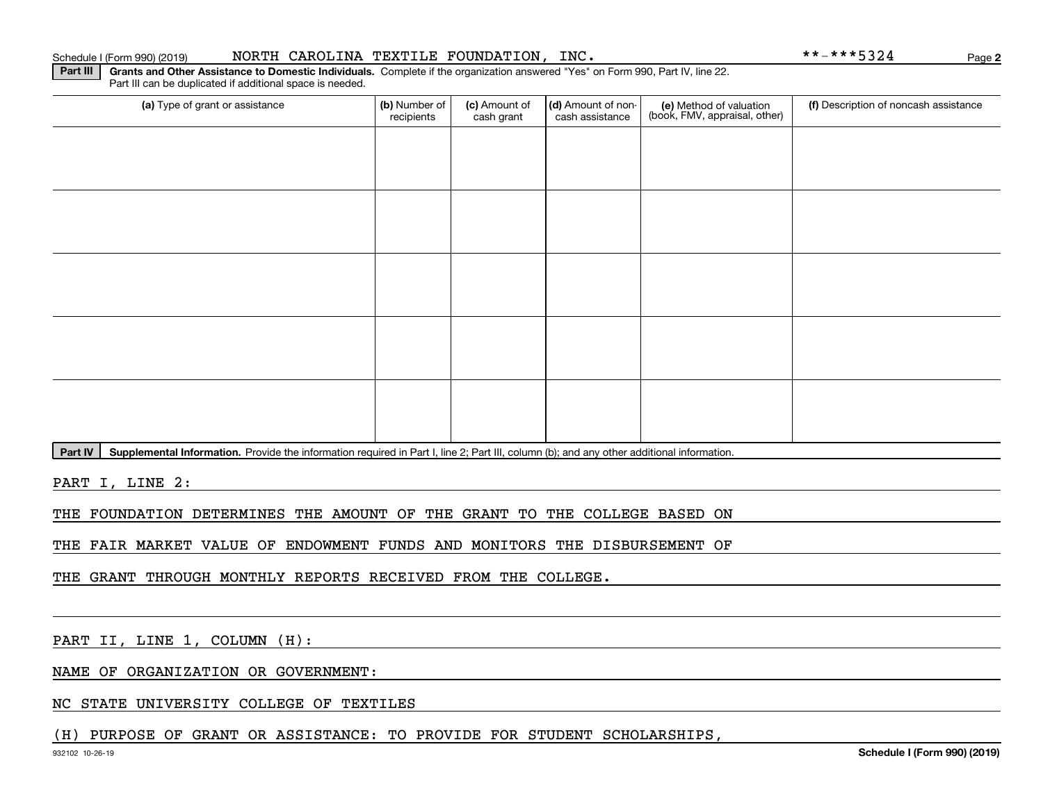Schedule I (Form 990) (2019) NORTH CAROLINA TEXTILE FOUNDATION, INC. **-***5324

**Part III** **Grants and Other Assistance to Domestic Individuals.** Complete if the organization answered "Yes" on Form 990, Part IV, line 22. Part III can be duplicated if additional space is needed.

| (a) Type of grant or assistance | (b) Number of recipients | (c) Amount of cash grant | (d) Amount of non-cash assistance | (e) Method of valuation (book, FMV, appraisal, other) | (f) Description of noncash assistance |
|---|---|---|---|---|---|
| | | | | | |
| | | | | | |
| | | | | | |
| | | | | | |
| | | | | | |

**Part IV** **Supplemental Information.** Provide the information required in Part I, line 2; Part III, column (b); and any other additional information.

PART I, LINE 2:

THE FOUNDATION DETERMINES THE AMOUNT OF THE GRANT TO THE COLLEGE BASED ON THE FAIR MARKET VALUE OF ENDOWMENT FUNDS AND MONITORS THE DISBURSEMENT OF THE GRANT THROUGH MONTHLY REPORTS RECEIVED FROM THE COLLEGE.

PART II, LINE 1, COLUMN (H):

NAME OF ORGANIZATION OR GOVERNMENT:

NC STATE UNIVERSITY COLLEGE OF TEXTILES

(H) PURPOSE OF GRANT OR ASSISTANCE: TO PROVIDE FOR STUDENT SCHOLARSHIPS,

932102 10-26-19 **Schedule I (Form 990) (2019)**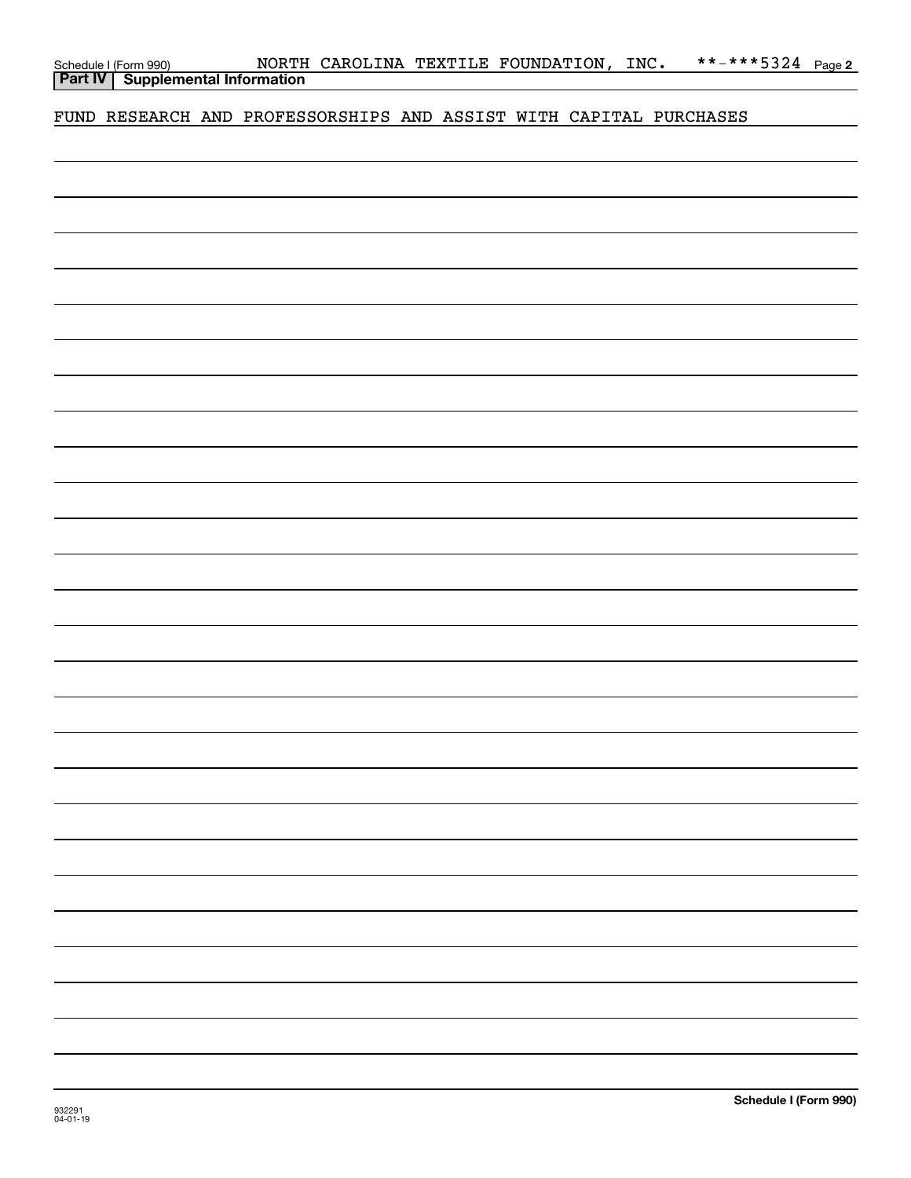Schedule I (Form 990) NORTH CAROLINA TEXTILE FOUNDATION, INC. **-***5324 Page 2

**Part IV | Supplemental Information**

FUND RESEARCH AND PROFESSORSHIPS AND ASSIST WITH CAPITAL PURCHASES

932291
04-01-19

**Schedule I (Form 990)**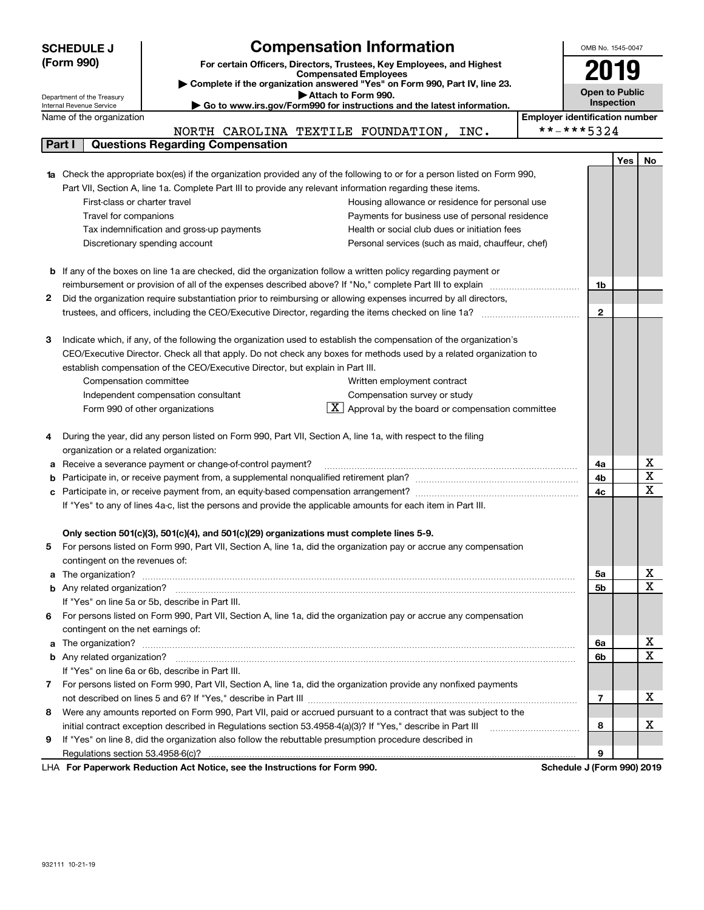**SCHEDULE J (Form 990)**

Department of the Treasury
Internal Revenue Service

# Compensation Information

**For certain Officers, Directors, Trustees, Key Employees, and Highest Compensated Employees**

▶ Complete if the organization answered "Yes" on Form 990, Part IV, line 23.

▶ Attach to Form 990.

▶ Go to www.irs.gov/Form990 for instructions and the latest information.

OMB No. 1545-0047

**2019**

**Open to Public Inspection**

Name of the organization: NORTH CAROLINA TEXTILE FOUNDATION, INC.

Employer identification number: **-***5324

## Part I Questions Regarding Compensation

| | | | Yes | No |
|---|---|---|---|---|
| **1a** | Check the appropriate box(es) if the organization provided any of the following to or for a person listed on Form 990, Part VII, Section A, line 1a. Complete Part III to provide any relevant information regarding these items.<br>☐ First-class or charter travel ☐ Housing allowance or residence for personal use<br>☐ Travel for companions ☐ Payments for business use of personal residence<br>☐ Tax indemnification and gross-up payments ☐ Health or social club dues or initiation fees<br>☐ Discretionary spending account ☐ Personal services (such as maid, chauffeur, chef) | | | |
| **b** | If any of the boxes on line 1a are checked, did the organization follow a written policy regarding payment or reimbursement or provision of all of the expenses described above? If "No," complete Part III to explain | 1b | | |
| **2** | Did the organization require substantiation prior to reimbursing or allowing expenses incurred by all directors, trustees, and officers, including the CEO/Executive Director, regarding the items checked on line 1a? | 2 | | |
| **3** | Indicate which, if any, of the following the organization used to establish the compensation of the organization's CEO/Executive Director. Check all that apply. Do not check any boxes for methods used by a related organization to establish compensation of the CEO/Executive Director, but explain in Part III.<br>☐ Compensation committee ☐ Written employment contract<br>☐ Independent compensation consultant ☐ Compensation survey or study<br>☐ Form 990 of other organizations ☒ Approval by the board or compensation committee | | | |
| **4** | During the year, did any person listed on Form 990, Part VII, Section A, line 1a, with respect to the filing organization or a related organization: | | | |
| **a** | Receive a severance payment or change-of-control payment? | 4a | | X |
| **b** | Participate in, or receive payment from, a supplemental nonqualified retirement plan? | 4b | | X |
| **c** | Participate in, or receive payment from, an equity-based compensation arrangement? | 4c | | X |
| | If "Yes" to any of lines 4a-c, list the persons and provide the applicable amounts for each item in Part III. | | | |
| | **Only section 501(c)(3), 501(c)(4), and 501(c)(29) organizations must complete lines 5-9.** | | | |
| **5** | For persons listed on Form 990, Part VII, Section A, line 1a, did the organization pay or accrue any compensation contingent on the revenues of: | | | |
| **a** | The organization? | 5a | | X |
| **b** | Any related organization? | 5b | | X |
| | If "Yes" on line 5a or 5b, describe in Part III. | | | |
| **6** | For persons listed on Form 990, Part VII, Section A, line 1a, did the organization pay or accrue any compensation contingent on the net earnings of: | | | |
| **a** | The organization? | 6a | | X |
| **b** | Any related organization? | 6b | | X |
| | If "Yes" on line 6a or 6b, describe in Part III. | | | |
| **7** | For persons listed on Form 990, Part VII, Section A, line 1a, did the organization provide any nonfixed payments not described on lines 5 and 6? If "Yes," describe in Part III | 7 | | X |
| **8** | Were any amounts reported on Form 990, Part VII, paid or accrued pursuant to a contract that was subject to the initial contract exception described in Regulations section 53.4958-4(a)(3)? If "Yes," describe in Part III | 8 | | X |
| **9** | If "Yes" on line 8, did the organization also follow the rebuttable presumption procedure described in Regulations section 53.4958-6(c)? | 9 | | |

LHA **For Paperwork Reduction Act Notice, see the Instructions for Form 990.** **Schedule J (Form 990) 2019**

932111 10-21-19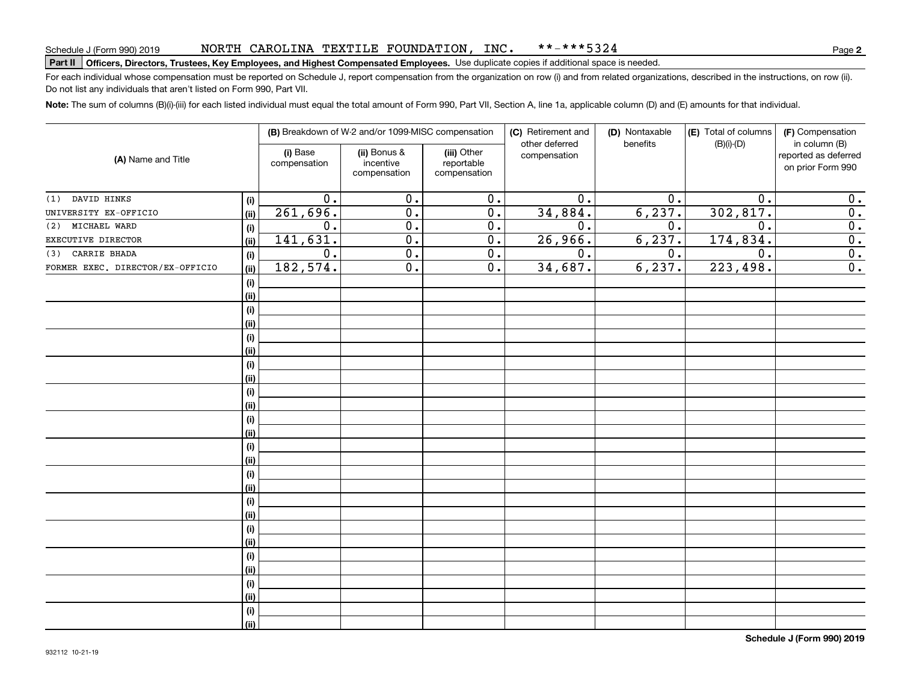Schedule J (Form 990) 2019 NORTH CAROLINA TEXTILE FOUNDATION, INC. **-***5324 Page **2**

**Part II Officers, Directors, Trustees, Key Employees, and Highest Compensated Employees.** Use duplicate copies if additional space is needed.

For each individual whose compensation must be reported on Schedule J, report compensation from the organization on row (i) and from related organizations, described in the instructions, on row (ii). Do not list any individuals that aren't listed on Form 990, Part VII.

**Note:** The sum of columns (B)(i)-(iii) for each listed individual must equal the total amount of Form 990, Part VII, Section A, line 1a, applicable column (D) and (E) amounts for that individual.

| (A) Name and Title | | (B) Breakdown of W-2 and/or 1099-MISC compensation | | | (C) Retirement and other deferred compensation | (D) Nontaxable benefits | (E) Total of columns (B)(i)-(D) | (F) Compensation in column (B) reported as deferred on prior Form 990 |
|---|---|---|---|---|---|---|---|---|
| | | (i) Base compensation | (ii) Bonus & incentive compensation | (iii) Other reportable compensation | | | | |
| (1) DAVID HINKS | (i) | 0. | 0. | 0. | 0. | 0. | 0. | 0. |
| UNIVERSITY EX-OFFICIO | (ii) | 261,696. | 0. | 0. | 34,884. | 6,237. | 302,817. | 0. |
| (2) MICHAEL WARD | (i) | 0. | 0. | 0. | 0. | 0. | 0. | 0. |
| EXECUTIVE DIRECTOR | (ii) | 141,631. | 0. | 0. | 26,966. | 6,237. | 174,834. | 0. |
| (3) CARRIE BHADA | (i) | 0. | 0. | 0. | 0. | 0. | 0. | 0. |
| FORMER EXEC. DIRECTOR/EX-OFFICIO | (ii) | 182,574. | 0. | 0. | 34,687. | 6,237. | 223,498. | 0. |

932112 10-21-19

**Schedule J (Form 990) 2019**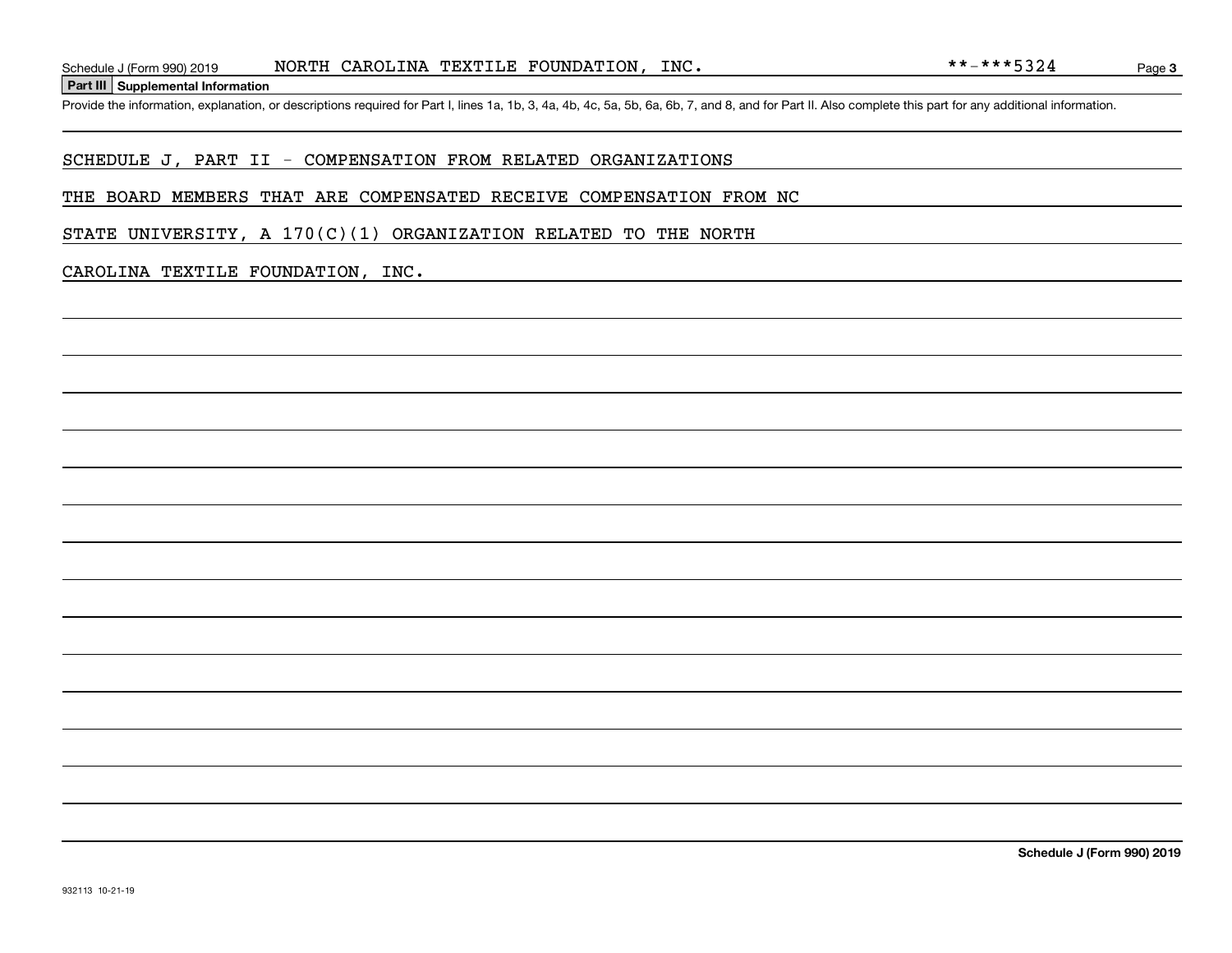## Part III Supplemental Information

Provide the information, explanation, or descriptions required for Part I, lines 1a, 1b, 3, 4a, 4b, 4c, 5a, 5b, 6a, 6b, 7, and 8, and for Part II. Also complete this part for any additional information.

SCHEDULE J, PART II - COMPENSATION FROM RELATED ORGANIZATIONS

THE BOARD MEMBERS THAT ARE COMPENSATED RECEIVE COMPENSATION FROM NC STATE UNIVERSITY, A 170(C)(1) ORGANIZATION RELATED TO THE NORTH CAROLINA TEXTILE FOUNDATION, INC.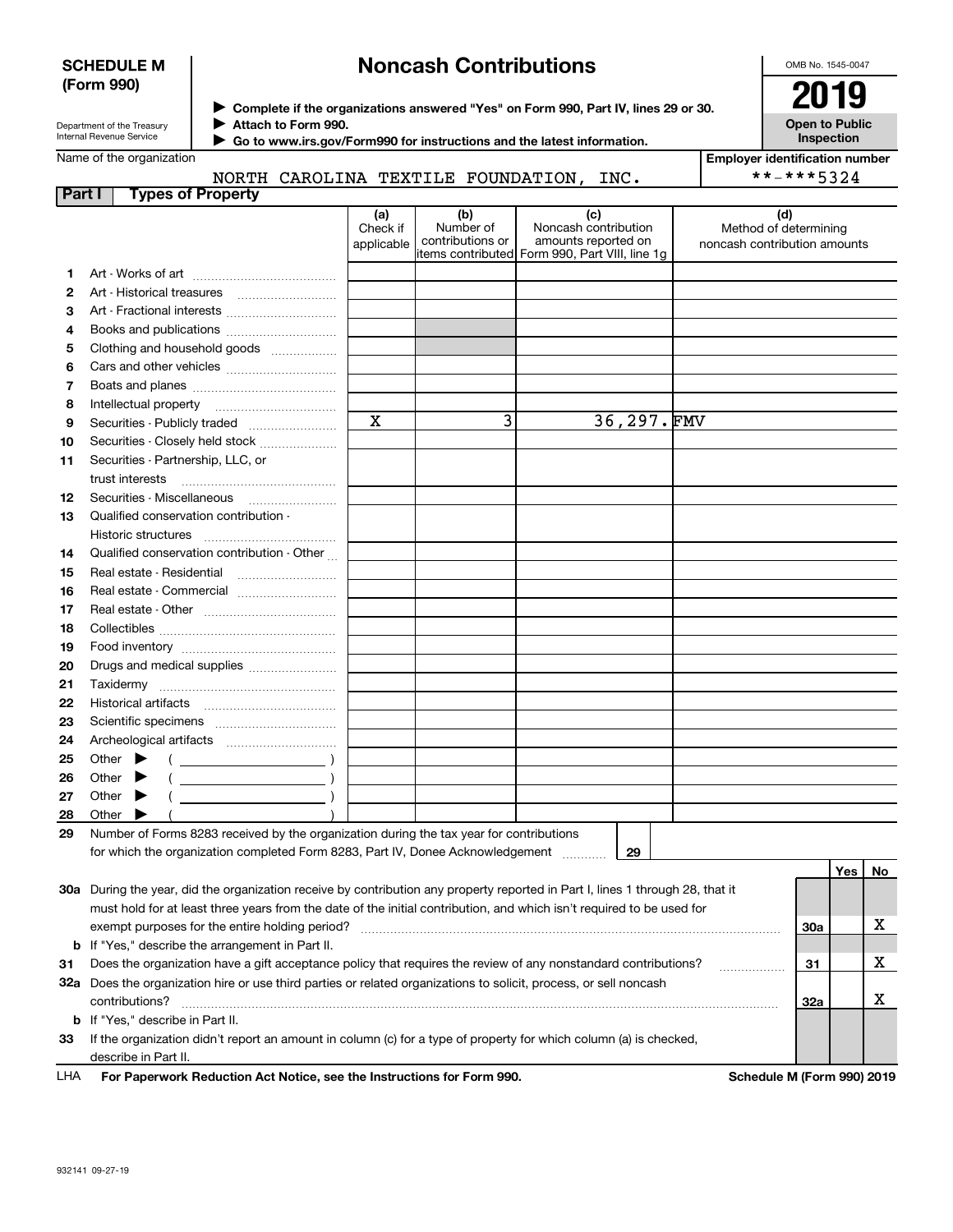**SCHEDULE M (Form 990)**

Department of the Treasury
Internal Revenue Service

# Noncash Contributions

▶ Complete if the organizations answered "Yes" on Form 990, Part IV, lines 29 or 30.
▶ Attach to Form 990.
▶ Go to www.irs.gov/Form990 for instructions and the latest information.

OMB No. 1545-0047

**2019**

**Open to Public Inspection**

Name of the organization: NORTH CAROLINA TEXTILE FOUNDATION, INC.

Employer identification number: **-***5324

**Part I Types of Property**

| | | (a) Check if applicable | (b) Number of contributions or items contributed | (c) Noncash contribution amounts reported on Form 990, Part VIII, line 1g | (d) Method of determining noncash contribution amounts |
|---|---|---|---|---|---|
| 1 | Art - Works of art | | | | |
| 2 | Art - Historical treasures | | | | |
| 3 | Art - Fractional interests | | | | |
| 4 | Books and publications | | | | |
| 5 | Clothing and household goods | | | | |
| 6 | Cars and other vehicles | | | | |
| 7 | Boats and planes | | | | |
| 8 | Intellectual property | | | | |
| 9 | Securities - Publicly traded | X | 3 | 36,297. | FMV |
| 10 | Securities - Closely held stock | | | | |
| 11 | Securities - Partnership, LLC, or trust interests | | | | |
| 12 | Securities - Miscellaneous | | | | |
| 13 | Qualified conservation contribution - Historic structures | | | | |
| 14 | Qualified conservation contribution - Other | | | | |
| 15 | Real estate - Residential | | | | |
| 16 | Real estate - Commercial | | | | |
| 17 | Real estate - Other | | | | |
| 18 | Collectibles | | | | |
| 19 | Food inventory | | | | |
| 20 | Drugs and medical supplies | | | | |
| 21 | Taxidermy | | | | |
| 22 | Historical artifacts | | | | |
| 23 | Scientific specimens | | | | |
| 24 | Archeological artifacts | | | | |
| 25 | Other ▶ ( ) | | | | |
| 26 | Other ▶ ( ) | | | | |
| 27 | Other ▶ ( ) | | | | |
| 28 | Other ▶ ( ) | | | | |

29 Number of Forms 8283 received by the organization during the tax year for contributions for which the organization completed Form 8283, Part IV, Donee Acknowledgement ..... 29

| | | | Yes | No |
|---|---|---|---|---|
| 30a | During the year, did the organization receive by contribution any property reported in Part I, lines 1 through 28, that it must hold for at least three years from the date of the initial contribution, and which isn't required to be used for exempt purposes for the entire holding period? | 30a | | X |
| b | If "Yes," describe the arrangement in Part II. | | | |
| 31 | Does the organization have a gift acceptance policy that requires the review of any nonstandard contributions? | 31 | | X |
| 32a | Does the organization hire or use third parties or related organizations to solicit, process, or sell noncash contributions? | 32a | | X |
| b | If "Yes," describe in Part II. | | | |
| 33 | If the organization didn't report an amount in column (c) for a type of property for which column (a) is checked, describe in Part II. | | | |

LHA **For Paperwork Reduction Act Notice, see the Instructions for Form 990.** **Schedule M (Form 990) 2019**

932141 09-27-19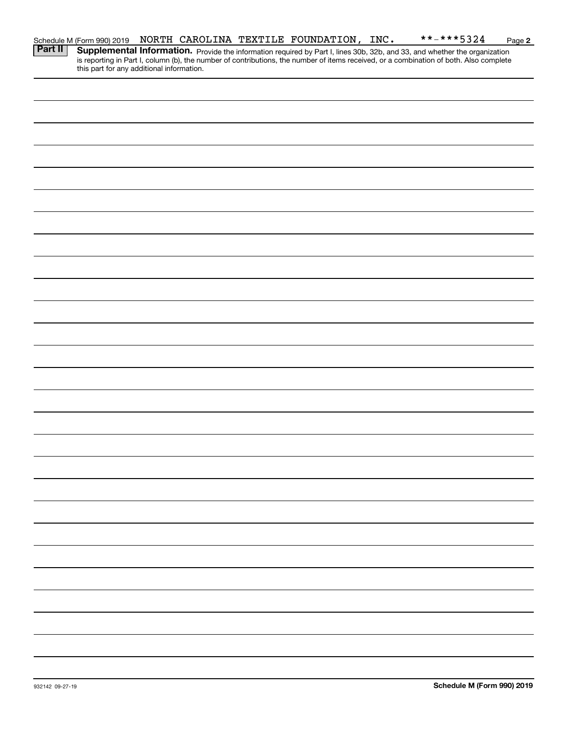Schedule M (Form 990) 2019 NORTH CAROLINA TEXTILE FOUNDATION, INC. **-***5324 Page **2**

**Part II** **Supplemental Information.** Provide the information required by Part I, lines 30b, 32b, and 33, and whether the organization is reporting in Part I, column (b), the number of contributions, the number of items received, or a combination of both. Also complete this part for any additional information.

932142 09-27-19 **Schedule M (Form 990) 2019**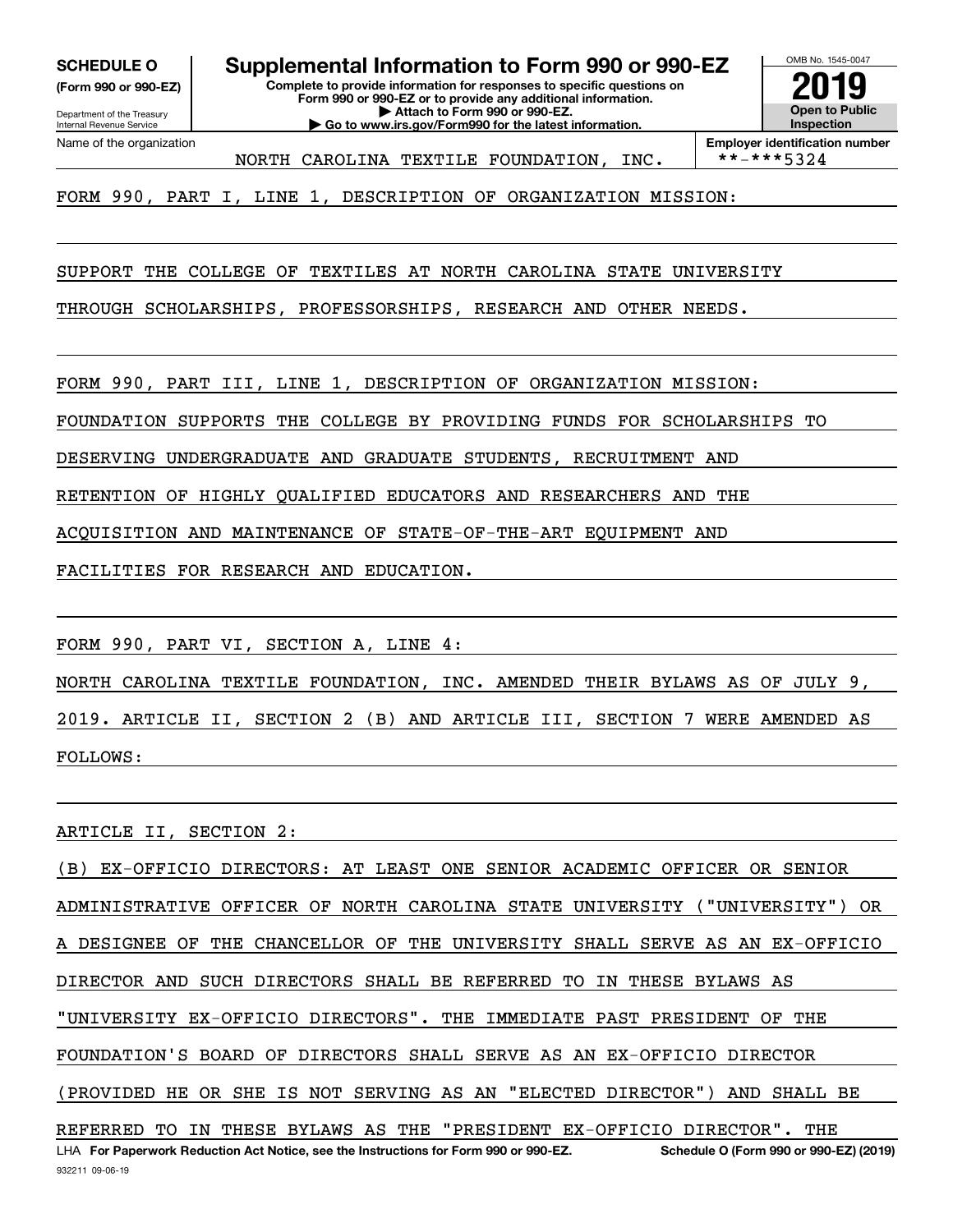**SCHEDULE O**
**(Form 990 or 990-EZ)**

Department of the Treasury
Internal Revenue Service

# Supplemental Information to Form 990 or 990-EZ

**Complete to provide information for responses to specific questions on Form 990 or 990-EZ or to provide any additional information.**
**▶ Attach to Form 990 or 990-EZ.**
**▶ Go to www.irs.gov/Form990 for the latest information.**

OMB No. 1545-0047
**2019**
**Open to Public Inspection**

| Name of the organization | Employer identification number |
|---|---|
| NORTH CAROLINA TEXTILE FOUNDATION, INC. | **-***5324 |

FORM 990, PART I, LINE 1, DESCRIPTION OF ORGANIZATION MISSION:

SUPPORT THE COLLEGE OF TEXTILES AT NORTH CAROLINA STATE UNIVERSITY THROUGH SCHOLARSHIPS, PROFESSORSHIPS, RESEARCH AND OTHER NEEDS.

FORM 990, PART III, LINE 1, DESCRIPTION OF ORGANIZATION MISSION:

FOUNDATION SUPPORTS THE COLLEGE BY PROVIDING FUNDS FOR SCHOLARSHIPS TO DESERVING UNDERGRADUATE AND GRADUATE STUDENTS, RECRUITMENT AND RETENTION OF HIGHLY QUALIFIED EDUCATORS AND RESEARCHERS AND THE ACQUISITION AND MAINTENANCE OF STATE-OF-THE-ART EQUIPMENT AND FACILITIES FOR RESEARCH AND EDUCATION.

FORM 990, PART VI, SECTION A, LINE 4:

NORTH CAROLINA TEXTILE FOUNDATION, INC. AMENDED THEIR BYLAWS AS OF JULY 9, 2019. ARTICLE II, SECTION 2 (B) AND ARTICLE III, SECTION 7 WERE AMENDED AS FOLLOWS:

ARTICLE II, SECTION 2:

(B) EX-OFFICIO DIRECTORS: AT LEAST ONE SENIOR ACADEMIC OFFICER OR SENIOR ADMINISTRATIVE OFFICER OF NORTH CAROLINA STATE UNIVERSITY ("UNIVERSITY") OR A DESIGNEE OF THE CHANCELLOR OF THE UNIVERSITY SHALL SERVE AS AN EX-OFFICIO DIRECTOR AND SUCH DIRECTORS SHALL BE REFERRED TO IN THESE BYLAWS AS "UNIVERSITY EX-OFFICIO DIRECTORS". THE IMMEDIATE PAST PRESIDENT OF THE FOUNDATION'S BOARD OF DIRECTORS SHALL SERVE AS AN EX-OFFICIO DIRECTOR (PROVIDED HE OR SHE IS NOT SERVING AS AN "ELECTED DIRECTOR") AND SHALL BE REFERRED TO IN THESE BYLAWS AS THE "PRESIDENT EX-OFFICIO DIRECTOR". THE

LHA **For Paperwork Reduction Act Notice, see the Instructions for Form 990 or 990-EZ.** **Schedule O (Form 990 or 990-EZ) (2019)**
932211 09-06-19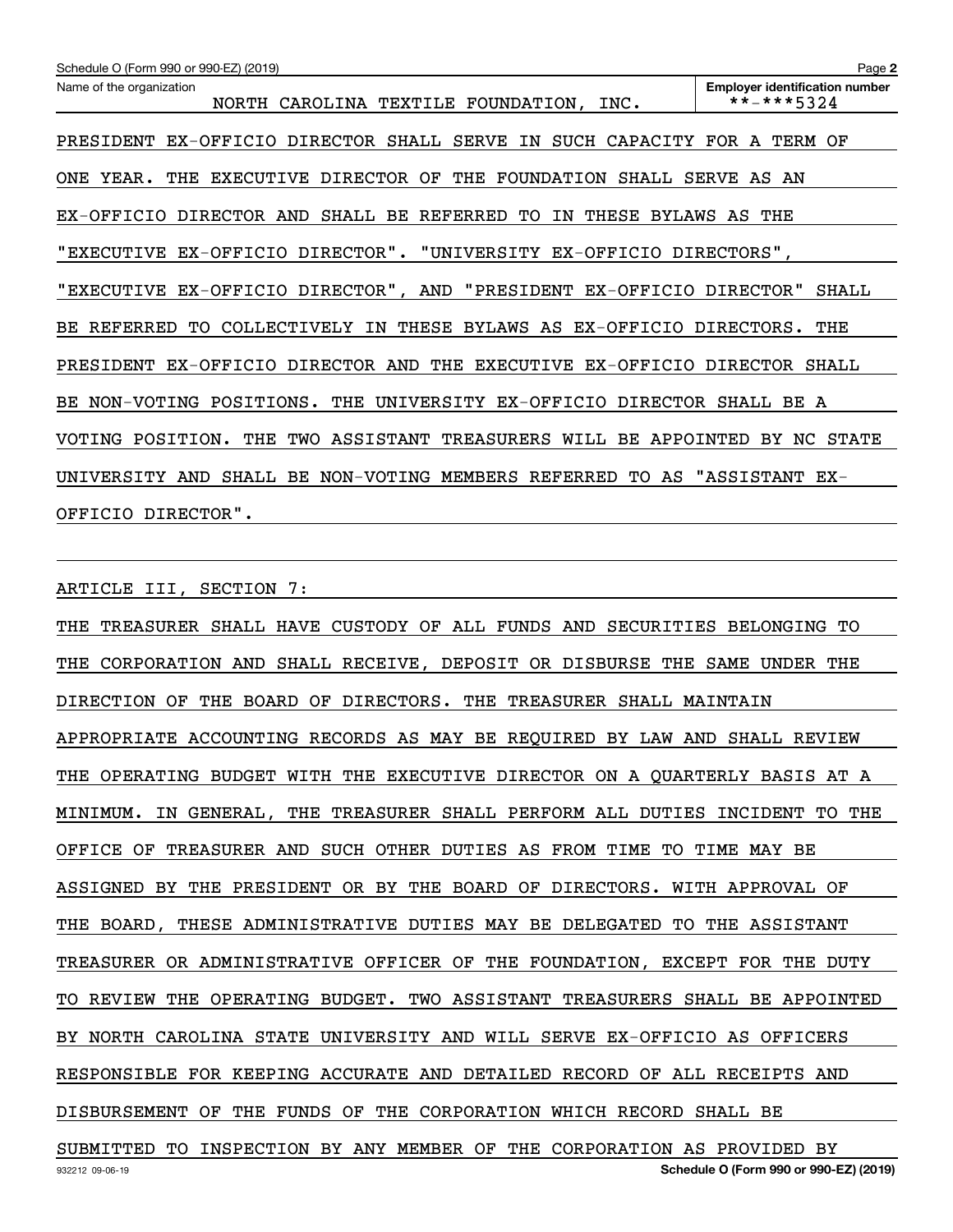PRESIDENT EX-OFFICIO DIRECTOR SHALL SERVE IN SUCH CAPACITY FOR A TERM OF ONE YEAR. THE EXECUTIVE DIRECTOR OF THE FOUNDATION SHALL SERVE AS AN EX-OFFICIO DIRECTOR AND SHALL BE REFERRED TO IN THESE BYLAWS AS THE "EXECUTIVE EX-OFFICIO DIRECTOR". "UNIVERSITY EX-OFFICIO DIRECTORS", "EXECUTIVE EX-OFFICIO DIRECTOR", AND "PRESIDENT EX-OFFICIO DIRECTOR" SHALL BE REFERRED TO COLLECTIVELY IN THESE BYLAWS AS EX-OFFICIO DIRECTORS. THE PRESIDENT EX-OFFICIO DIRECTOR AND THE EXECUTIVE EX-OFFICIO DIRECTOR SHALL BE NON-VOTING POSITIONS. THE UNIVERSITY EX-OFFICIO DIRECTOR SHALL BE A VOTING POSITION. THE TWO ASSISTANT TREASURERS WILL BE APPOINTED BY NC STATE UNIVERSITY AND SHALL BE NON-VOTING MEMBERS REFERRED TO AS "ASSISTANT EX-OFFICIO DIRECTOR".

ARTICLE III, SECTION 7:

THE TREASURER SHALL HAVE CUSTODY OF ALL FUNDS AND SECURITIES BELONGING TO THE CORPORATION AND SHALL RECEIVE, DEPOSIT OR DISBURSE THE SAME UNDER THE DIRECTION OF THE BOARD OF DIRECTORS. THE TREASURER SHALL MAINTAIN APPROPRIATE ACCOUNTING RECORDS AS MAY BE REQUIRED BY LAW AND SHALL REVIEW THE OPERATING BUDGET WITH THE EXECUTIVE DIRECTOR ON A QUARTERLY BASIS AT A MINIMUM. IN GENERAL, THE TREASURER SHALL PERFORM ALL DUTIES INCIDENT TO THE OFFICE OF TREASURER AND SUCH OTHER DUTIES AS FROM TIME TO TIME MAY BE ASSIGNED BY THE PRESIDENT OR BY THE BOARD OF DIRECTORS. WITH APPROVAL OF THE BOARD, THESE ADMINISTRATIVE DUTIES MAY BE DELEGATED TO THE ASSISTANT TREASURER OR ADMINISTRATIVE OFFICER OF THE FOUNDATION, EXCEPT FOR THE DUTY TO REVIEW THE OPERATING BUDGET. TWO ASSISTANT TREASURERS SHALL BE APPOINTED BY NORTH CAROLINA STATE UNIVERSITY AND WILL SERVE EX-OFFICIO AS OFFICERS RESPONSIBLE FOR KEEPING ACCURATE AND DETAILED RECORD OF ALL RECEIPTS AND DISBURSEMENT OF THE FUNDS OF THE CORPORATION WHICH RECORD SHALL BE SUBMITTED TO INSPECTION BY ANY MEMBER OF THE CORPORATION AS PROVIDED BY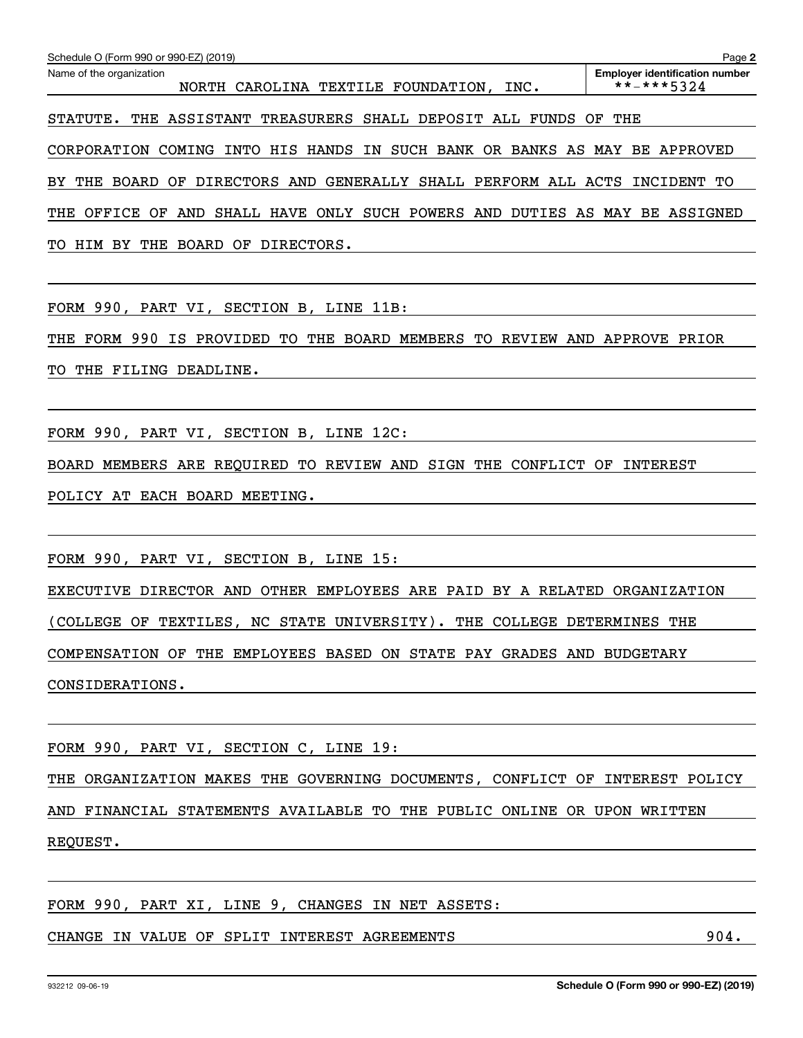Schedule O (Form 990 or 990-EZ) (2019)

Name of the organization: NORTH CAROLINA TEXTILE FOUNDATION, INC.

Employer identification number: **-***5324

STATUTE. THE ASSISTANT TREASURERS SHALL DEPOSIT ALL FUNDS OF THE CORPORATION COMING INTO HIS HANDS IN SUCH BANK OR BANKS AS MAY BE APPROVED BY THE BOARD OF DIRECTORS AND GENERALLY SHALL PERFORM ALL ACTS INCIDENT TO THE OFFICE OF AND SHALL HAVE ONLY SUCH POWERS AND DUTIES AS MAY BE ASSIGNED TO HIM BY THE BOARD OF DIRECTORS.

FORM 990, PART VI, SECTION B, LINE 11B:

THE FORM 990 IS PROVIDED TO THE BOARD MEMBERS TO REVIEW AND APPROVE PRIOR TO THE FILING DEADLINE.

FORM 990, PART VI, SECTION B, LINE 12C:

BOARD MEMBERS ARE REQUIRED TO REVIEW AND SIGN THE CONFLICT OF INTEREST POLICY AT EACH BOARD MEETING.

FORM 990, PART VI, SECTION B, LINE 15:

EXECUTIVE DIRECTOR AND OTHER EMPLOYEES ARE PAID BY A RELATED ORGANIZATION (COLLEGE OF TEXTILES, NC STATE UNIVERSITY). THE COLLEGE DETERMINES THE COMPENSATION OF THE EMPLOYEES BASED ON STATE PAY GRADES AND BUDGETARY CONSIDERATIONS.

FORM 990, PART VI, SECTION C, LINE 19:

THE ORGANIZATION MAKES THE GOVERNING DOCUMENTS, CONFLICT OF INTEREST POLICY AND FINANCIAL STATEMENTS AVAILABLE TO THE PUBLIC ONLINE OR UPON WRITTEN REQUEST.

FORM 990, PART XI, LINE 9, CHANGES IN NET ASSETS:

| | |
|---|---|
| CHANGE IN VALUE OF SPLIT INTEREST AGREEMENTS | 904. |

932212 09-06-19

Schedule O (Form 990 or 990-EZ) (2019)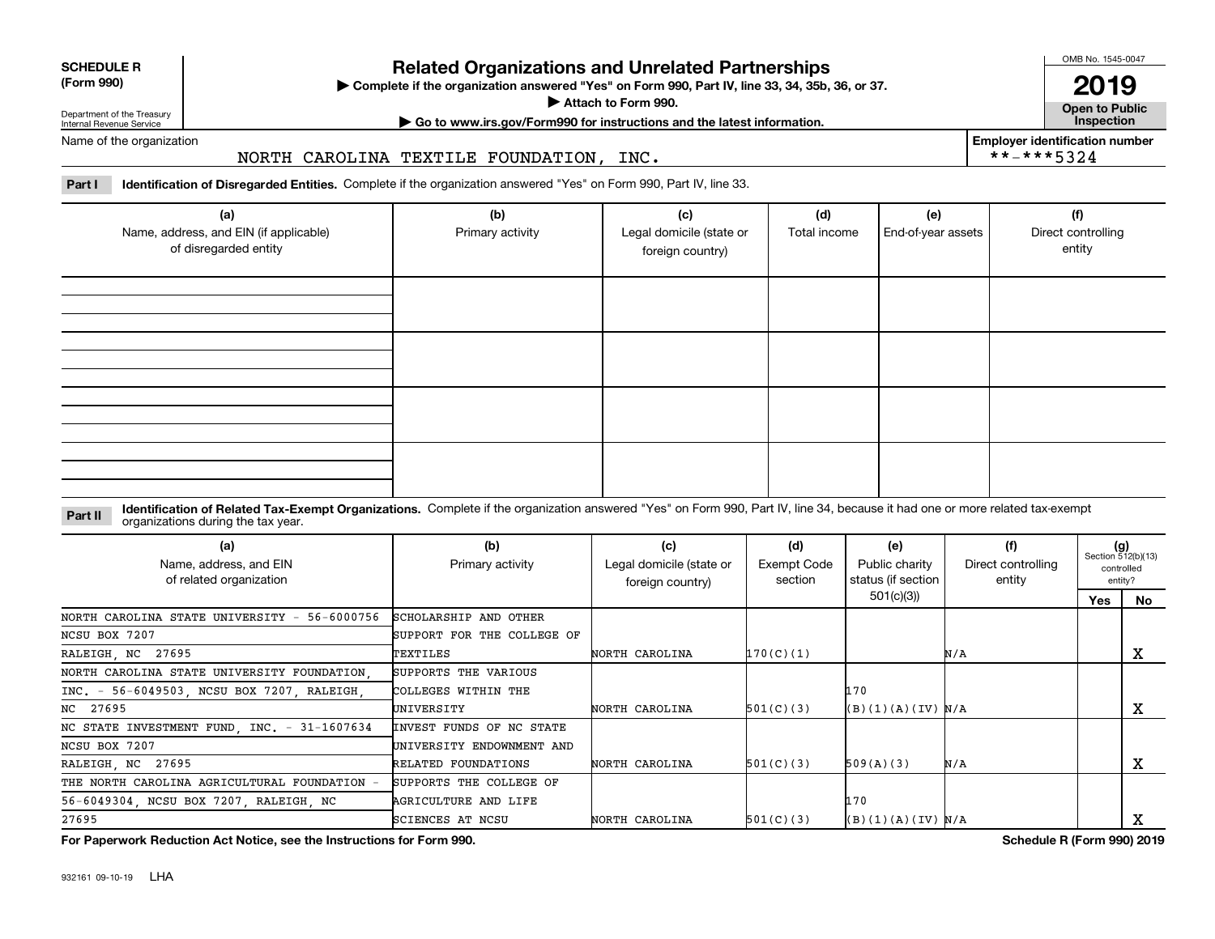**SCHEDULE R (Form 990)**

Department of the Treasury
Internal Revenue Service

# Related Organizations and Unrelated Partnerships

▶ Complete if the organization answered "Yes" on Form 990, Part IV, line 33, 34, 35b, 36, or 37.
▶ Attach to Form 990.
▶ Go to www.irs.gov/Form990 for instructions and the latest information.

OMB No. 1545-0047

**2019**

**Open to Public Inspection**

Name of the organization: NORTH CAROLINA TEXTILE FOUNDATION, INC.

Employer identification number: \*\*-\*\*\*5324

**Part I** **Identification of Disregarded Entities.** Complete if the organization answered "Yes" on Form 990, Part IV, line 33.

| (a) Name, address, and EIN (if applicable) of disregarded entity | (b) Primary activity | (c) Legal domicile (state or foreign country) | (d) Total income | (e) End-of-year assets | (f) Direct controlling entity |
|---|---|---|---|---|---|
| | | | | | |
| | | | | | |
| | | | | | |
| | | | | | |

**Part II** **Identification of Related Tax-Exempt Organizations.** Complete if the organization answered "Yes" on Form 990, Part IV, line 34, because it had one or more related tax-exempt organizations during the tax year.

| (a) Name, address, and EIN of related organization | (b) Primary activity | (c) Legal domicile (state or foreign country) | (d) Exempt Code section | (e) Public charity status (if section 501(c)(3)) | (f) Direct controlling entity | (g) Section 512(b)(13) controlled entity? Yes | No |
|---|---|---|---|---|---|---|---|
| NORTH CAROLINA STATE UNIVERSITY - 56-6000756 NCSU BOX 7207 RALEIGH, NC 27695 | SCHOLARSHIP AND OTHER SUPPORT FOR THE COLLEGE OF TEXTILES | NORTH CAROLINA | 170(C)(1) | | N/A | | X |
| NORTH CAROLINA STATE UNIVERSITY FOUNDATION, INC. - 56-6049503, NCSU BOX 7207, RALEIGH, NC 27695 | SUPPORTS THE VARIOUS COLLEGES WITHIN THE UNIVERSITY | NORTH CAROLINA | 501(C)(3) | 170 (B)(1)(A)(IV) | N/A | | X |
| NC STATE INVESTMENT FUND, INC. - 31-1607634 NCSU BOX 7207 RALEIGH, NC 27695 | INVEST FUNDS OF NC STATE UNIVERSITY ENDOWMENT AND RELATED FOUNDATIONS | NORTH CAROLINA | 501(C)(3) | 509(A)(3) | N/A | | X |
| THE NORTH CAROLINA AGRICULTURAL FOUNDATION - 56-6049304, NCSU BOX 7207, RALEIGH, NC 27695 | SUPPORTS THE COLLEGE OF AGRICULTURE AND LIFE SCIENCES AT NCSU | NORTH CAROLINA | 501(C)(3) | 170 (B)(1)(A)(IV) | N/A | | X |

**For Paperwork Reduction Act Notice, see the Instructions for Form 990.** **Schedule R (Form 990) 2019**

932161 09-10-19 LHA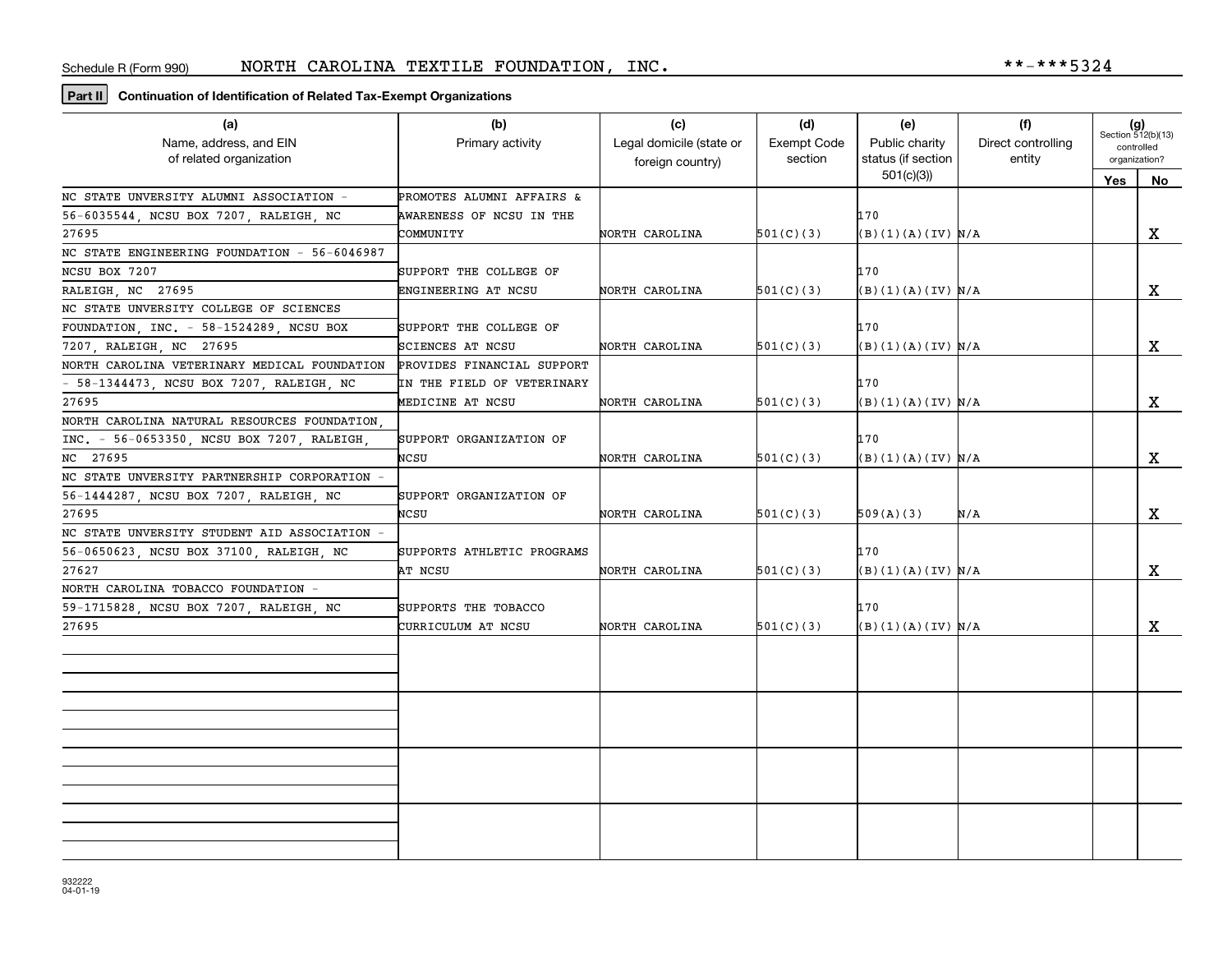Schedule R (Form 990) NORTH CAROLINA TEXTILE FOUNDATION, INC. **-***5324

**Part II** **Continuation of Identification of Related Tax-Exempt Organizations**

| (a) Name, address, and EIN of related organization | (b) Primary activity | (c) Legal domicile (state or foreign country) | (d) Exempt Code section | (e) Public charity status (if section 501(c)(3)) | (f) Direct controlling entity | (g) Section 512(b)(13) controlled organization? Yes | No |
|---|---|---|---|---|---|---|---|
| NC STATE UNVERSITY ALUMNI ASSOCIATION - 56-6035544, NCSU BOX 7207, RALEIGH, NC 27695 | PROMOTES ALUMNI AFFAIRS & AWARENESS OF NCSU IN THE COMMUNITY | NORTH CAROLINA | 501(C)(3) | 170 (B)(1)(A)(IV) | N/A | | X |
| NC STATE ENGINEERING FOUNDATION - 56-6046987 NCSU BOX 7207 RALEIGH, NC 27695 | SUPPORT THE COLLEGE OF ENGINEERING AT NCSU | NORTH CAROLINA | 501(C)(3) | 170 (B)(1)(A)(IV) | N/A | | X |
| NC STATE UNVERSITY COLLEGE OF SCIENCES FOUNDATION, INC. - 58-1524289, NCSU BOX 7207, RALEIGH, NC 27695 | SUPPORT THE COLLEGE OF SCIENCES AT NCSU | NORTH CAROLINA | 501(C)(3) | 170 (B)(1)(A)(IV) | N/A | | X |
| NORTH CAROLINA VETERINARY MEDICAL FOUNDATION - 58-1344473, NCSU BOX 7207, RALEIGH, NC 27695 | PROVIDES FINANCIAL SUPPORT IN THE FIELD OF VETERINARY MEDICINE AT NCSU | NORTH CAROLINA | 501(C)(3) | 170 (B)(1)(A)(IV) | N/A | | X |
| NORTH CAROLINA NATURAL RESOURCES FOUNDATION, INC. - 56-0653350, NCSU BOX 7207, RALEIGH, NC 27695 | SUPPORT ORGANIZATION OF NCSU | NORTH CAROLINA | 501(C)(3) | 170 (B)(1)(A)(IV) | N/A | | X |
| NC STATE UNVERSITY PARTNERSHIP CORPORATION - 56-1444287, NCSU BOX 7207, RALEIGH, NC 27695 | SUPPORT ORGANIZATION OF NCSU | NORTH CAROLINA | 501(C)(3) | 509(A)(3) | N/A | | X |
| NC STATE UNVERSITY STUDENT AID ASSOCIATION - 56-0650623, NCSU BOX 37100, RALEIGH, NC 27627 | SUPPORTS ATHLETIC PROGRAMS AT NCSU | NORTH CAROLINA | 501(C)(3) | 170 (B)(1)(A)(IV) | N/A | | X |
| NORTH CAROLINA TOBACCO FOUNDATION - 59-1715828, NCSU BOX 7207, RALEIGH, NC 27695 | SUPPORTS THE TOBACCO CURRICULUM AT NCSU | NORTH CAROLINA | 501(C)(3) | 170 (B)(1)(A)(IV) | N/A | | X |

932222 04-01-19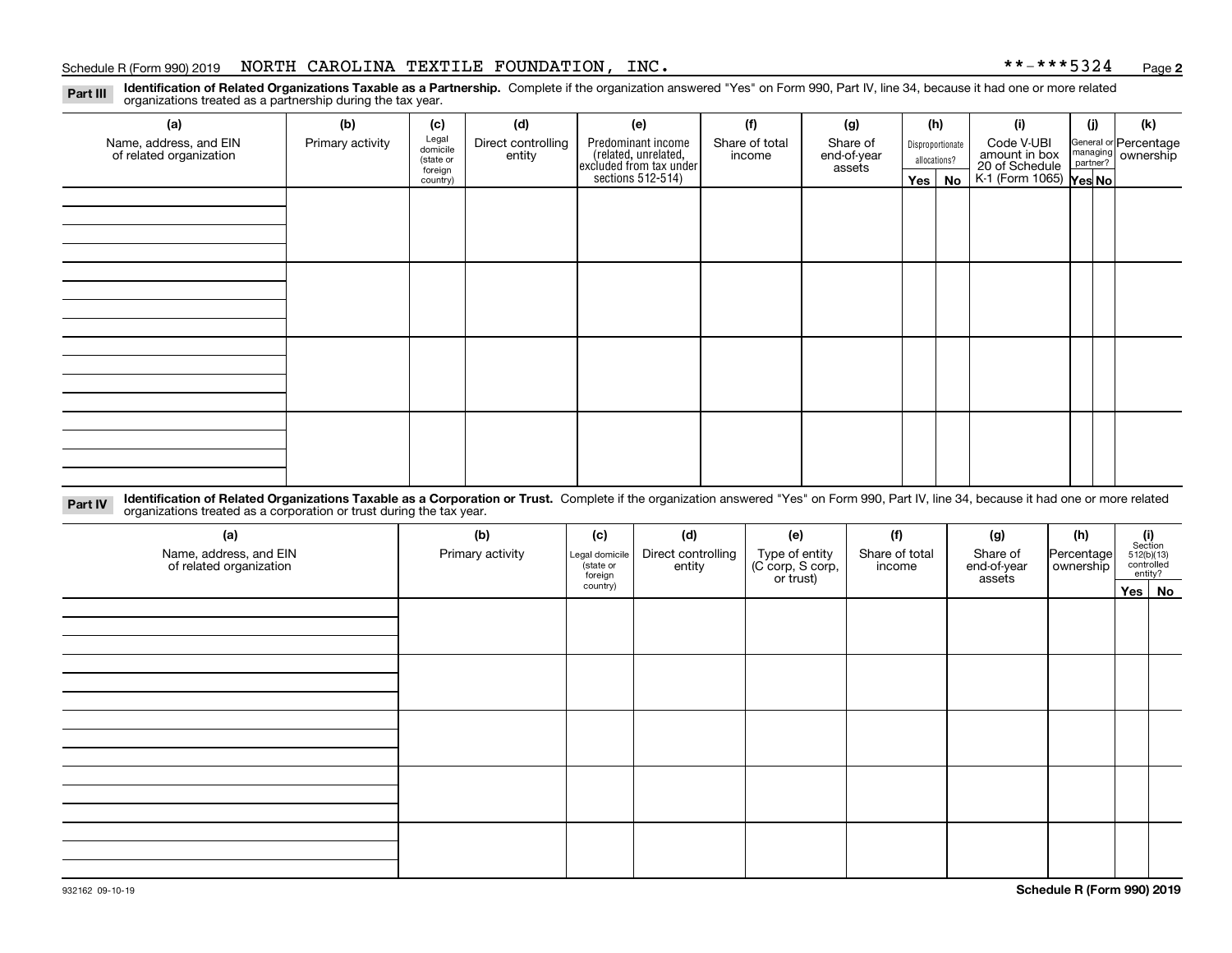Schedule R (Form 990) 2019 NORTH CAROLINA TEXTILE FOUNDATION, INC. **-***5324 Page 2

**Part III** **Identification of Related Organizations Taxable as a Partnership.** Complete if the organization answered "Yes" on Form 990, Part IV, line 34, because it had one or more related organizations treated as a partnership during the tax year.

| (a) Name, address, and EIN of related organization | (b) Primary activity | (c) Legal domicile (state or foreign country) | (d) Direct controlling entity | (e) Predominant income (related, unrelated, excluded from tax under sections 512-514) | (f) Share of total income | (g) Share of end-of-year assets | (h) Disproportionate allocations? Yes | No | (i) Code V-UBI amount in box 20 of Schedule K-1 (Form 1065) | (j) General or managing partner? Yes | No | (k) Percentage ownership |
|---|---|---|---|---|---|---|---|---|---|---|---|---|
| | | | | | | | | | | | | |
| | | | | | | | | | | | | |
| | | | | | | | | | | | | |
| | | | | | | | | | | | | |

**Part IV** **Identification of Related Organizations Taxable as a Corporation or Trust.** Complete if the organization answered "Yes" on Form 990, Part IV, line 34, because it had one or more related organizations treated as a corporation or trust during the tax year.

| (a) Name, address, and EIN of related organization | (b) Primary activity | (c) Legal domicile (state or foreign country) | (d) Direct controlling entity | (e) Type of entity (C corp, S corp, or trust) | (f) Share of total income | (g) Share of end-of-year assets | (h) Percentage ownership | (i) Section 512(b)(13) controlled entity? Yes | No |
|---|---|---|---|---|---|---|---|---|---|
| | | | | | | | | | |
| | | | | | | | | | |
| | | | | | | | | | |
| | | | | | | | | | |
| | | | | | | | | | |

932162 09-10-19 **Schedule R (Form 990) 2019**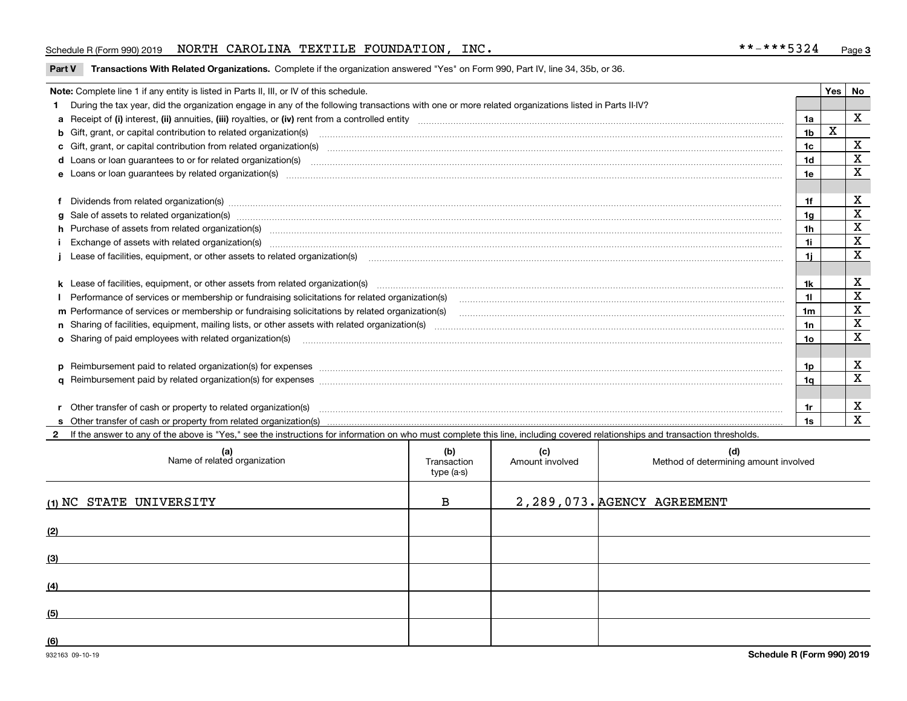Schedule R (Form 990) 2019 NORTH CAROLINA TEXTILE FOUNDATION, INC. **-***5324

**Part V** **Transactions With Related Organizations.** Complete if the organization answered "Yes" on Form 990, Part IV, line 34, 35b, or 36.

| **Note:** Complete line 1 if any entity is listed in Parts II, III, or IV of this schedule. | | Yes | No |
|---|---|---|---|
| **1** During the tax year, did the organization engage in any of the following transactions with one or more related organizations listed in Parts II-IV? | | | |
| **a** Receipt of **(i)** interest, **(ii)** annuities, **(iii)** royalties, or **(iv)** rent from a controlled entity | 1a | | X |
| **b** Gift, grant, or capital contribution to related organization(s) | 1b | X | |
| **c** Gift, grant, or capital contribution from related organization(s) | 1c | | X |
| **d** Loans or loan guarantees to or for related organization(s) | 1d | | X |
| **e** Loans or loan guarantees by related organization(s) | 1e | | X |
| **f** Dividends from related organization(s) | 1f | | X |
| **g** Sale of assets to related organization(s) | 1g | | X |
| **h** Purchase of assets from related organization(s) | 1h | | X |
| **i** Exchange of assets with related organization(s) | 1i | | X |
| **j** Lease of facilities, equipment, or other assets to related organization(s) | 1j | | X |
| **k** Lease of facilities, equipment, or other assets from related organization(s) | 1k | | X |
| **l** Performance of services or membership or fundraising solicitations for related organization(s) | 1l | | X |
| **m** Performance of services or membership or fundraising solicitations by related organization(s) | 1m | | X |
| **n** Sharing of facilities, equipment, mailing lists, or other assets with related organization(s) | 1n | | X |
| **o** Sharing of paid employees with related organization(s) | 1o | | X |
| **p** Reimbursement paid to related organization(s) for expenses | 1p | | X |
| **q** Reimbursement paid by related organization(s) for expenses | 1q | | X |
| **r** Other transfer of cash or property to related organization(s) | 1r | | X |
| **s** Other transfer of cash or property from related organization(s) | 1s | | X |

**2** If the answer to any of the above is "Yes," see the instructions for information on who must complete this line, including covered relationships and transaction thresholds.

| (a) Name of related organization | (b) Transaction type (a-s) | (c) Amount involved | (d) Method of determining amount involved |
|---|---|---|---|
| (1) NC STATE UNIVERSITY | B | 2,289,073. | AGENCY AGREEMENT |
| (2) | | | |
| (3) | | | |
| (4) | | | |
| (5) | | | |
| (6) | | | |

932163 09-10-19 **Schedule R (Form 990) 2019**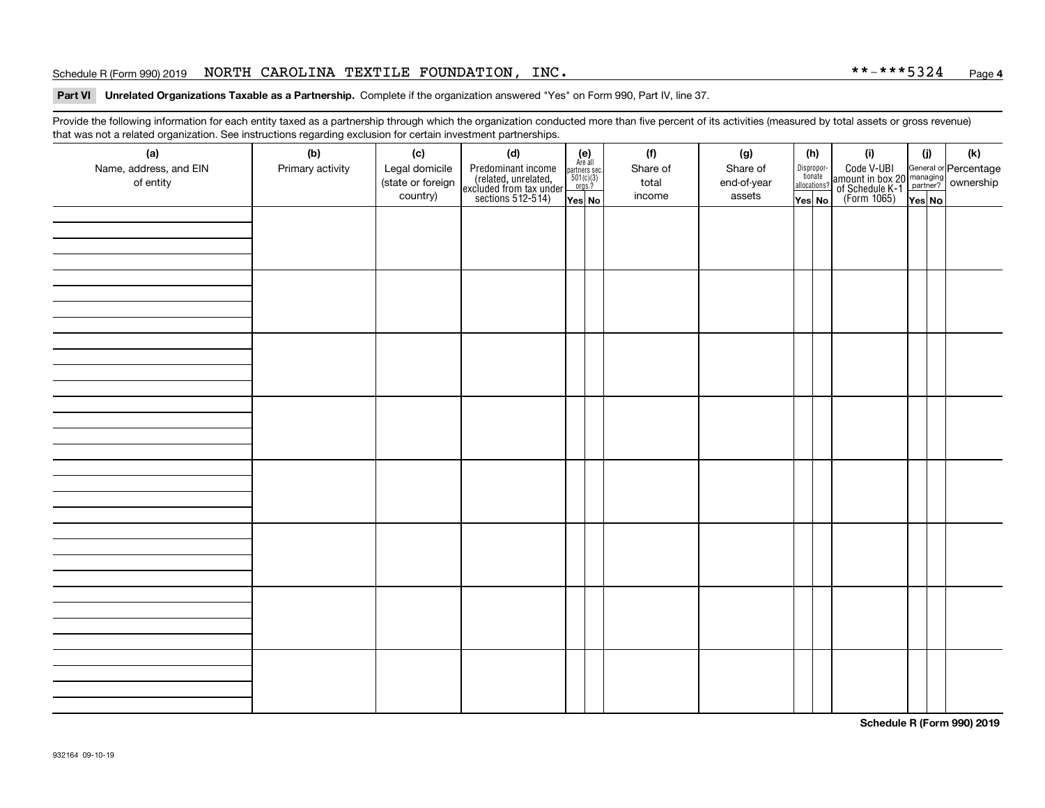Schedule R (Form 990) 2019 NORTH CAROLINA TEXTILE FOUNDATION, INC. **-***5324 Page 4

**Part VI Unrelated Organizations Taxable as a Partnership.** Complete if the organization answered "Yes" on Form 990, Part IV, line 37.

Provide the following information for each entity taxed as a partnership through which the organization conducted more than five percent of its activities (measured by total assets or gross revenue) that was not a related organization. See instructions regarding exclusion for certain investment partnerships.

| (a) Name, address, and EIN of entity | (b) Primary activity | (c) Legal domicile (state or foreign country) | (d) Predominant income (related, unrelated, excluded from tax under sections 512-514) | (e) Are all partners sec. 501(c)(3) orgs.? | | (f) Share of total income | (g) Share of end-of-year assets | (h) Disproportionate allocations? | | (i) Code V-UBI amount in box 20 of Schedule K-1 (Form 1065) | (j) General or managing partner? | | (k) Percentage ownership |
|---|---|---|---|---|---|---|---|---|---|---|---|---|---|
| | | | | Yes | No | | | Yes | No | | Yes | No | |
| | | | | | | | | | | | | | |
| | | | | | | | | | | | | | |
| | | | | | | | | | | | | | |
| | | | | | | | | | | | | | |
| | | | | | | | | | | | | | |
| | | | | | | | | | | | | | |
| | | | | | | | | | | | | | |
| | | | | | | | | | | | | | |

**Schedule R (Form 990) 2019**

932164 09-10-19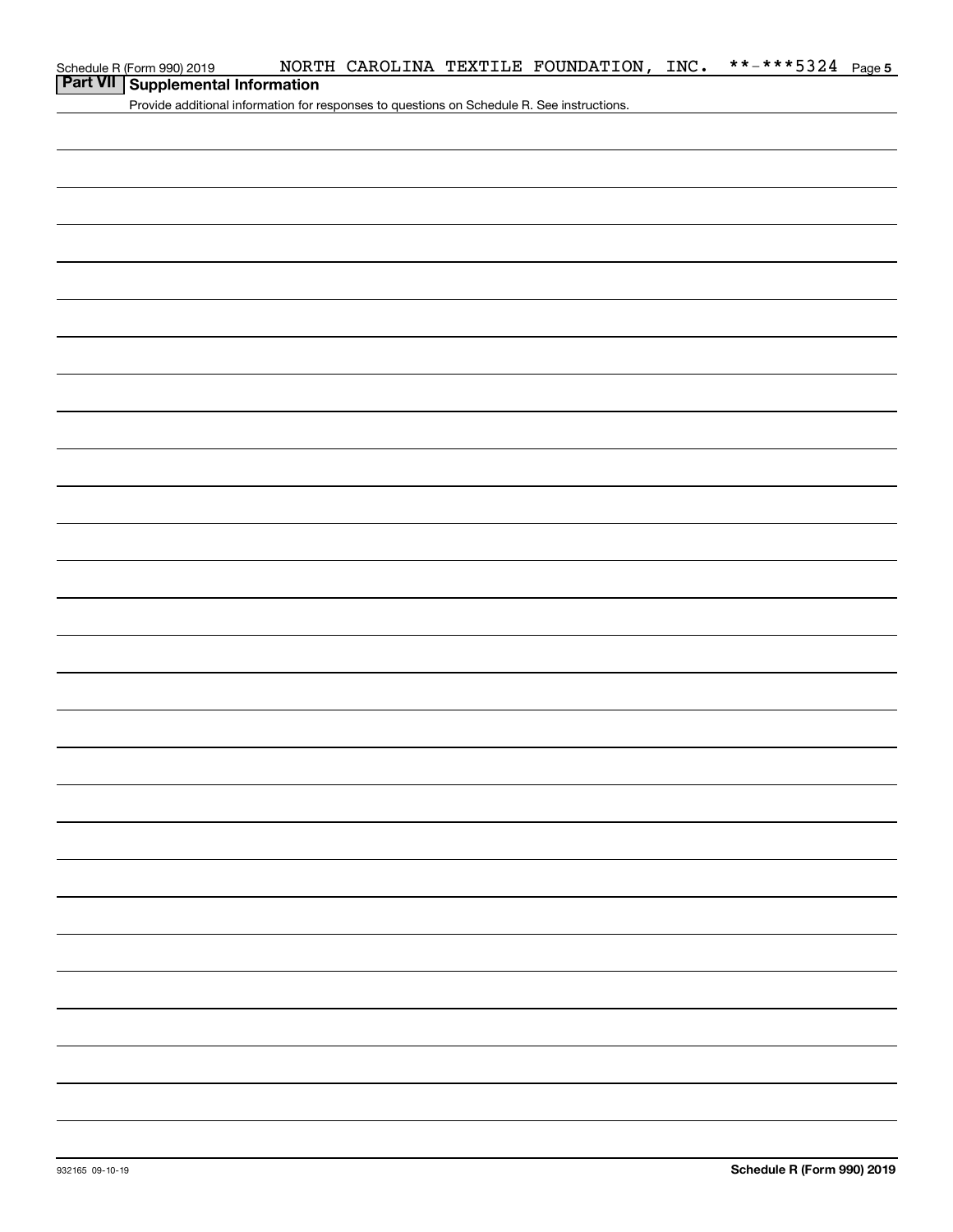## Part VII Supplemental Information

Provide additional information for responses to questions on Schedule R. See instructions.